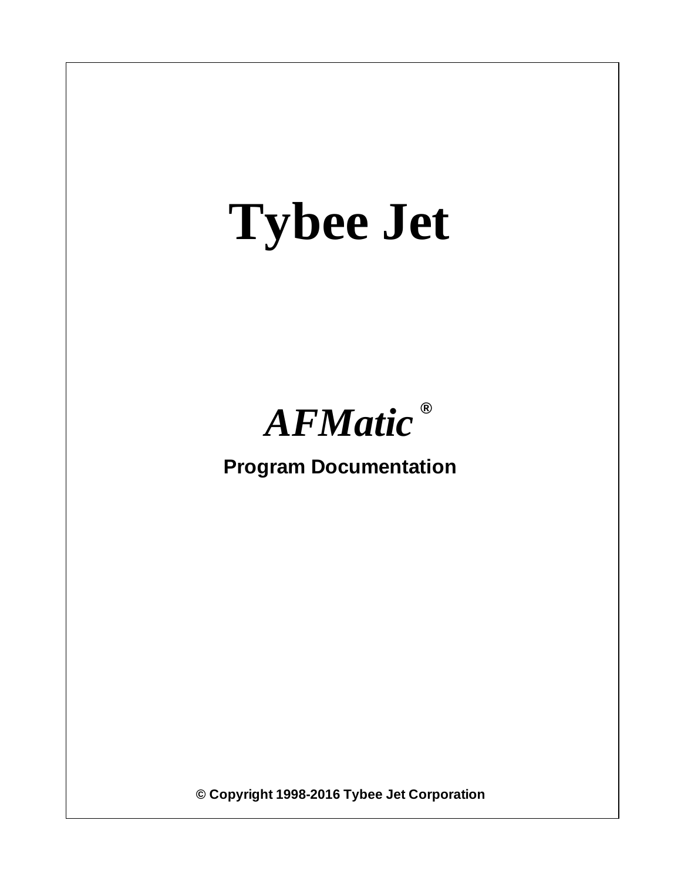# Tybee Jet

## *AFMatic* ®

**Program Documentation**

**© Copyright 1998-2016 Tybee Jet Corporation**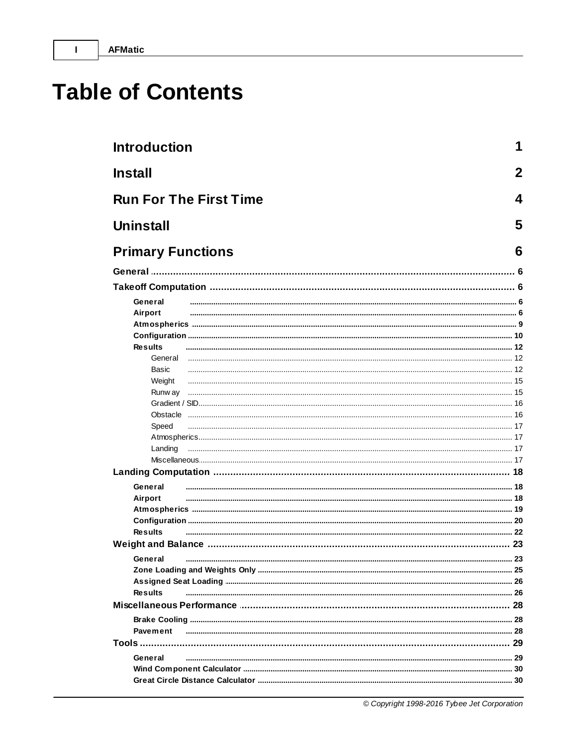# Table of Contents

| | |
|---|---|
| **Introduction** | **1** |
| **Install** | **2** |
| **Run For The First Time** | **4** |
| **Uninstall** | **5** |
| **Primary Functions** | **6** |
| **General** | 6 |
| **Takeoff Computation** | 6 |
| General | 6 |
| Airport | 6 |
| Atmospherics | 9 |
| Configuration | 10 |
| Results | 12 |
| General | 12 |
| Basic | 12 |
| Weight | 15 |
| Runway | 15 |
| Gradient / SID | 16 |
| Obstacle | 16 |
| Speed | 17 |
| Atmospherics | 17 |
| Landing | 17 |
| Miscellaneous | 17 |
| **Landing Computation** | 18 |
| General | 18 |
| Airport | 18 |
| Atmospherics | 19 |
| Configuration | 20 |
| Results | 22 |
| **Weight and Balance** | 23 |
| General | 23 |
| Zone Loading and Weights Only | 25 |
| Assigned Seat Loading | 26 |
| Results | 26 |
| **Miscellaneous Performance** | 28 |
| Brake Cooling | 28 |
| Pavement | 28 |
| **Tools** | 29 |
| General | 29 |
| Wind Component Calculator | 30 |
| Great Circle Distance Calculator | 30 |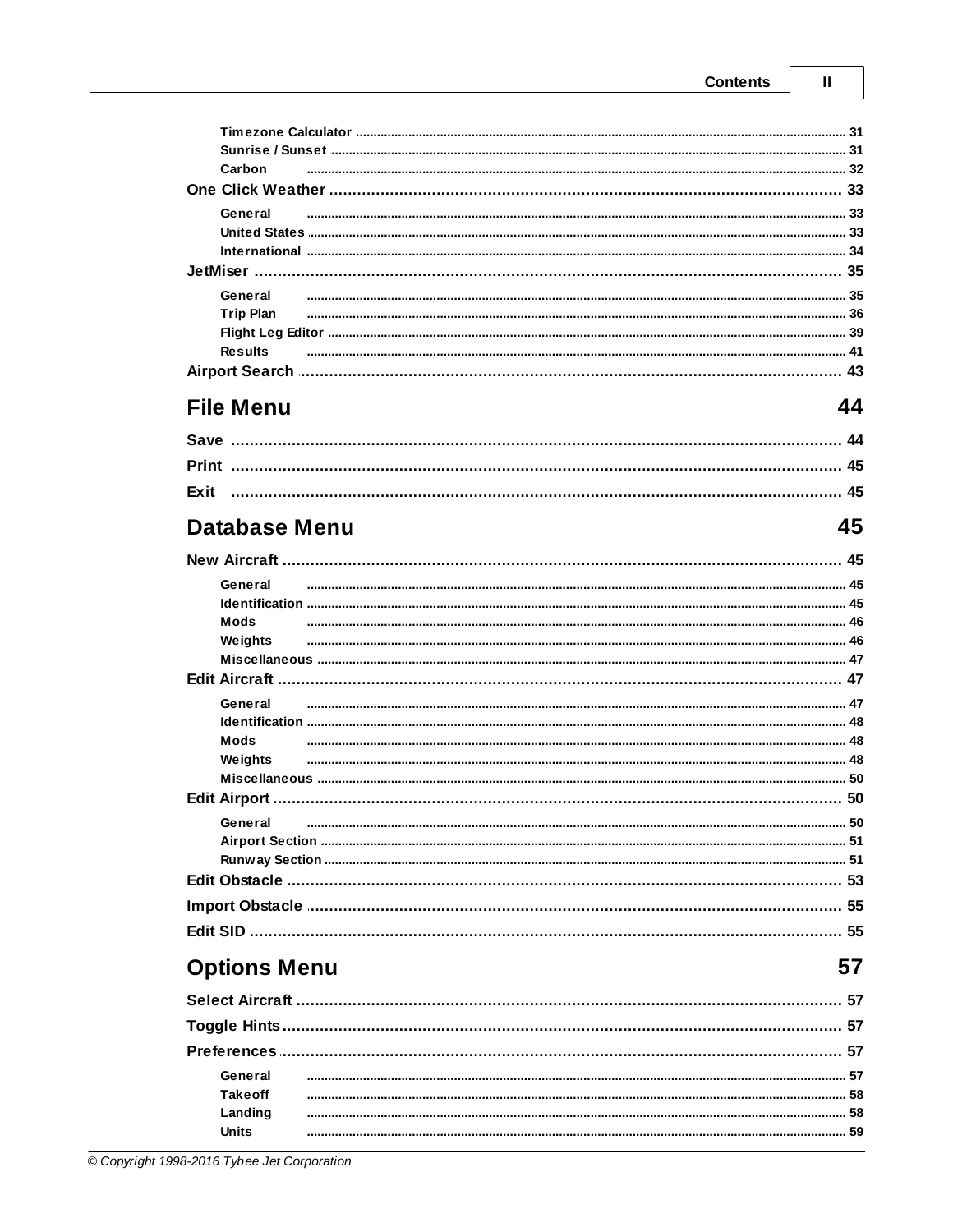Timezone Calculator ........ 31
Sunrise / Sunset ........ 31
Carbon ........ 32

One Click Weather ........ 33

General ........ 33
United States ........ 33
International ........ 34

JetMiser ........ 35

General ........ 35
Trip Plan ........ 36
Flight Leg Editor ........ 39
Results ........ 41

Airport Search ........ 43

## File Menu 44

Save ........ 44

Print ........ 45

Exit ........ 45

## Database Menu 45

New Aircraft ........ 45

General ........ 45
Identification ........ 45
Mods ........ 46
Weights ........ 46
Miscellaneous ........ 47

Edit Aircraft ........ 47

General ........ 47
Identification ........ 48
Mods ........ 48
Weights ........ 48
Miscellaneous ........ 50

Edit Airport ........ 50

General ........ 50
Airport Section ........ 51
Runway Section ........ 51

Edit Obstacle ........ 53

Import Obstacle ........ 55

Edit SID ........ 55

## Options Menu 57

Select Aircraft ........ 57

Toggle Hints ........ 57

Preferences ........ 57

General ........ 57
Takeoff ........ 58
Landing ........ 58
Units ........ 59

*© Copyright 1998-2016 Tybee Jet Corporation*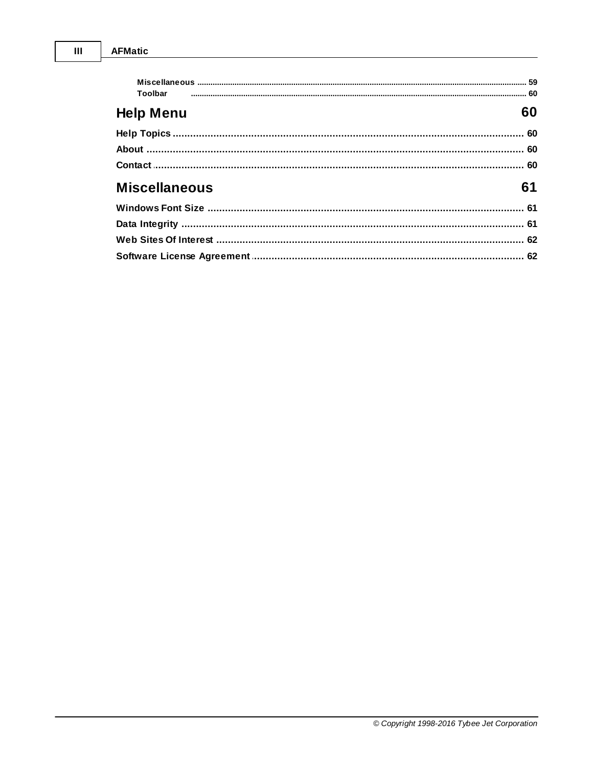Miscellaneous .......... 59

Toolbar .......... 60

## Help Menu 60

**Help Topics** .......... 60

**About** .......... 60

**Contact** .......... 60

## Miscellaneous 61

**Windows Font Size** .......... 61

**Data Integrity** .......... 61

**Web Sites Of Interest** .......... 62

**Software License Agreement** .......... 62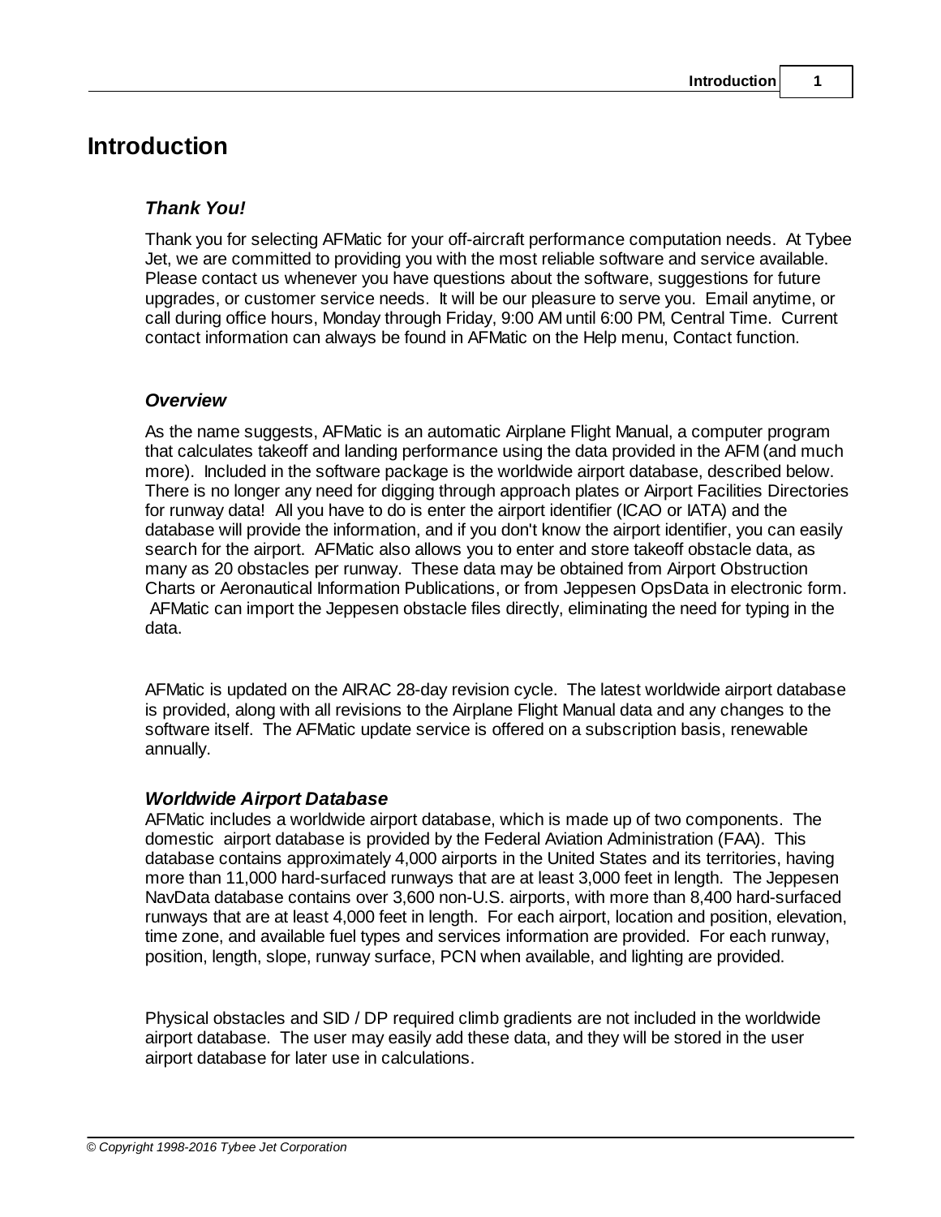# Introduction

### *Thank You!*

Thank you for selecting AFMatic for your off-aircraft performance computation needs. At Tybee Jet, we are committed to providing you with the most reliable software and service available. Please contact us whenever you have questions about the software, suggestions for future upgrades, or customer service needs. It will be our pleasure to serve you. Email anytime, or call during office hours, Monday through Friday, 9:00 AM until 6:00 PM, Central Time. Current contact information can always be found in AFMatic on the Help menu, Contact function.

### *Overview*

As the name suggests, AFMatic is an automatic Airplane Flight Manual, a computer program that calculates takeoff and landing performance using the data provided in the AFM (and much more). Included in the software package is the worldwide airport database, described below. There is no longer any need for digging through approach plates or Airport Facilities Directories for runway data! All you have to do is enter the airport identifier (ICAO or IATA) and the database will provide the information, and if you don't know the airport identifier, you can easily search for the airport. AFMatic also allows you to enter and store takeoff obstacle data, as many as 20 obstacles per runway. These data may be obtained from Airport Obstruction Charts or Aeronautical Information Publications, or from Jeppesen OpsData in electronic form. AFMatic can import the Jeppesen obstacle files directly, eliminating the need for typing in the data.

AFMatic is updated on the AIRAC 28-day revision cycle. The latest worldwide airport database is provided, along with all revisions to the Airplane Flight Manual data and any changes to the software itself. The AFMatic update service is offered on a subscription basis, renewable annually.

### *Worldwide Airport Database*

AFMatic includes a worldwide airport database, which is made up of two components. The domestic airport database is provided by the Federal Aviation Administration (FAA). This database contains approximately 4,000 airports in the United States and its territories, having more than 11,000 hard-surfaced runways that are at least 3,000 feet in length. The Jeppesen NavData database contains over 3,600 non-U.S. airports, with more than 8,400 hard-surfaced runways that are at least 4,000 feet in length. For each airport, location and position, elevation, time zone, and available fuel types and services information are provided. For each runway, position, length, slope, runway surface, PCN when available, and lighting are provided.

Physical obstacles and SID / DP required climb gradients are not included in the worldwide airport database. The user may easily add these data, and they will be stored in the user airport database for later use in calculations.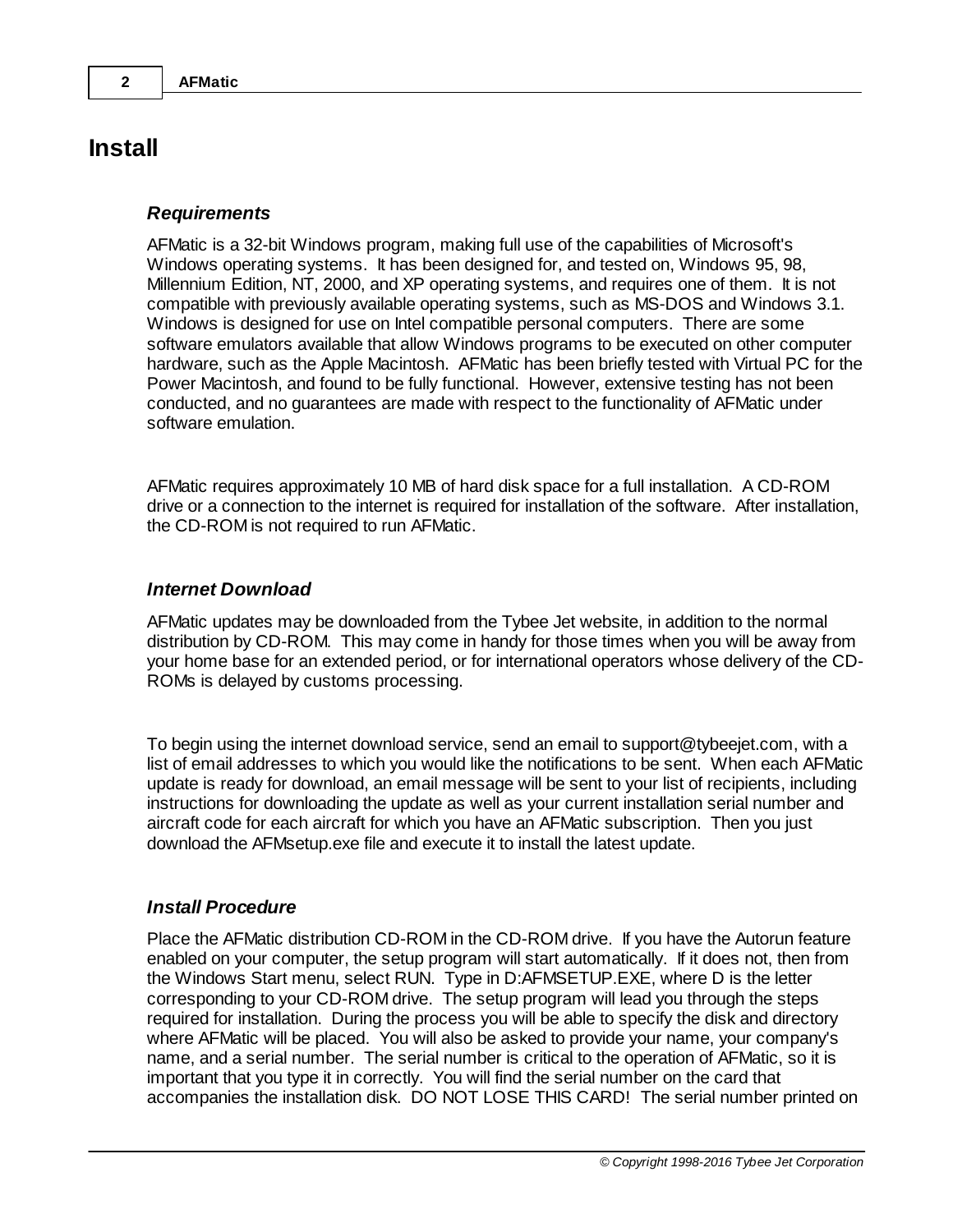# Install

### *Requirements*

AFMatic is a 32-bit Windows program, making full use of the capabilities of Microsoft's Windows operating systems. It has been designed for, and tested on, Windows 95, 98, Millennium Edition, NT, 2000, and XP operating systems, and requires one of them. It is not compatible with previously available operating systems, such as MS-DOS and Windows 3.1. Windows is designed for use on Intel compatible personal computers. There are some software emulators available that allow Windows programs to be executed on other computer hardware, such as the Apple Macintosh. AFMatic has been briefly tested with Virtual PC for the Power Macintosh, and found to be fully functional. However, extensive testing has not been conducted, and no guarantees are made with respect to the functionality of AFMatic under software emulation.

AFMatic requires approximately 10 MB of hard disk space for a full installation. A CD-ROM drive or a connection to the internet is required for installation of the software. After installation, the CD-ROM is not required to run AFMatic.

### *Internet Download*

AFMatic updates may be downloaded from the Tybee Jet website, in addition to the normal distribution by CD-ROM. This may come in handy for those times when you will be away from your home base for an extended period, or for international operators whose delivery of the CD-ROMs is delayed by customs processing.

To begin using the internet download service, send an email to support@tybeejet.com, with a list of email addresses to which you would like the notifications to be sent. When each AFMatic update is ready for download, an email message will be sent to your list of recipients, including instructions for downloading the update as well as your current installation serial number and aircraft code for each aircraft for which you have an AFMatic subscription. Then you just download the AFMsetup.exe file and execute it to install the latest update.

### *Install Procedure*

Place the AFMatic distribution CD-ROM in the CD-ROM drive. If you have the Autorun feature enabled on your computer, the setup program will start automatically. If it does not, then from the Windows Start menu, select RUN. Type in D:AFMSETUP.EXE, where D is the letter corresponding to your CD-ROM drive. The setup program will lead you through the steps required for installation. During the process you will be able to specify the disk and directory where AFMatic will be placed. You will also be asked to provide your name, your company's name, and a serial number. The serial number is critical to the operation of AFMatic, so it is important that you type it in correctly. You will find the serial number on the card that accompanies the installation disk. DO NOT LOSE THIS CARD! The serial number printed on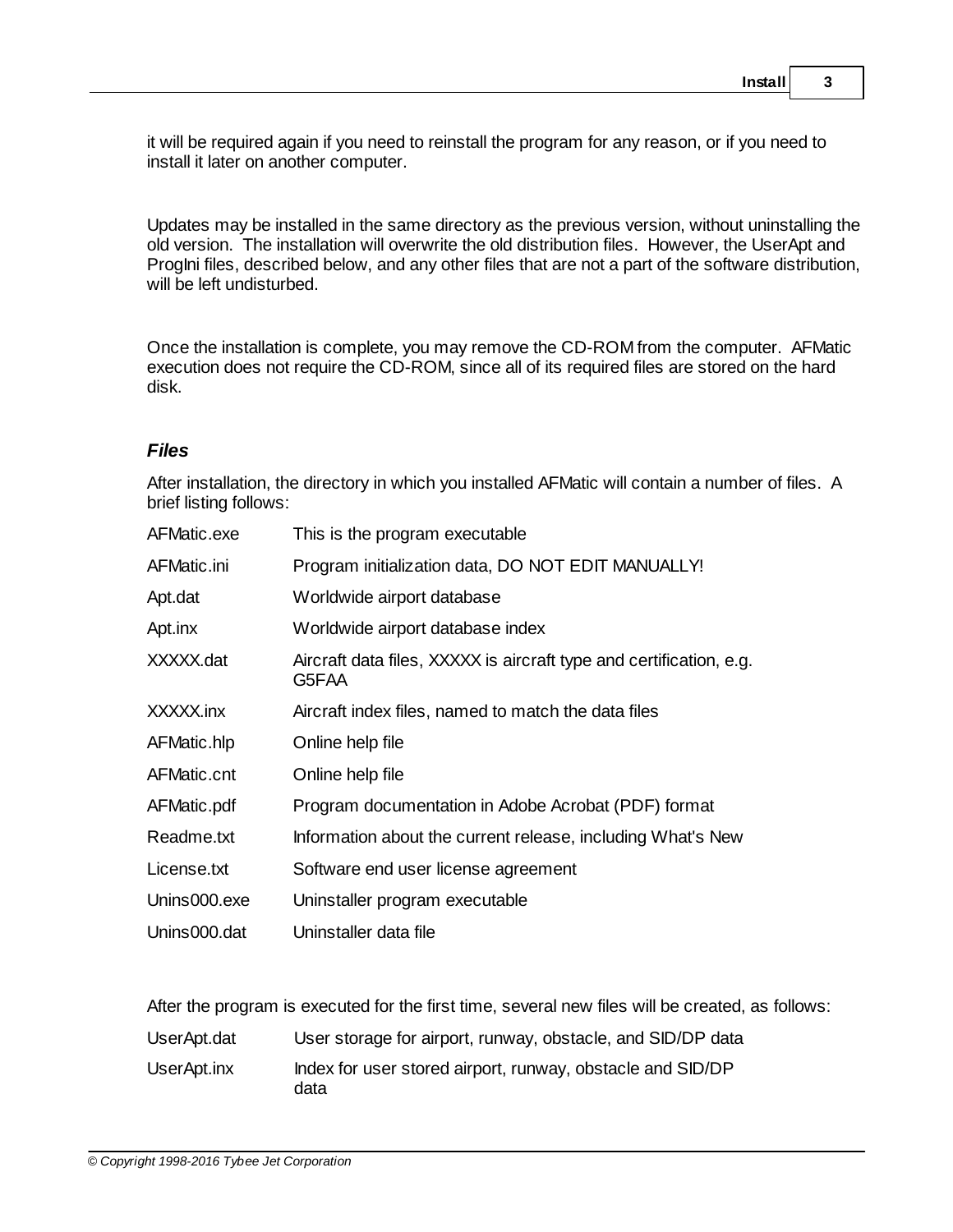it will be required again if you need to reinstall the program for any reason, or if you need to install it later on another computer.

Updates may be installed in the same directory as the previous version, without uninstalling the old version. The installation will overwrite the old distribution files. However, the UserApt and ProgIni files, described below, and any other files that are not a part of the software distribution, will be left undisturbed.

Once the installation is complete, you may remove the CD-ROM from the computer. AFMatic execution does not require the CD-ROM, since all of its required files are stored on the hard disk.

### *Files*

After installation, the directory in which you installed AFMatic will contain a number of files. A brief listing follows:

| | |
|---|---|
| AFMatic.exe | This is the program executable |
| AFMatic.ini | Program initialization data, DO NOT EDIT MANUALLY! |
| Apt.dat | Worldwide airport database |
| Apt.inx | Worldwide airport database index |
| XXXXX.dat | Aircraft data files, XXXXX is aircraft type and certification, e.g. G5FAA |
| XXXXX.inx | Aircraft index files, named to match the data files |
| AFMatic.hlp | Online help file |
| AFMatic.cnt | Online help file |
| AFMatic.pdf | Program documentation in Adobe Acrobat (PDF) format |
| Readme.txt | Information about the current release, including What's New |
| License.txt | Software end user license agreement |
| Unins000.exe | Uninstaller program executable |
| Unins000.dat | Uninstaller data file |

After the program is executed for the first time, several new files will be created, as follows:

| | |
|---|---|
| UserApt.dat | User storage for airport, runway, obstacle, and SID/DP data |
| UserApt.inx | Index for user stored airport, runway, obstacle and SID/DP data |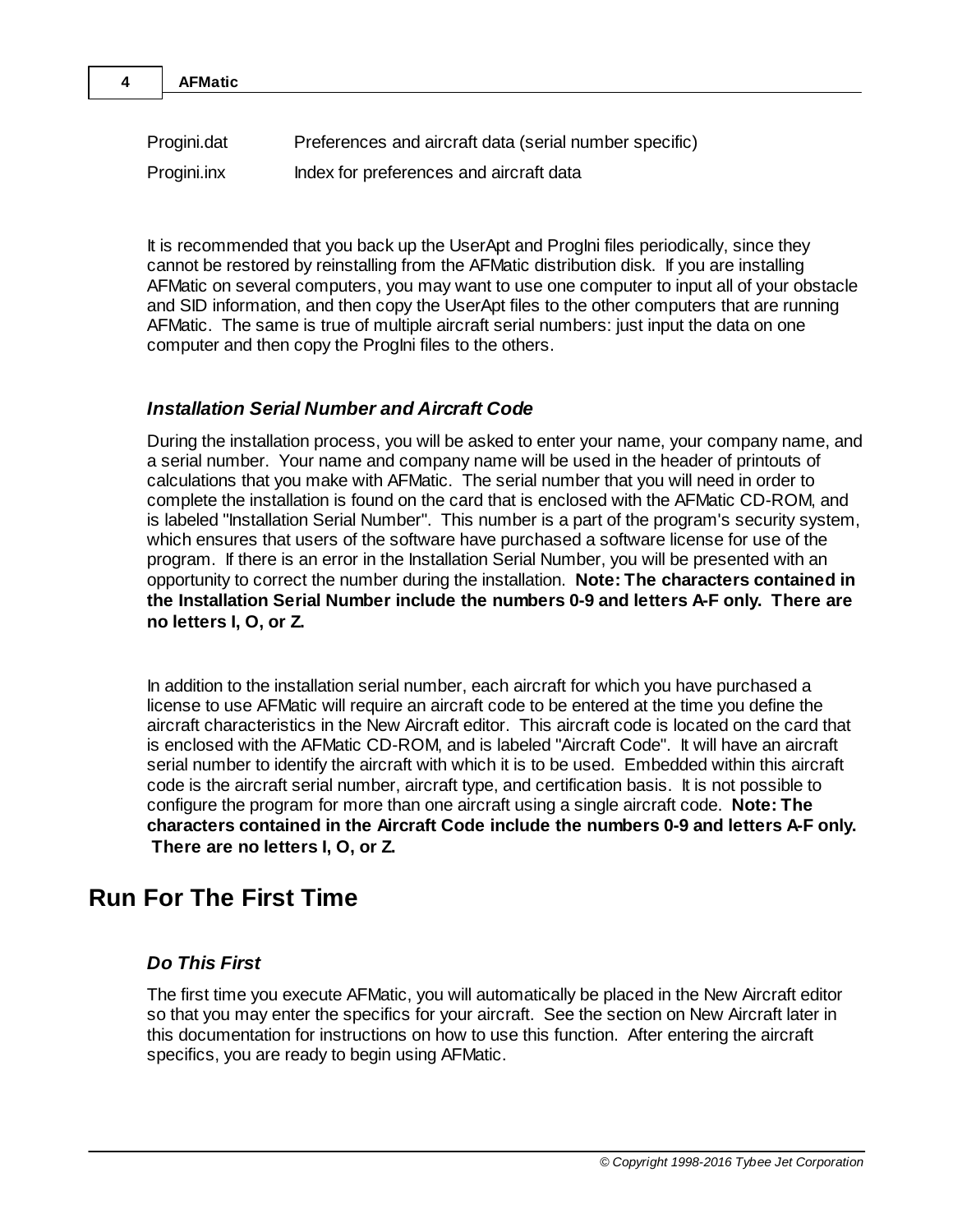| | |
|---|---|
| Progini.dat | Preferences and aircraft data (serial number specific) |
| Progini.inx | Index for preferences and aircraft data |

It is recommended that you back up the UserApt and ProgIni files periodically, since they cannot be restored by reinstalling from the AFMatic distribution disk. If you are installing AFMatic on several computers, you may want to use one computer to input all of your obstacle and SID information, and then copy the UserApt files to the other computers that are running AFMatic. The same is true of multiple aircraft serial numbers: just input the data on one computer and then copy the ProgIni files to the others.

### *Installation Serial Number and Aircraft Code*

During the installation process, you will be asked to enter your name, your company name, and a serial number. Your name and company name will be used in the header of printouts of calculations that you make with AFMatic. The serial number that you will need in order to complete the installation is found on the card that is enclosed with the AFMatic CD-ROM, and is labeled "Installation Serial Number". This number is a part of the program's security system, which ensures that users of the software have purchased a software license for use of the program. If there is an error in the Installation Serial Number, you will be presented with an opportunity to correct the number during the installation. **Note: The characters contained in the Installation Serial Number include the numbers 0-9 and letters A-F only. There are no letters I, O, or Z.**

In addition to the installation serial number, each aircraft for which you have purchased a license to use AFMatic will require an aircraft code to be entered at the time you define the aircraft characteristics in the New Aircraft editor. This aircraft code is located on the card that is enclosed with the AFMatic CD-ROM, and is labeled "Aircraft Code". It will have an aircraft serial number to identify the aircraft with which it is to be used. Embedded within this aircraft code is the aircraft serial number, aircraft type, and certification basis. It is not possible to configure the program for more than one aircraft using a single aircraft code. **Note: The characters contained in the Aircraft Code include the numbers 0-9 and letters A-F only. There are no letters I, O, or Z.**

## Run For The First Time

### *Do This First*

The first time you execute AFMatic, you will automatically be placed in the New Aircraft editor so that you may enter the specifics for your aircraft. See the section on New Aircraft later in this documentation for instructions on how to use this function. After entering the aircraft specifics, you are ready to begin using AFMatic.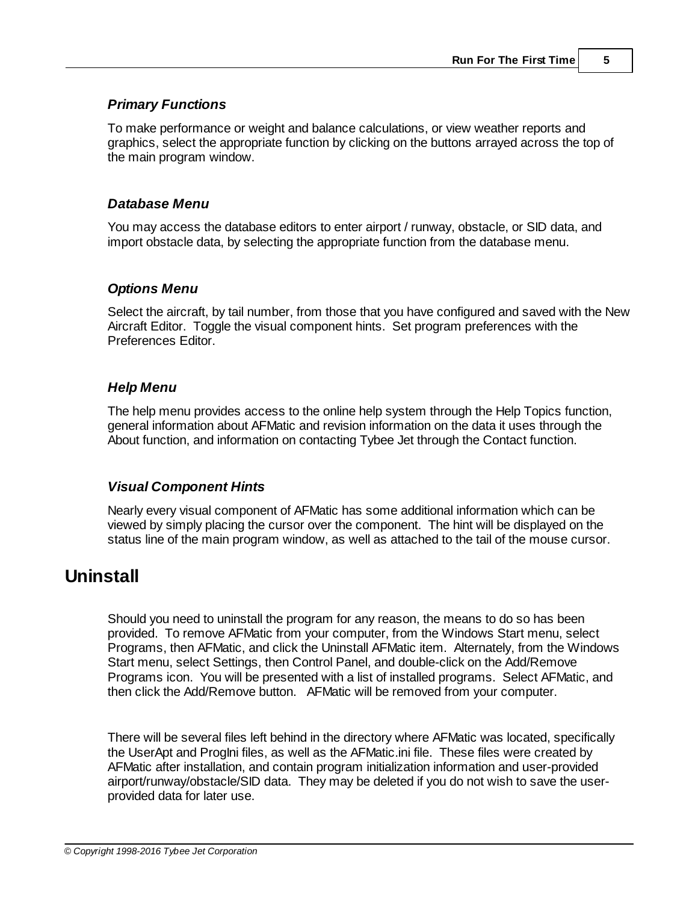### *Primary Functions*

To make performance or weight and balance calculations, or view weather reports and graphics, select the appropriate function by clicking on the buttons arrayed across the top of the main program window.

### *Database Menu*

You may access the database editors to enter airport / runway, obstacle, or SID data, and import obstacle data, by selecting the appropriate function from the database menu.

### *Options Menu*

Select the aircraft, by tail number, from those that you have configured and saved with the New Aircraft Editor. Toggle the visual component hints. Set program preferences with the Preferences Editor.

### *Help Menu*

The help menu provides access to the online help system through the Help Topics function, general information about AFMatic and revision information on the data it uses through the About function, and information on contacting Tybee Jet through the Contact function.

### *Visual Component Hints*

Nearly every visual component of AFMatic has some additional information which can be viewed by simply placing the cursor over the component. The hint will be displayed on the status line of the main program window, as well as attached to the tail of the mouse cursor.

## Uninstall

Should you need to uninstall the program for any reason, the means to do so has been provided. To remove AFMatic from your computer, from the Windows Start menu, select Programs, then AFMatic, and click the Uninstall AFMatic item. Alternately, from the Windows Start menu, select Settings, then Control Panel, and double-click on the Add/Remove Programs icon. You will be presented with a list of installed programs. Select AFMatic, and then click the Add/Remove button. AFMatic will be removed from your computer.

There will be several files left behind in the directory where AFMatic was located, specifically the UserApt and ProgIni files, as well as the AFMatic.ini file. These files were created by AFMatic after installation, and contain program initialization information and user-provided airport/runway/obstacle/SID data. They may be deleted if you do not wish to save the user-provided data for later use.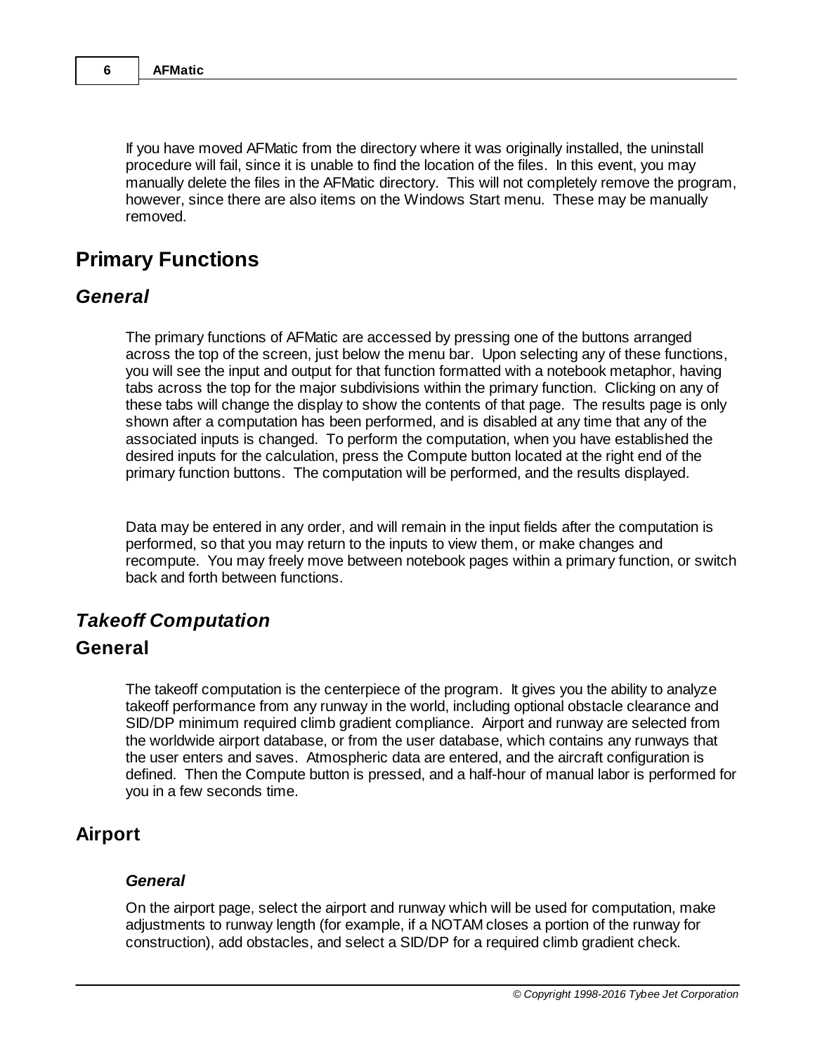If you have moved AFMatic from the directory where it was originally installed, the uninstall procedure will fail, since it is unable to find the location of the files. In this event, you may manually delete the files in the AFMatic directory. This will not completely remove the program, however, since there are also items on the Windows Start menu. These may be manually removed.

# Primary Functions

## *General*

The primary functions of AFMatic are accessed by pressing one of the buttons arranged across the top of the screen, just below the menu bar. Upon selecting any of these functions, you will see the input and output for that function formatted with a notebook metaphor, having tabs across the top for the major subdivisions within the primary function. Clicking on any of these tabs will change the display to show the contents of that page. The results page is only shown after a computation has been performed, and is disabled at any time that any of the associated inputs is changed. To perform the computation, when you have established the desired inputs for the calculation, press the Compute button located at the right end of the primary function buttons. The computation will be performed, and the results displayed.

Data may be entered in any order, and will remain in the input fields after the computation is performed, so that you may return to the inputs to view them, or make changes and recompute. You may freely move between notebook pages within a primary function, or switch back and forth between functions.

## *Takeoff Computation*

### General

The takeoff computation is the centerpiece of the program. It gives you the ability to analyze takeoff performance from any runway in the world, including optional obstacle clearance and SID/DP minimum required climb gradient compliance. Airport and runway are selected from the worldwide airport database, or from the user database, which contains any runways that the user enters and saves. Atmospheric data are entered, and the aircraft configuration is defined. Then the Compute button is pressed, and a half-hour of manual labor is performed for you in a few seconds time.

### Airport

#### *General*

On the airport page, select the airport and runway which will be used for computation, make adjustments to runway length (for example, if a NOTAM closes a portion of the runway for construction), add obstacles, and select a SID/DP for a required climb gradient check.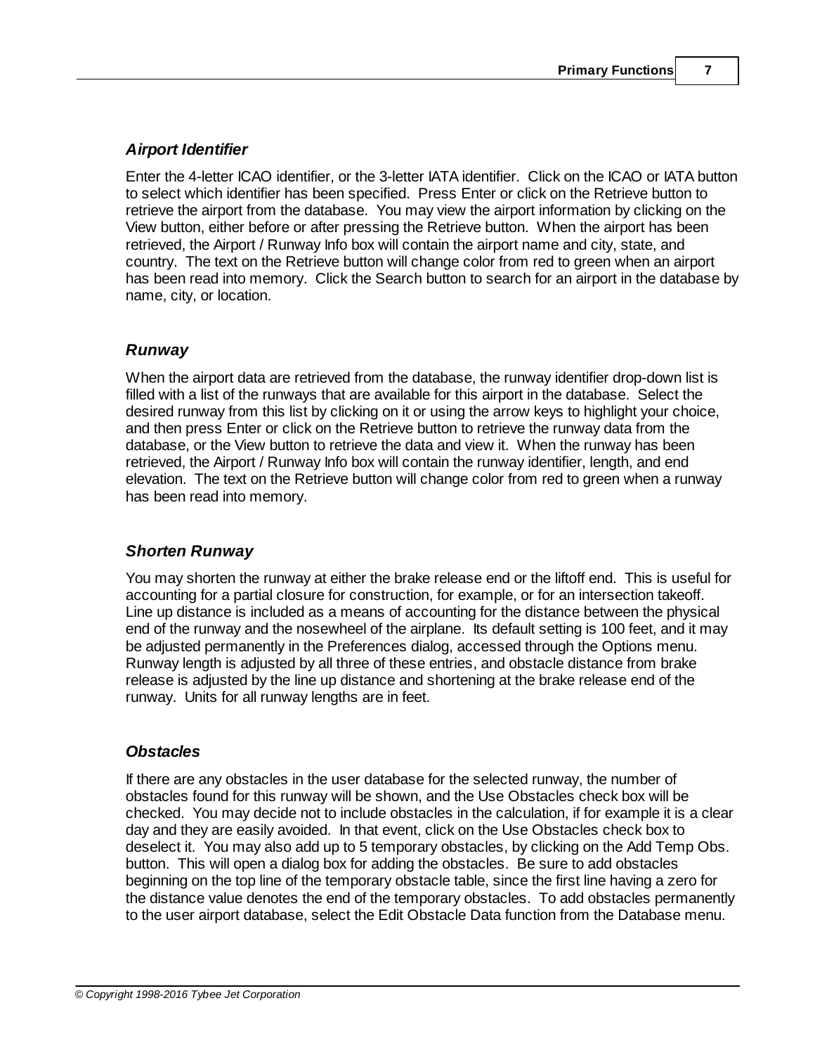### *Airport Identifier*

Enter the 4-letter ICAO identifier, or the 3-letter IATA identifier. Click on the ICAO or IATA button to select which identifier has been specified. Press Enter or click on the Retrieve button to retrieve the airport from the database. You may view the airport information by clicking on the View button, either before or after pressing the Retrieve button. When the airport has been retrieved, the Airport / Runway Info box will contain the airport name and city, state, and country. The text on the Retrieve button will change color from red to green when an airport has been read into memory. Click the Search button to search for an airport in the database by name, city, or location.

### *Runway*

When the airport data are retrieved from the database, the runway identifier drop-down list is filled with a list of the runways that are available for this airport in the database. Select the desired runway from this list by clicking on it or using the arrow keys to highlight your choice, and then press Enter or click on the Retrieve button to retrieve the runway data from the database, or the View button to retrieve the data and view it. When the runway has been retrieved, the Airport / Runway Info box will contain the runway identifier, length, and end elevation. The text on the Retrieve button will change color from red to green when a runway has been read into memory.

### *Shorten Runway*

You may shorten the runway at either the brake release end or the liftoff end. This is useful for accounting for a partial closure for construction, for example, or for an intersection takeoff. Line up distance is included as a means of accounting for the distance between the physical end of the runway and the nosewheel of the airplane. Its default setting is 100 feet, and it may be adjusted permanently in the Preferences dialog, accessed through the Options menu. Runway length is adjusted by all three of these entries, and obstacle distance from brake release is adjusted by the line up distance and shortening at the brake release end of the runway. Units for all runway lengths are in feet.

### *Obstacles*

If there are any obstacles in the user database for the selected runway, the number of obstacles found for this runway will be shown, and the Use Obstacles check box will be checked. You may decide not to include obstacles in the calculation, if for example it is a clear day and they are easily avoided. In that event, click on the Use Obstacles check box to deselect it. You may also add up to 5 temporary obstacles, by clicking on the Add Temp Obs. button. This will open a dialog box for adding the obstacles. Be sure to add obstacles beginning on the top line of the temporary obstacle table, since the first line having a zero for the distance value denotes the end of the temporary obstacles. To add obstacles permanently to the user airport database, select the Edit Obstacle Data function from the Database menu.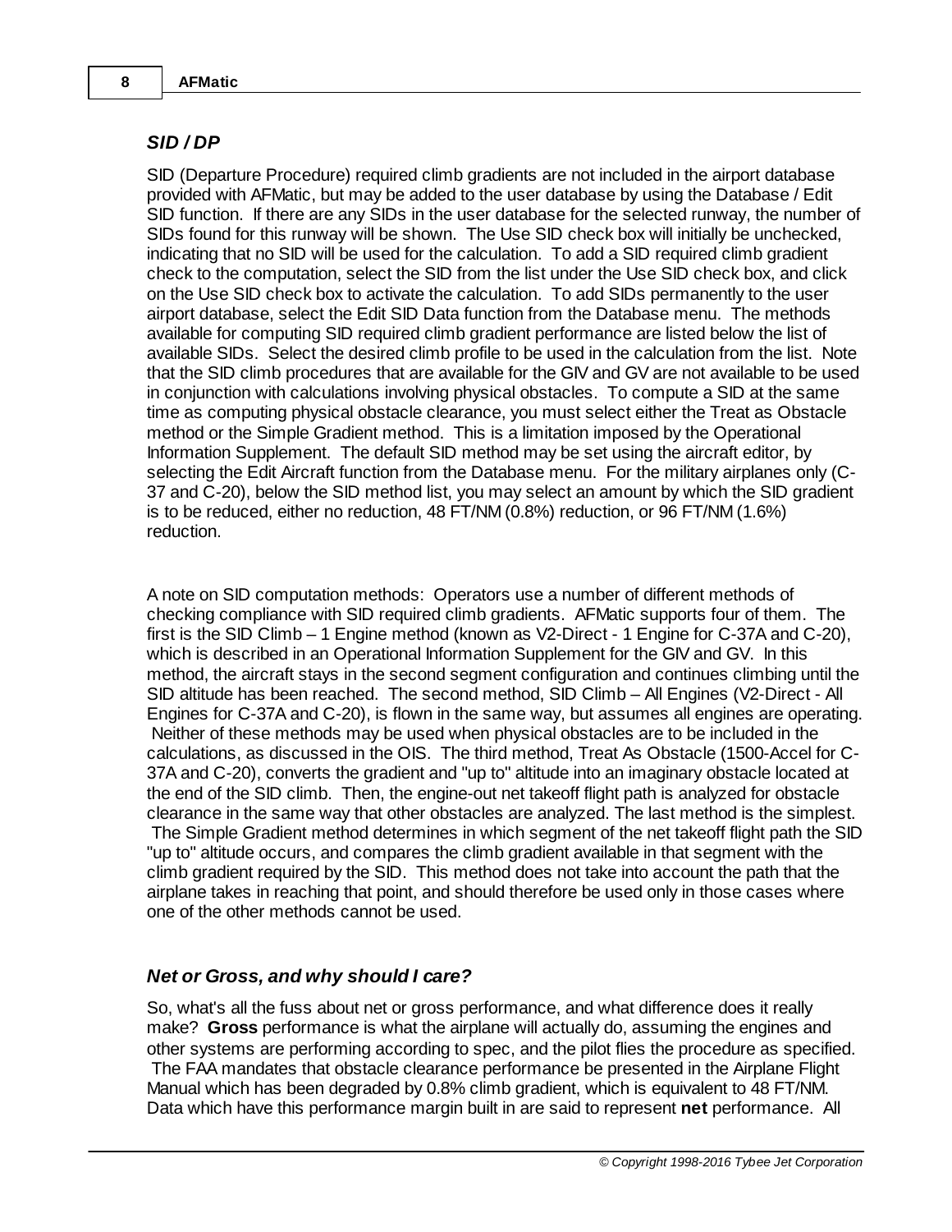### *SID / DP*

SID (Departure Procedure) required climb gradients are not included in the airport database provided with AFMatic, but may be added to the user database by using the Database / Edit SID function. If there are any SIDs in the user database for the selected runway, the number of SIDs found for this runway will be shown. The Use SID check box will initially be unchecked, indicating that no SID will be used for the calculation. To add a SID required climb gradient check to the computation, select the SID from the list under the Use SID check box, and click on the Use SID check box to activate the calculation. To add SIDs permanently to the user airport database, select the Edit SID Data function from the Database menu. The methods available for computing SID required climb gradient performance are listed below the list of available SIDs. Select the desired climb profile to be used in the calculation from the list. Note that the SID climb procedures that are available for the GIV and GV are not available to be used in conjunction with calculations involving physical obstacles. To compute a SID at the same time as computing physical obstacle clearance, you must select either the Treat as Obstacle method or the Simple Gradient method. This is a limitation imposed by the Operational Information Supplement. The default SID method may be set using the aircraft editor, by selecting the Edit Aircraft function from the Database menu. For the military airplanes only (C-37 and C-20), below the SID method list, you may select an amount by which the SID gradient is to be reduced, either no reduction, 48 FT/NM (0.8%) reduction, or 96 FT/NM (1.6%) reduction.

A note on SID computation methods: Operators use a number of different methods of checking compliance with SID required climb gradients. AFMatic supports four of them. The first is the SID Climb – 1 Engine method (known as V2-Direct - 1 Engine for C-37A and C-20), which is described in an Operational Information Supplement for the GIV and GV. In this method, the aircraft stays in the second segment configuration and continues climbing until the SID altitude has been reached. The second method, SID Climb – All Engines (V2-Direct - All Engines for C-37A and C-20), is flown in the same way, but assumes all engines are operating. Neither of these methods may be used when physical obstacles are to be included in the calculations, as discussed in the OIS. The third method, Treat As Obstacle (1500-Accel for C-37A and C-20), converts the gradient and "up to" altitude into an imaginary obstacle located at the end of the SID climb. Then, the engine-out net takeoff flight path is analyzed for obstacle clearance in the same way that other obstacles are analyzed. The last method is the simplest. The Simple Gradient method determines in which segment of the net takeoff flight path the SID "up to" altitude occurs, and compares the climb gradient available in that segment with the climb gradient required by the SID. This method does not take into account the path that the airplane takes in reaching that point, and should therefore be used only in those cases where one of the other methods cannot be used.

### *Net or Gross, and why should I care?*

So, what's all the fuss about net or gross performance, and what difference does it really make? **Gross** performance is what the airplane will actually do, assuming the engines and other systems are performing according to spec, and the pilot flies the procedure as specified. The FAA mandates that obstacle clearance performance be presented in the Airplane Flight Manual which has been degraded by 0.8% climb gradient, which is equivalent to 48 FT/NM. Data which have this performance margin built in are said to represent **net** performance. All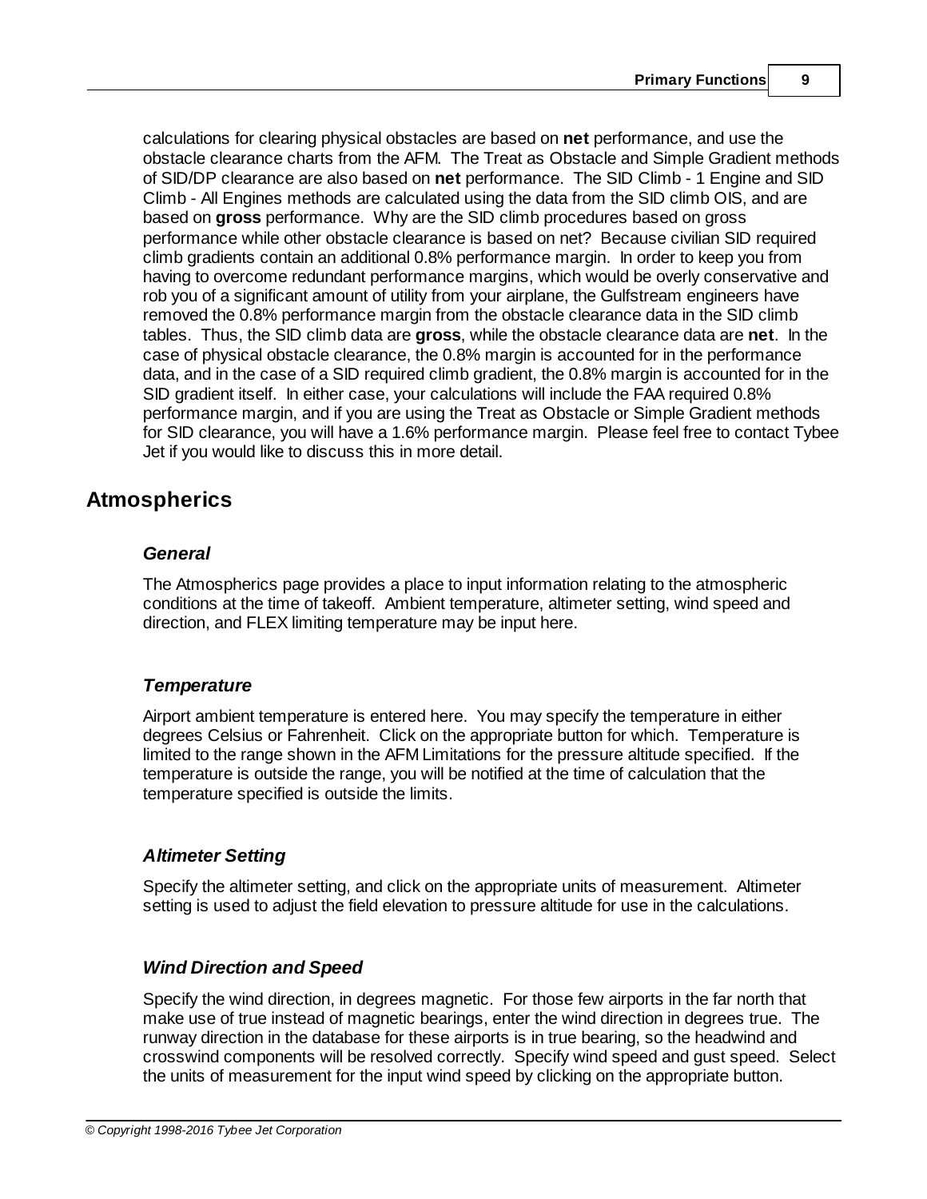calculations for clearing physical obstacles are based on **net** performance, and use the obstacle clearance charts from the AFM. The Treat as Obstacle and Simple Gradient methods of SID/DP clearance are also based on **net** performance. The SID Climb - 1 Engine and SID Climb - All Engines methods are calculated using the data from the SID climb OIS, and are based on **gross** performance. Why are the SID climb procedures based on gross performance while other obstacle clearance is based on net? Because civilian SID required climb gradients contain an additional 0.8% performance margin. In order to keep you from having to overcome redundant performance margins, which would be overly conservative and rob you of a significant amount of utility from your airplane, the Gulfstream engineers have removed the 0.8% performance margin from the obstacle clearance data in the SID climb tables. Thus, the SID climb data are **gross**, while the obstacle clearance data are **net**. In the case of physical obstacle clearance, the 0.8% margin is accounted for in the performance data, and in the case of a SID required climb gradient, the 0.8% margin is accounted for in the SID gradient itself. In either case, your calculations will include the FAA required 0.8% performance margin, and if you are using the Treat as Obstacle or Simple Gradient methods for SID clearance, you will have a 1.6% performance margin. Please feel free to contact Tybee Jet if you would like to discuss this in more detail.

## Atmospherics

### *General*

The Atmospherics page provides a place to input information relating to the atmospheric conditions at the time of takeoff. Ambient temperature, altimeter setting, wind speed and direction, and FLEX limiting temperature may be input here.

### *Temperature*

Airport ambient temperature is entered here. You may specify the temperature in either degrees Celsius or Fahrenheit. Click on the appropriate button for which. Temperature is limited to the range shown in the AFM Limitations for the pressure altitude specified. If the temperature is outside the range, you will be notified at the time of calculation that the temperature specified is outside the limits.

### *Altimeter Setting*

Specify the altimeter setting, and click on the appropriate units of measurement. Altimeter setting is used to adjust the field elevation to pressure altitude for use in the calculations.

### *Wind Direction and Speed*

Specify the wind direction, in degrees magnetic. For those few airports in the far north that make use of true instead of magnetic bearings, enter the wind direction in degrees true. The runway direction in the database for these airports is in true bearing, so the headwind and crosswind components will be resolved correctly. Specify wind speed and gust speed. Select the units of measurement for the input wind speed by clicking on the appropriate button.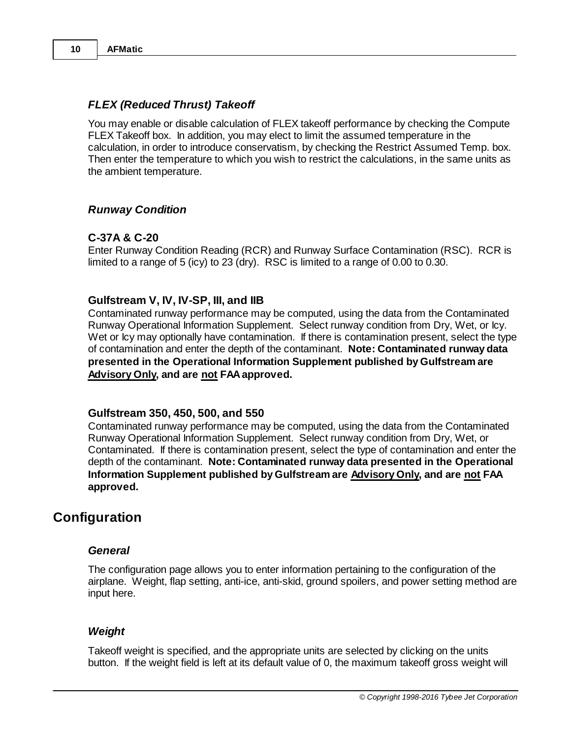### *FLEX (Reduced Thrust) Takeoff*

You may enable or disable calculation of FLEX takeoff performance by checking the Compute FLEX Takeoff box. In addition, you may elect to limit the assumed temperature in the calculation, in order to introduce conservatism, by checking the Restrict Assumed Temp. box. Then enter the temperature to which you wish to restrict the calculations, in the same units as the ambient temperature.

### *Runway Condition*

**C-37A & C-20**
Enter Runway Condition Reading (RCR) and Runway Surface Contamination (RSC). RCR is limited to a range of 5 (icy) to 23 (dry). RSC is limited to a range of 0.00 to 0.30.

**Gulfstream V, IV, IV-SP, III, and IIB**
Contaminated runway performance may be computed, using the data from the Contaminated Runway Operational Information Supplement. Select runway condition from Dry, Wet, or Icy. Wet or Icy may optionally have contamination. If there is contamination present, select the type of contamination and enter the depth of the contaminant. **Note: Contaminated runway data presented in the Operational Information Supplement published by Gulfstream are <u>Advisory Only</u>, and are <u>not</u> FAA approved.**

**Gulfstream 350, 450, 500, and 550**
Contaminated runway performance may be computed, using the data from the Contaminated Runway Operational Information Supplement. Select runway condition from Dry, Wet, or Contaminated. If there is contamination present, select the type of contamination and enter the depth of the contaminant. **Note: Contaminated runway data presented in the Operational Information Supplement published by Gulfstream are <u>Advisory Only</u>, and are <u>not</u> FAA approved.**

## Configuration

### *General*

The configuration page allows you to enter information pertaining to the configuration of the airplane. Weight, flap setting, anti-ice, anti-skid, ground spoilers, and power setting method are input here.

### *Weight*

Takeoff weight is specified, and the appropriate units are selected by clicking on the units button. If the weight field is left at its default value of 0, the maximum takeoff gross weight will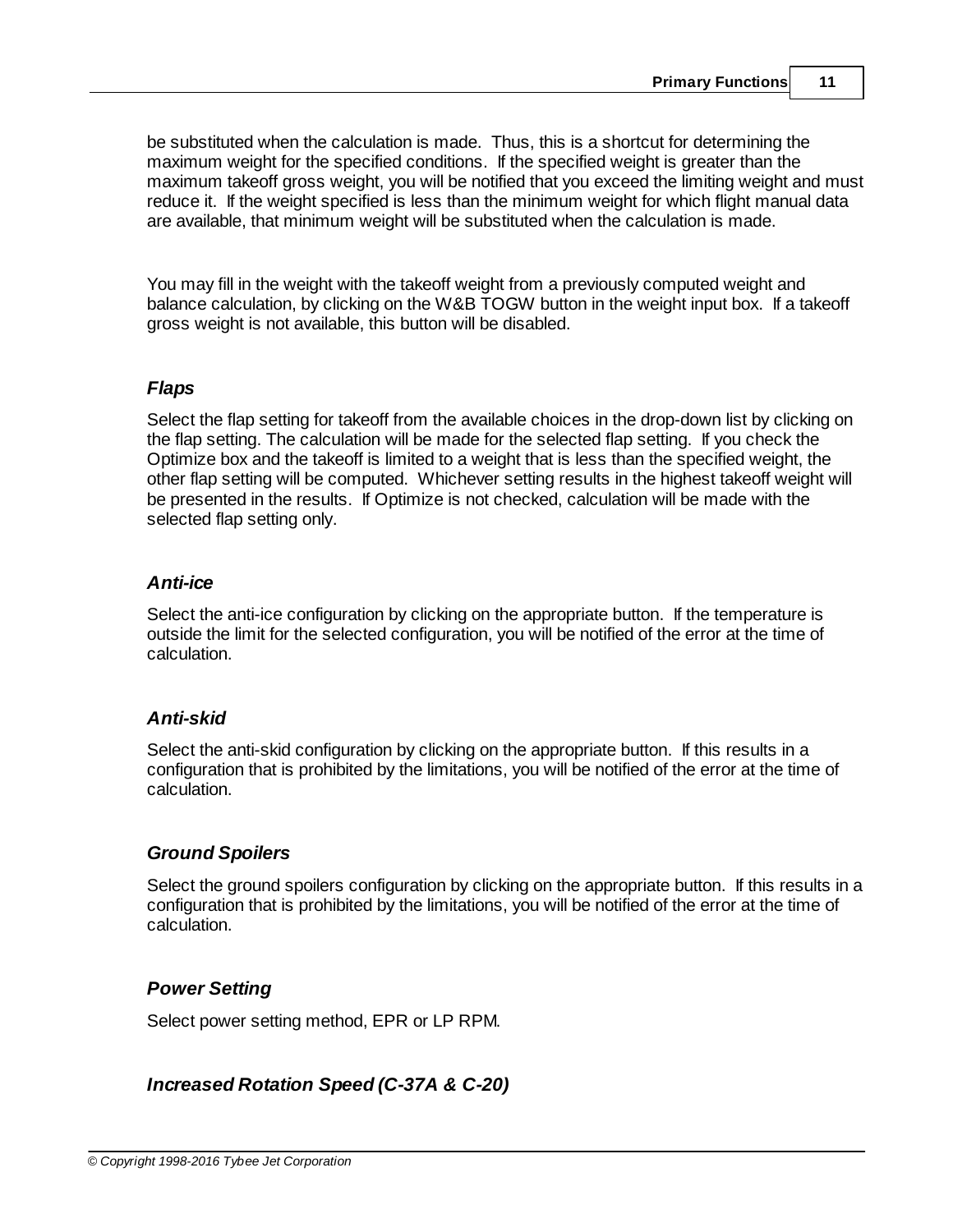be substituted when the calculation is made. Thus, this is a shortcut for determining the maximum weight for the specified conditions. If the specified weight is greater than the maximum takeoff gross weight, you will be notified that you exceed the limiting weight and must reduce it. If the weight specified is less than the minimum weight for which flight manual data are available, that minimum weight will be substituted when the calculation is made.

You may fill in the weight with the takeoff weight from a previously computed weight and balance calculation, by clicking on the W&B TOGW button in the weight input box. If a takeoff gross weight is not available, this button will be disabled.

### *Flaps*

Select the flap setting for takeoff from the available choices in the drop-down list by clicking on the flap setting. The calculation will be made for the selected flap setting. If you check the Optimize box and the takeoff is limited to a weight that is less than the specified weight, the other flap setting will be computed. Whichever setting results in the highest takeoff weight will be presented in the results. If Optimize is not checked, calculation will be made with the selected flap setting only.

### *Anti-ice*

Select the anti-ice configuration by clicking on the appropriate button. If the temperature is outside the limit for the selected configuration, you will be notified of the error at the time of calculation.

### *Anti-skid*

Select the anti-skid configuration by clicking on the appropriate button. If this results in a configuration that is prohibited by the limitations, you will be notified of the error at the time of calculation.

### *Ground Spoilers*

Select the ground spoilers configuration by clicking on the appropriate button. If this results in a configuration that is prohibited by the limitations, you will be notified of the error at the time of calculation.

### *Power Setting*

Select power setting method, EPR or LP RPM.

### *Increased Rotation Speed (C-37A & C-20)*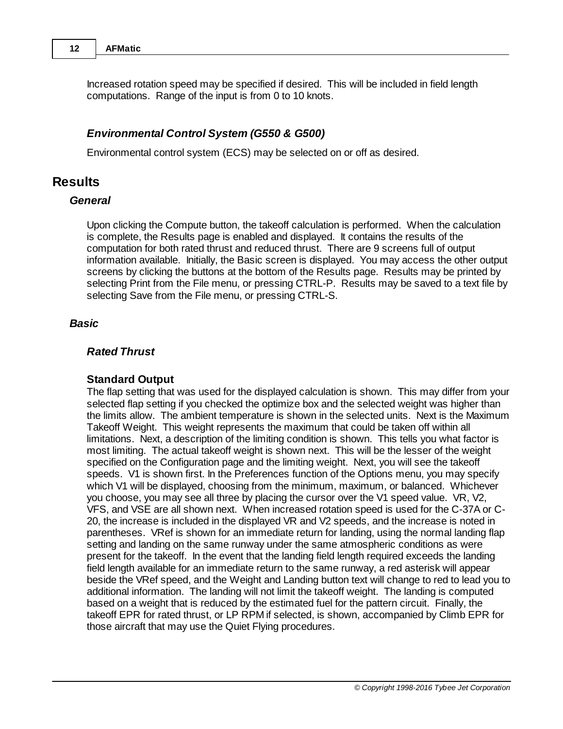Increased rotation speed may be specified if desired. This will be included in field length computations. Range of the input is from 0 to 10 knots.

### *Environmental Control System (G550 & G500)*

Environmental control system (ECS) may be selected on or off as desired.

## Results

### *General*

Upon clicking the Compute button, the takeoff calculation is performed. When the calculation is complete, the Results page is enabled and displayed. It contains the results of the computation for both rated thrust and reduced thrust. There are 9 screens full of output information available. Initially, the Basic screen is displayed. You may access the other output screens by clicking the buttons at the bottom of the Results page. Results may be printed by selecting Print from the File menu, or pressing CTRL-P. Results may be saved to a text file by selecting Save from the File menu, or pressing CTRL-S.

### *Basic*

#### *Rated Thrust*

**Standard Output**

The flap setting that was used for the displayed calculation is shown. This may differ from your selected flap setting if you checked the optimize box and the selected weight was higher than the limits allow. The ambient temperature is shown in the selected units. Next is the Maximum Takeoff Weight. This weight represents the maximum that could be taken off within all limitations. Next, a description of the limiting condition is shown. This tells you what factor is most limiting. The actual takeoff weight is shown next. This will be the lesser of the weight specified on the Configuration page and the limiting weight. Next, you will see the takeoff speeds. V1 is shown first. In the Preferences function of the Options menu, you may specify which V1 will be displayed, choosing from the minimum, maximum, or balanced. Whichever you choose, you may see all three by placing the cursor over the V1 speed value. VR, V2, VFS, and VSE are all shown next. When increased rotation speed is used for the C-37A or C-20, the increase is included in the displayed VR and V2 speeds, and the increase is noted in parentheses. VRef is shown for an immediate return for landing, using the normal landing flap setting and landing on the same runway under the same atmospheric conditions as were present for the takeoff. In the event that the landing field length required exceeds the landing field length available for an immediate return to the same runway, a red asterisk will appear beside the VRef speed, and the Weight and Landing button text will change to red to lead you to additional information. The landing will not limit the takeoff weight. The landing is computed based on a weight that is reduced by the estimated fuel for the pattern circuit. Finally, the takeoff EPR for rated thrust, or LP RPM if selected, is shown, accompanied by Climb EPR for those aircraft that may use the Quiet Flying procedures.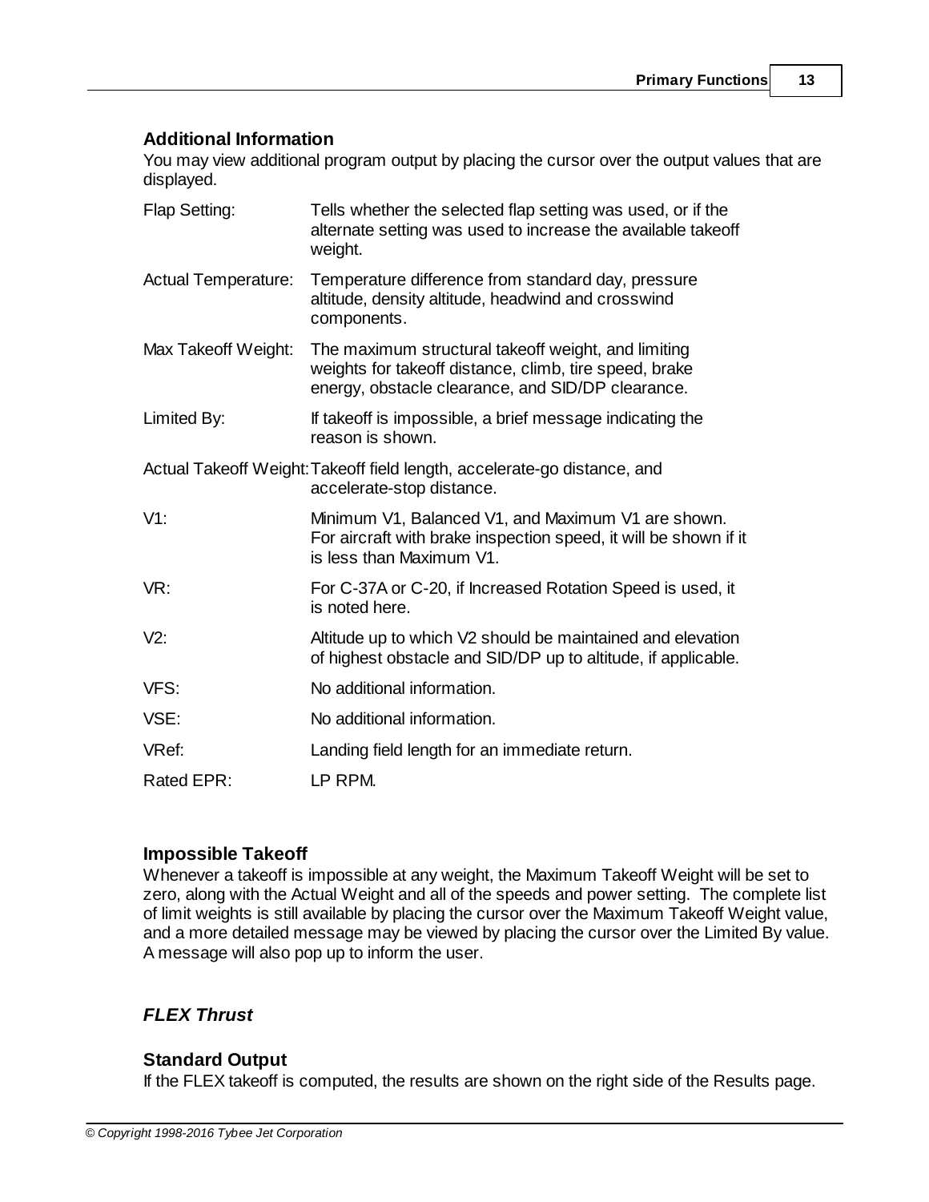### Additional Information

You may view additional program output by placing the cursor over the output values that are displayed.

| | |
|---|---|
| Flap Setting: | Tells whether the selected flap setting was used, or if the alternate setting was used to increase the available takeoff weight. |
| Actual Temperature: | Temperature difference from standard day, pressure altitude, density altitude, headwind and crosswind components. |
| Max Takeoff Weight: | The maximum structural takeoff weight, and limiting weights for takeoff distance, climb, tire speed, brake energy, obstacle clearance, and SID/DP clearance. |
| Limited By: | If takeoff is impossible, a brief message indicating the reason is shown. |
| Actual Takeoff Weight: | Takeoff field length, accelerate-go distance, and accelerate-stop distance. |
| V1: | Minimum V1, Balanced V1, and Maximum V1 are shown. For aircraft with brake inspection speed, it will be shown if it is less than Maximum V1. |
| VR: | For C-37A or C-20, if Increased Rotation Speed is used, it is noted here. |
| V2: | Altitude up to which V2 should be maintained and elevation of highest obstacle and SID/DP up to altitude, if applicable. |
| VFS: | No additional information. |
| VSE: | No additional information. |
| VRef: | Landing field length for an immediate return. |
| Rated EPR: | LP RPM. |

### Impossible Takeoff

Whenever a takeoff is impossible at any weight, the Maximum Takeoff Weight will be set to zero, along with the Actual Weight and all of the speeds and power setting. The complete list of limit weights is still available by placing the cursor over the Maximum Takeoff Weight value, and a more detailed message may be viewed by placing the cursor over the Limited By value. A message will also pop up to inform the user.

## *FLEX Thrust*

### Standard Output

If the FLEX takeoff is computed, the results are shown on the right side of the Results page.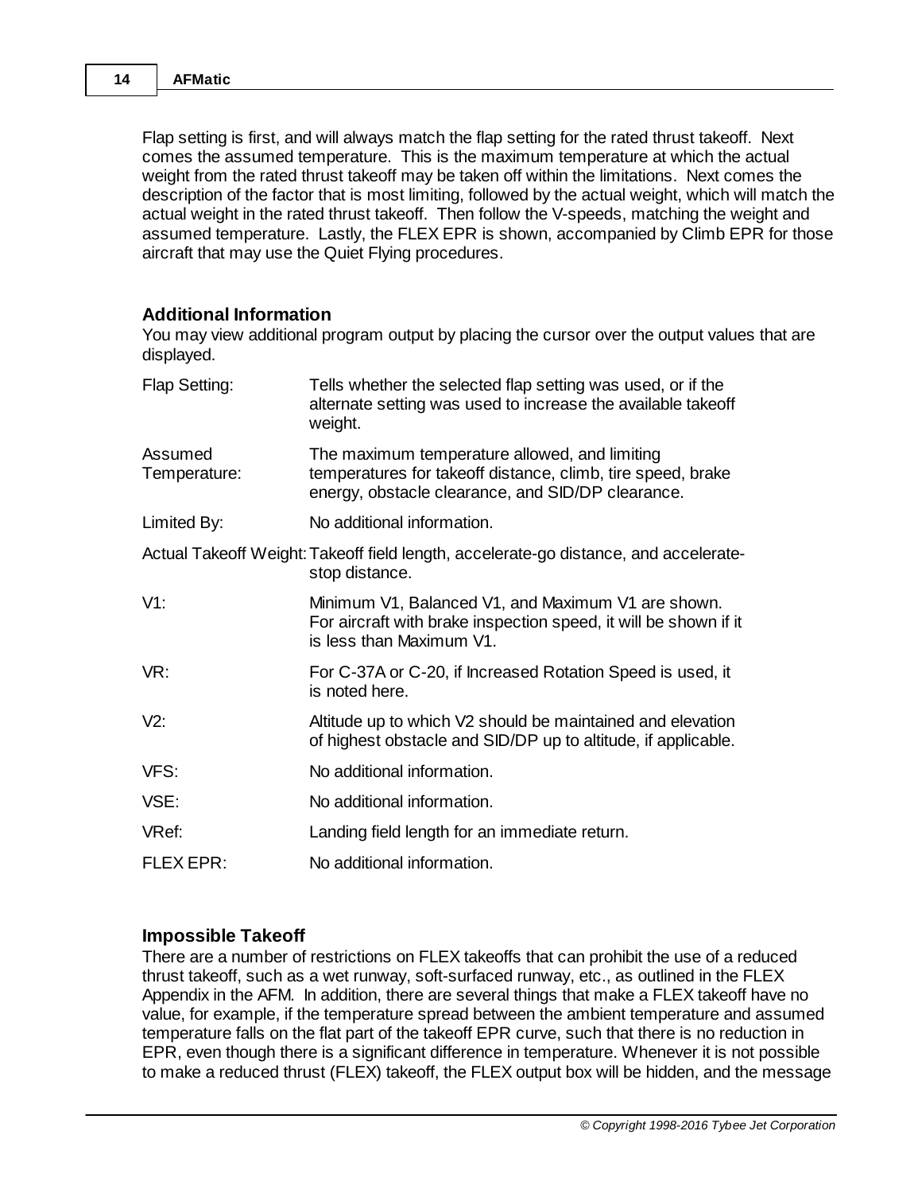Flap setting is first, and will always match the flap setting for the rated thrust takeoff. Next comes the assumed temperature. This is the maximum temperature at which the actual weight from the rated thrust takeoff may be taken off within the limitations. Next comes the description of the factor that is most limiting, followed by the actual weight, which will match the actual weight in the rated thrust takeoff. Then follow the V-speeds, matching the weight and assumed temperature. Lastly, the FLEX EPR is shown, accompanied by Climb EPR for those aircraft that may use the Quiet Flying procedures.

### Additional Information

You may view additional program output by placing the cursor over the output values that are displayed.

| | |
|---|---|
| Flap Setting: | Tells whether the selected flap setting was used, or if the alternate setting was used to increase the available takeoff weight. |
| Assumed Temperature: | The maximum temperature allowed, and limiting temperatures for takeoff distance, climb, tire speed, brake energy, obstacle clearance, and SID/DP clearance. |
| Limited By: | No additional information. |
| Actual Takeoff Weight: | Takeoff field length, accelerate-go distance, and accelerate-stop distance. |
| V1: | Minimum V1, Balanced V1, and Maximum V1 are shown. For aircraft with brake inspection speed, it will be shown if it is less than Maximum V1. |
| VR: | For C-37A or C-20, if Increased Rotation Speed is used, it is noted here. |
| V2: | Altitude up to which V2 should be maintained and elevation of highest obstacle and SID/DP up to altitude, if applicable. |
| VFS: | No additional information. |
| VSE: | No additional information. |
| VRef: | Landing field length for an immediate return. |
| FLEX EPR: | No additional information. |

### Impossible Takeoff

There are a number of restrictions on FLEX takeoffs that can prohibit the use of a reduced thrust takeoff, such as a wet runway, soft-surfaced runway, etc., as outlined in the FLEX Appendix in the AFM. In addition, there are several things that make a FLEX takeoff have no value, for example, if the temperature spread between the ambient temperature and assumed temperature falls on the flat part of the takeoff EPR curve, such that there is no reduction in EPR, even though there is a significant difference in temperature. Whenever it is not possible to make a reduced thrust (FLEX) takeoff, the FLEX output box will be hidden, and the message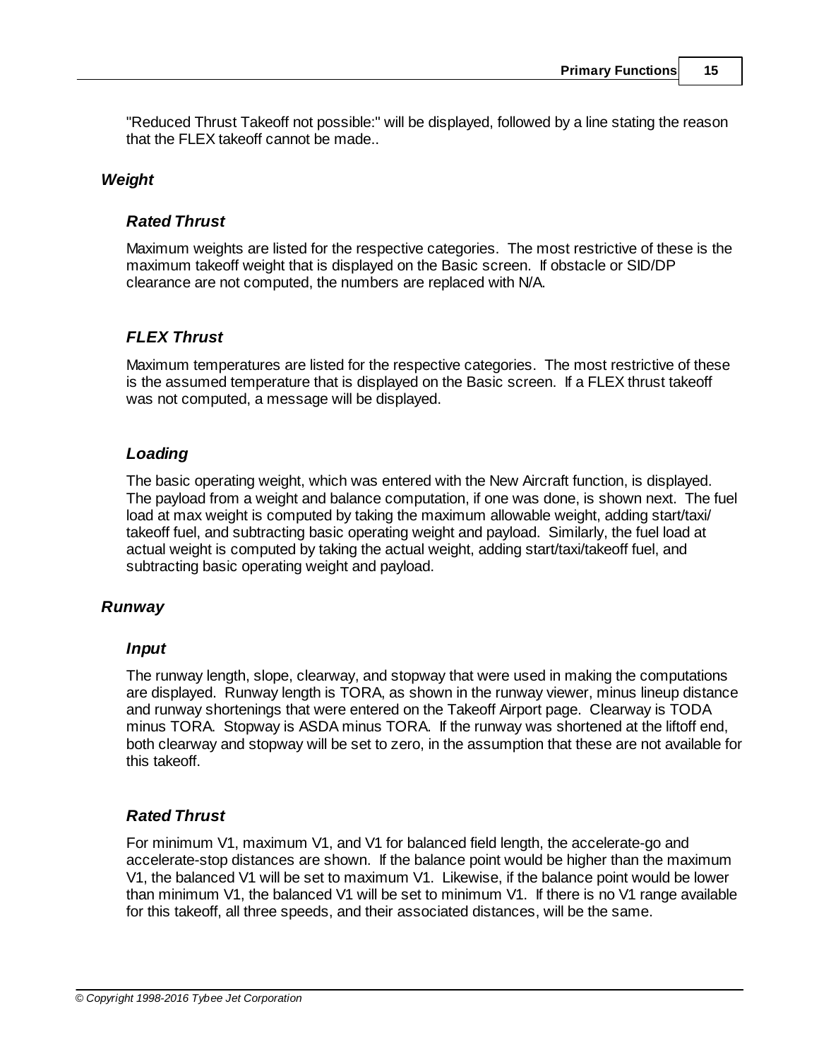"Reduced Thrust Takeoff not possible:" will be displayed, followed by a line stating the reason that the FLEX takeoff cannot be made..

## *Weight*

### *Rated Thrust*

Maximum weights are listed for the respective categories. The most restrictive of these is the maximum takeoff weight that is displayed on the Basic screen. If obstacle or SID/DP clearance are not computed, the numbers are replaced with N/A.

### *FLEX Thrust*

Maximum temperatures are listed for the respective categories. The most restrictive of these is the assumed temperature that is displayed on the Basic screen. If a FLEX thrust takeoff was not computed, a message will be displayed.

### *Loading*

The basic operating weight, which was entered with the New Aircraft function, is displayed. The payload from a weight and balance computation, if one was done, is shown next. The fuel load at max weight is computed by taking the maximum allowable weight, adding start/taxi/takeoff fuel, and subtracting basic operating weight and payload. Similarly, the fuel load at actual weight is computed by taking the actual weight, adding start/taxi/takeoff fuel, and subtracting basic operating weight and payload.

## *Runway*

### *Input*

The runway length, slope, clearway, and stopway that were used in making the computations are displayed. Runway length is TORA, as shown in the runway viewer, minus lineup distance and runway shortenings that were entered on the Takeoff Airport page. Clearway is TODA minus TORA. Stopway is ASDA minus TORA. If the runway was shortened at the liftoff end, both clearway and stopway will be set to zero, in the assumption that these are not available for this takeoff.

### *Rated Thrust*

For minimum V1, maximum V1, and V1 for balanced field length, the accelerate-go and accelerate-stop distances are shown. If the balance point would be higher than the maximum V1, the balanced V1 will be set to maximum V1. Likewise, if the balance point would be lower than minimum V1, the balanced V1 will be set to minimum V1. If there is no V1 range available for this takeoff, all three speeds, and their associated distances, will be the same.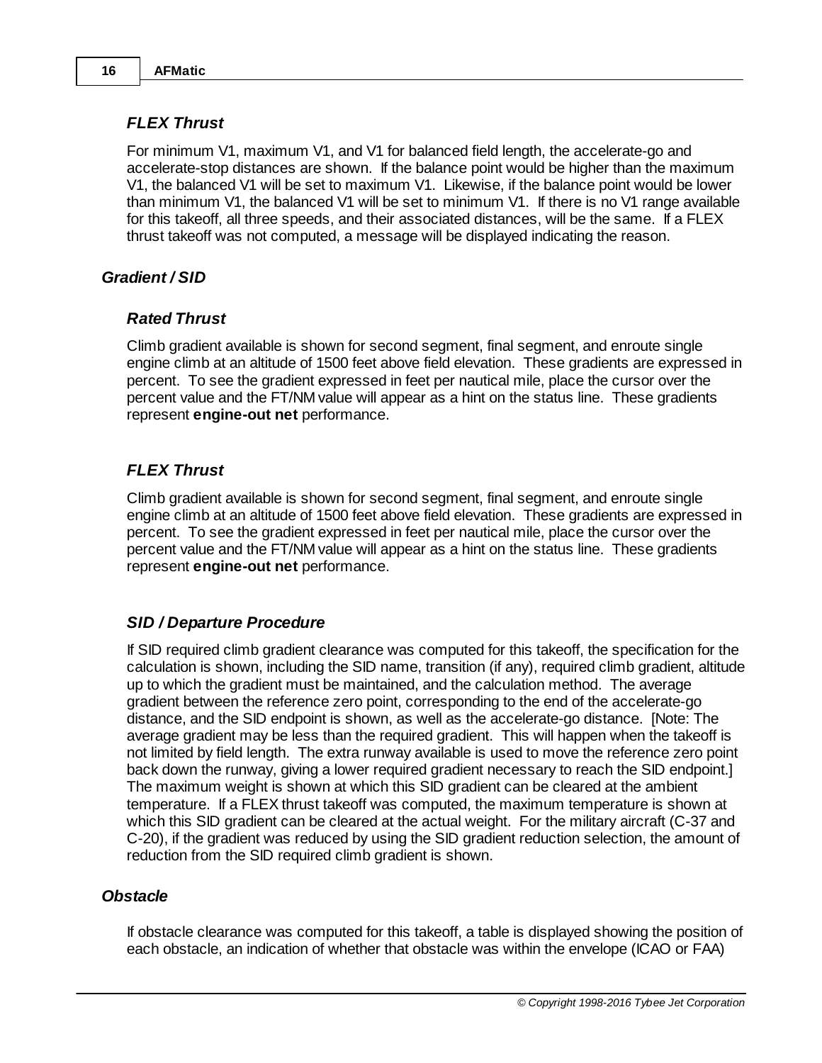### *FLEX Thrust*

For minimum V1, maximum V1, and V1 for balanced field length, the accelerate-go and accelerate-stop distances are shown. If the balance point would be higher than the maximum V1, the balanced V1 will be set to maximum V1. Likewise, if the balance point would be lower than minimum V1, the balanced V1 will be set to minimum V1. If there is no V1 range available for this takeoff, all three speeds, and their associated distances, will be the same. If a FLEX thrust takeoff was not computed, a message will be displayed indicating the reason.

## *Gradient / SID*

### *Rated Thrust*

Climb gradient available is shown for second segment, final segment, and enroute single engine climb at an altitude of 1500 feet above field elevation. These gradients are expressed in percent. To see the gradient expressed in feet per nautical mile, place the cursor over the percent value and the FT/NM value will appear as a hint on the status line. These gradients represent **engine-out net** performance.

### *FLEX Thrust*

Climb gradient available is shown for second segment, final segment, and enroute single engine climb at an altitude of 1500 feet above field elevation. These gradients are expressed in percent. To see the gradient expressed in feet per nautical mile, place the cursor over the percent value and the FT/NM value will appear as a hint on the status line. These gradients represent **engine-out net** performance.

### *SID / Departure Procedure*

If SID required climb gradient clearance was computed for this takeoff, the specification for the calculation is shown, including the SID name, transition (if any), required climb gradient, altitude up to which the gradient must be maintained, and the calculation method. The average gradient between the reference zero point, corresponding to the end of the accelerate-go distance, and the SID endpoint is shown, as well as the accelerate-go distance. [Note: The average gradient may be less than the required gradient. This will happen when the takeoff is not limited by field length. The extra runway available is used to move the reference zero point back down the runway, giving a lower required gradient necessary to reach the SID endpoint.] The maximum weight is shown at which this SID gradient can be cleared at the ambient temperature. If a FLEX thrust takeoff was computed, the maximum temperature is shown at which this SID gradient can be cleared at the actual weight. For the military aircraft (C-37 and C-20), if the gradient was reduced by using the SID gradient reduction selection, the amount of reduction from the SID required climb gradient is shown.

## *Obstacle*

If obstacle clearance was computed for this takeoff, a table is displayed showing the position of each obstacle, an indication of whether that obstacle was within the envelope (ICAO or FAA)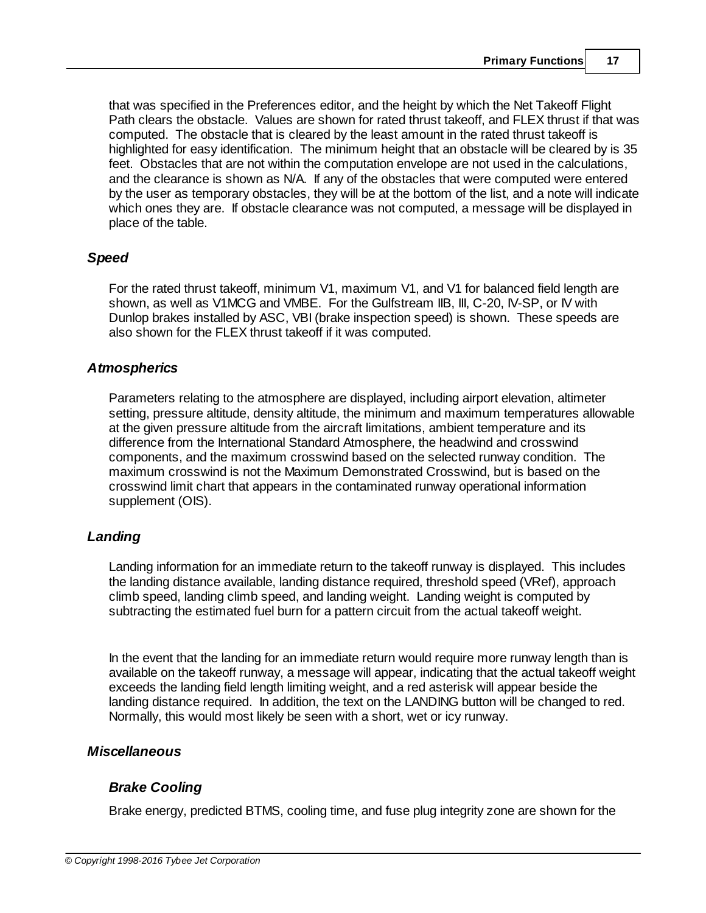that was specified in the Preferences editor, and the height by which the Net Takeoff Flight Path clears the obstacle. Values are shown for rated thrust takeoff, and FLEX thrust if that was computed. The obstacle that is cleared by the least amount in the rated thrust takeoff is highlighted for easy identification. The minimum height that an obstacle will be cleared by is 35 feet. Obstacles that are not within the computation envelope are not used in the calculations, and the clearance is shown as N/A. If any of the obstacles that were computed were entered by the user as temporary obstacles, they will be at the bottom of the list, and a note will indicate which ones they are. If obstacle clearance was not computed, a message will be displayed in place of the table.

### *Speed*

For the rated thrust takeoff, minimum V1, maximum V1, and V1 for balanced field length are shown, as well as V1MCG and VMBE. For the Gulfstream IIB, III, C-20, IV-SP, or IV with Dunlop brakes installed by ASC, VBI (brake inspection speed) is shown. These speeds are also shown for the FLEX thrust takeoff if it was computed.

### *Atmospherics*

Parameters relating to the atmosphere are displayed, including airport elevation, altimeter setting, pressure altitude, density altitude, the minimum and maximum temperatures allowable at the given pressure altitude from the aircraft limitations, ambient temperature and its difference from the International Standard Atmosphere, the headwind and crosswind components, and the maximum crosswind based on the selected runway condition. The maximum crosswind is not the Maximum Demonstrated Crosswind, but is based on the crosswind limit chart that appears in the contaminated runway operational information supplement (OIS).

### *Landing*

Landing information for an immediate return to the takeoff runway is displayed. This includes the landing distance available, landing distance required, threshold speed (VRef), approach climb speed, landing climb speed, and landing weight. Landing weight is computed by subtracting the estimated fuel burn for a pattern circuit from the actual takeoff weight.

In the event that the landing for an immediate return would require more runway length than is available on the takeoff runway, a message will appear, indicating that the actual takeoff weight exceeds the landing field length limiting weight, and a red asterisk will appear beside the landing distance required. In addition, the text on the LANDING button will be changed to red. Normally, this would most likely be seen with a short, wet or icy runway.

### *Miscellaneous*

#### *Brake Cooling*

Brake energy, predicted BTMS, cooling time, and fuse plug integrity zone are shown for the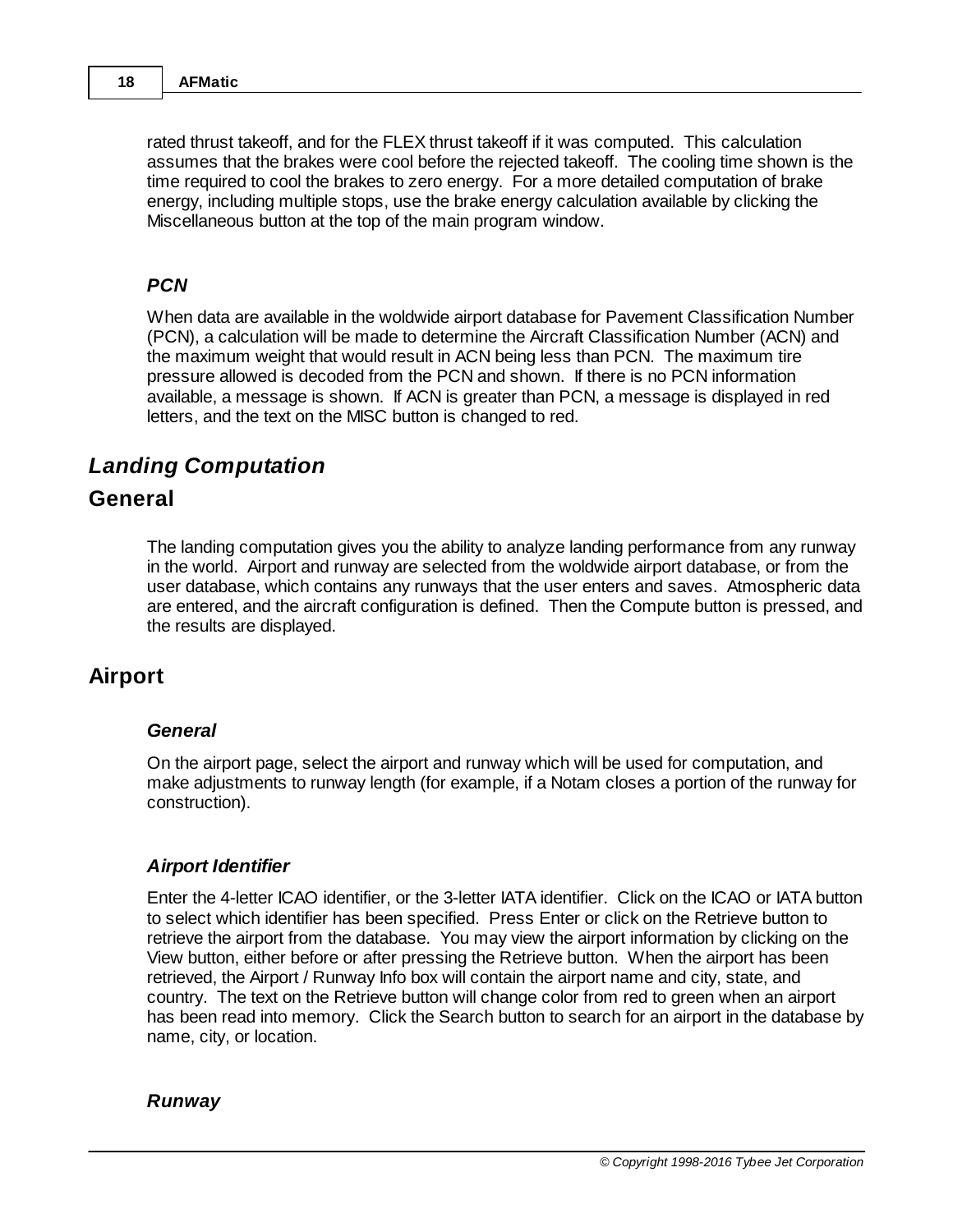rated thrust takeoff, and for the FLEX thrust takeoff if it was computed. This calculation assumes that the brakes were cool before the rejected takeoff. The cooling time shown is the time required to cool the brakes to zero energy. For a more detailed computation of brake energy, including multiple stops, use the brake energy calculation available by clicking the Miscellaneous button at the top of the main program window.

### *PCN*

When data are available in the woldwide airport database for Pavement Classification Number (PCN), a calculation will be made to determine the Aircraft Classification Number (ACN) and the maximum weight that would result in ACN being less than PCN. The maximum tire pressure allowed is decoded from the PCN and shown. If there is no PCN information available, a message is shown. If ACN is greater than PCN, a message is displayed in red letters, and the text on the MISC button is changed to red.

# *Landing Computation*

## General

The landing computation gives you the ability to analyze landing performance from any runway in the world. Airport and runway are selected from the woldwide airport database, or from the user database, which contains any runways that the user enters and saves. Atmospheric data are entered, and the aircraft configuration is defined. Then the Compute button is pressed, and the results are displayed.

## Airport

### *General*

On the airport page, select the airport and runway which will be used for computation, and make adjustments to runway length (for example, if a Notam closes a portion of the runway for construction).

### *Airport Identifier*

Enter the 4-letter ICAO identifier, or the 3-letter IATA identifier. Click on the ICAO or IATA button to select which identifier has been specified. Press Enter or click on the Retrieve button to retrieve the airport from the database. You may view the airport information by clicking on the View button, either before or after pressing the Retrieve button. When the airport has been retrieved, the Airport / Runway Info box will contain the airport name and city, state, and country. The text on the Retrieve button will change color from red to green when an airport has been read into memory. Click the Search button to search for an airport in the database by name, city, or location.

### *Runway*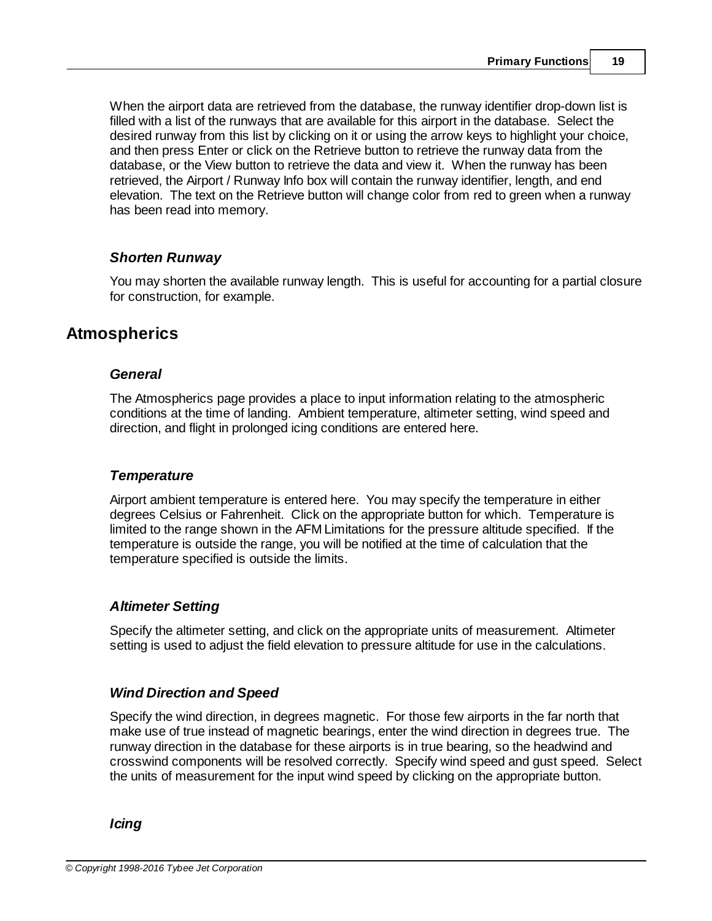When the airport data are retrieved from the database, the runway identifier drop-down list is filled with a list of the runways that are available for this airport in the database. Select the desired runway from this list by clicking on it or using the arrow keys to highlight your choice, and then press Enter or click on the Retrieve button to retrieve the runway data from the database, or the View button to retrieve the data and view it. When the runway has been retrieved, the Airport / Runway Info box will contain the runway identifier, length, and end elevation. The text on the Retrieve button will change color from red to green when a runway has been read into memory.

### *Shorten Runway*

You may shorten the available runway length. This is useful for accounting for a partial closure for construction, for example.

## Atmospherics

### *General*

The Atmospherics page provides a place to input information relating to the atmospheric conditions at the time of landing. Ambient temperature, altimeter setting, wind speed and direction, and flight in prolonged icing conditions are entered here.

### *Temperature*

Airport ambient temperature is entered here. You may specify the temperature in either degrees Celsius or Fahrenheit. Click on the appropriate button for which. Temperature is limited to the range shown in the AFM Limitations for the pressure altitude specified. If the temperature is outside the range, you will be notified at the time of calculation that the temperature specified is outside the limits.

### *Altimeter Setting*

Specify the altimeter setting, and click on the appropriate units of measurement. Altimeter setting is used to adjust the field elevation to pressure altitude for use in the calculations.

### *Wind Direction and Speed*

Specify the wind direction, in degrees magnetic. For those few airports in the far north that make use of true instead of magnetic bearings, enter the wind direction in degrees true. The runway direction in the database for these airports is in true bearing, so the headwind and crosswind components will be resolved correctly. Specify wind speed and gust speed. Select the units of measurement for the input wind speed by clicking on the appropriate button.

### *Icing*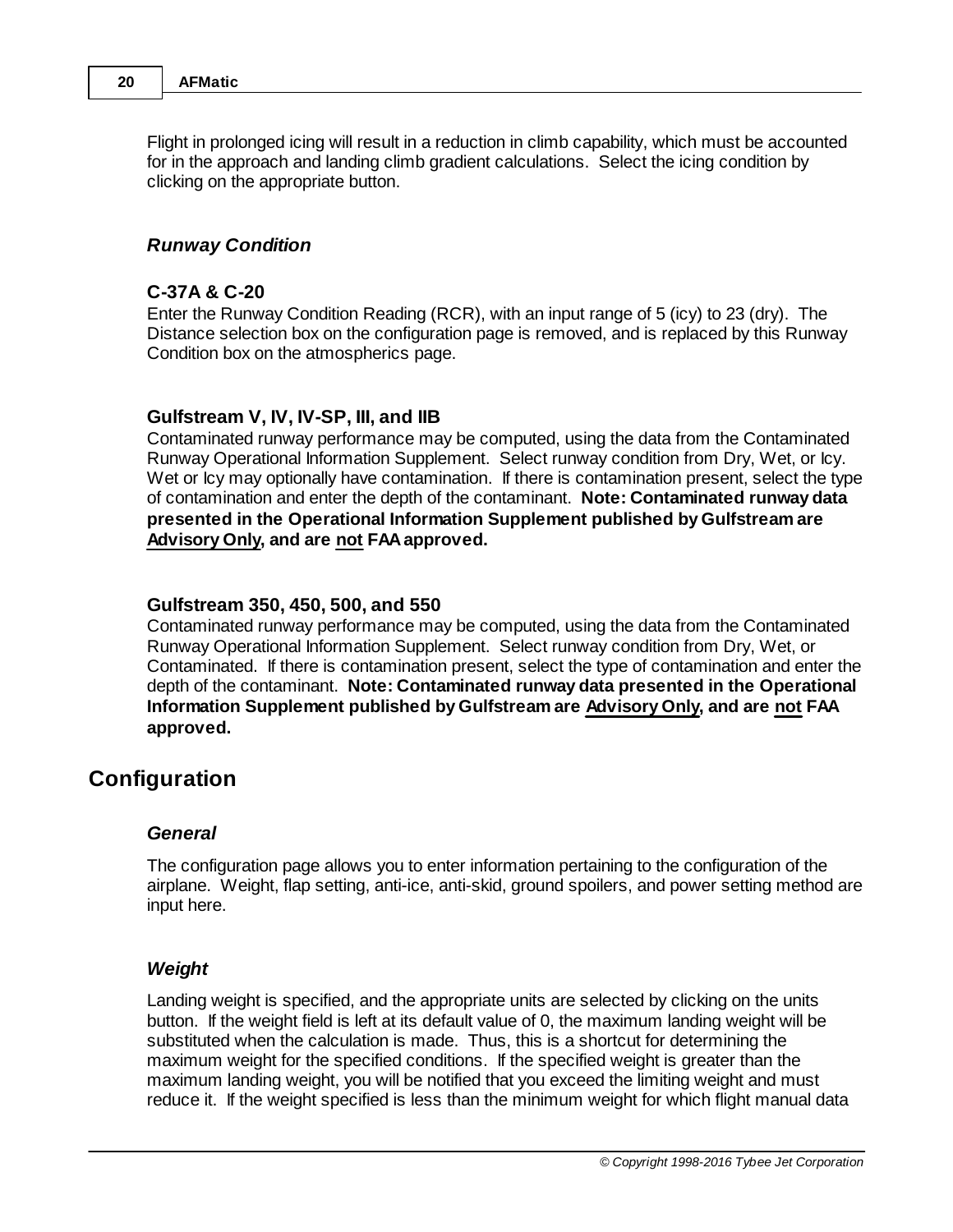Flight in prolonged icing will result in a reduction in climb capability, which must be accounted for in the approach and landing climb gradient calculations. Select the icing condition by clicking on the appropriate button.

### *Runway Condition*

#### C-37A & C-20

Enter the Runway Condition Reading (RCR), with an input range of 5 (icy) to 23 (dry). The Distance selection box on the configuration page is removed, and is replaced by this Runway Condition box on the atmospherics page.

#### Gulfstream V, IV, IV-SP, III, and IIB

Contaminated runway performance may be computed, using the data from the Contaminated Runway Operational Information Supplement. Select runway condition from Dry, Wet, or Icy. Wet or Icy may optionally have contamination. If there is contamination present, select the type of contamination and enter the depth of the contaminant. **Note: Contaminated runway data presented in the Operational Information Supplement published by Gulfstream are <u>Advisory Only</u>, and are <u>not</u> FAA approved.**

#### Gulfstream 350, 450, 500, and 550

Contaminated runway performance may be computed, using the data from the Contaminated Runway Operational Information Supplement. Select runway condition from Dry, Wet, or Contaminated. If there is contamination present, select the type of contamination and enter the depth of the contaminant. **Note: Contaminated runway data presented in the Operational Information Supplement published by Gulfstream are <u>Advisory Only</u>, and are <u>not</u> FAA approved.**

## Configuration

### *General*

The configuration page allows you to enter information pertaining to the configuration of the airplane. Weight, flap setting, anti-ice, anti-skid, ground spoilers, and power setting method are input here.

### *Weight*

Landing weight is specified, and the appropriate units are selected by clicking on the units button. If the weight field is left at its default value of 0, the maximum landing weight will be substituted when the calculation is made. Thus, this is a shortcut for determining the maximum weight for the specified conditions. If the specified weight is greater than the maximum landing weight, you will be notified that you exceed the limiting weight and must reduce it. If the weight specified is less than the minimum weight for which flight manual data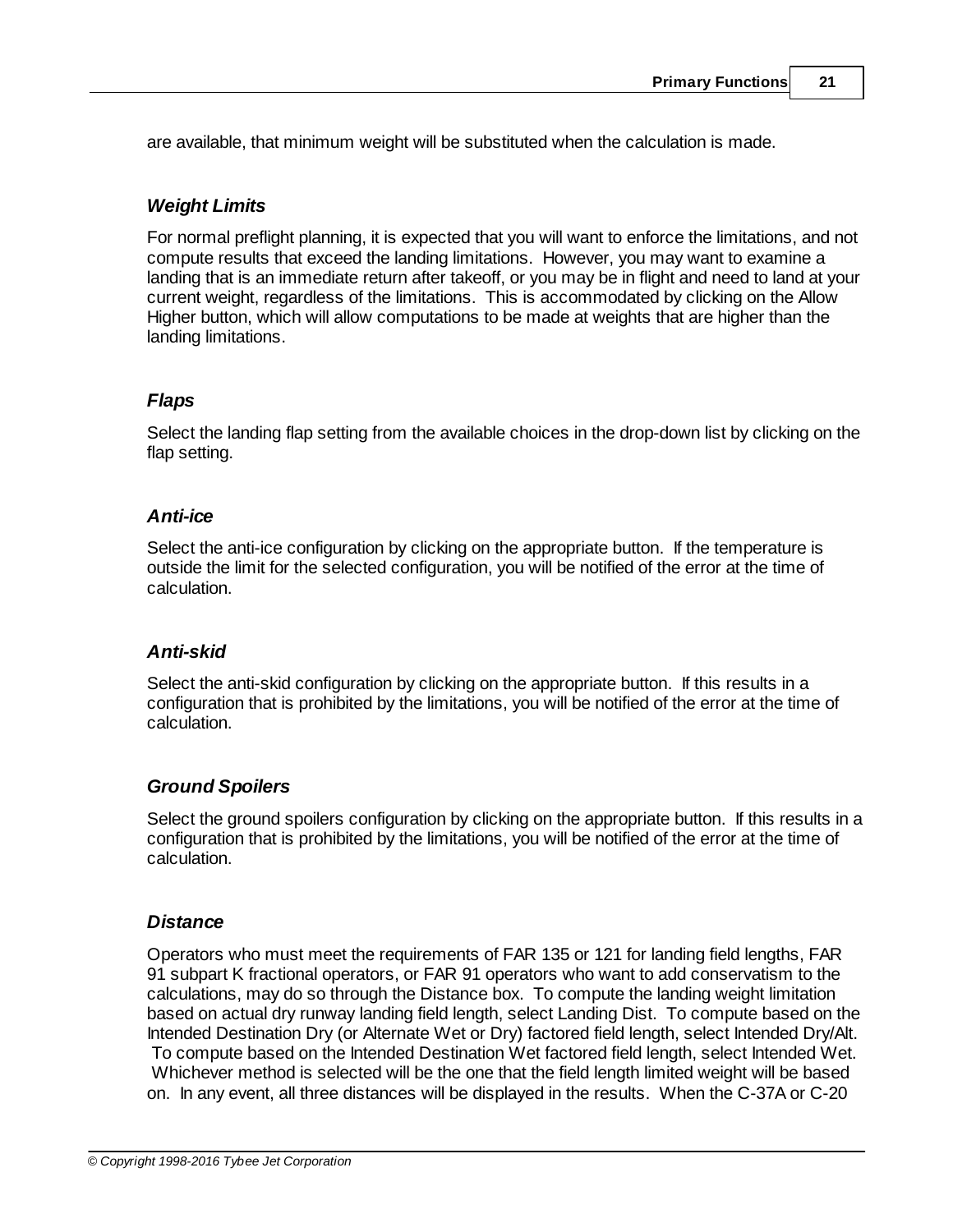are available, that minimum weight will be substituted when the calculation is made.

### *Weight Limits*

For normal preflight planning, it is expected that you will want to enforce the limitations, and not compute results that exceed the landing limitations. However, you may want to examine a landing that is an immediate return after takeoff, or you may be in flight and need to land at your current weight, regardless of the limitations. This is accommodated by clicking on the Allow Higher button, which will allow computations to be made at weights that are higher than the landing limitations.

### *Flaps*

Select the landing flap setting from the available choices in the drop-down list by clicking on the flap setting.

### *Anti-ice*

Select the anti-ice configuration by clicking on the appropriate button. If the temperature is outside the limit for the selected configuration, you will be notified of the error at the time of calculation.

### *Anti-skid*

Select the anti-skid configuration by clicking on the appropriate button. If this results in a configuration that is prohibited by the limitations, you will be notified of the error at the time of calculation.

### *Ground Spoilers*

Select the ground spoilers configuration by clicking on the appropriate button. If this results in a configuration that is prohibited by the limitations, you will be notified of the error at the time of calculation.

### *Distance*

Operators who must meet the requirements of FAR 135 or 121 for landing field lengths, FAR 91 subpart K fractional operators, or FAR 91 operators who want to add conservatism to the calculations, may do so through the Distance box. To compute the landing weight limitation based on actual dry runway landing field length, select Landing Dist. To compute based on the Intended Destination Dry (or Alternate Wet or Dry) factored field length, select Intended Dry/Alt. To compute based on the Intended Destination Wet factored field length, select Intended Wet. Whichever method is selected will be the one that the field length limited weight will be based on. In any event, all three distances will be displayed in the results. When the C-37A or C-20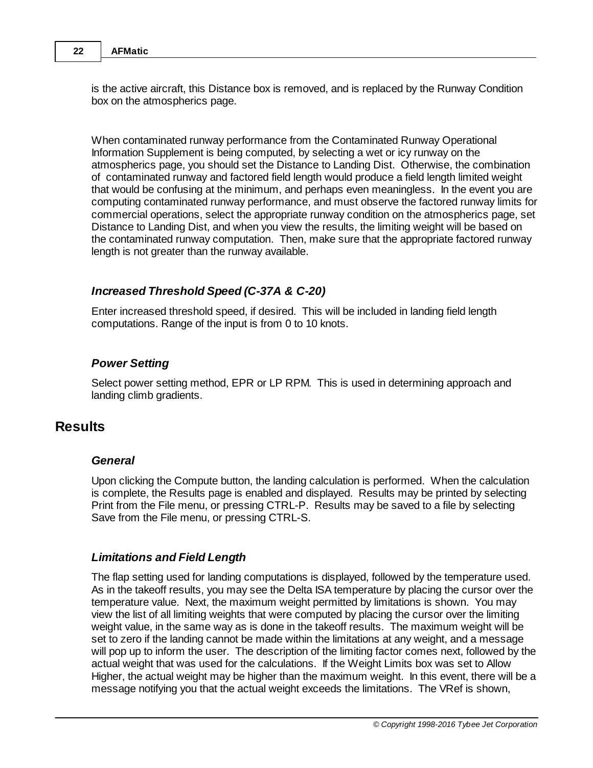is the active aircraft, this Distance box is removed, and is replaced by the Runway Condition box on the atmospherics page.

When contaminated runway performance from the Contaminated Runway Operational Information Supplement is being computed, by selecting a wet or icy runway on the atmospherics page, you should set the Distance to Landing Dist. Otherwise, the combination of contaminated runway and factored field length would produce a field length limited weight that would be confusing at the minimum, and perhaps even meaningless. In the event you are computing contaminated runway performance, and must observe the factored runway limits for commercial operations, select the appropriate runway condition on the atmospherics page, set Distance to Landing Dist, and when you view the results, the limiting weight will be based on the contaminated runway computation. Then, make sure that the appropriate factored runway length is not greater than the runway available.

### *Increased Threshold Speed (C-37A & C-20)*

Enter increased threshold speed, if desired. This will be included in landing field length computations. Range of the input is from 0 to 10 knots.

### *Power Setting*

Select power setting method, EPR or LP RPM. This is used in determining approach and landing climb gradients.

## Results

### *General*

Upon clicking the Compute button, the landing calculation is performed. When the calculation is complete, the Results page is enabled and displayed. Results may be printed by selecting Print from the File menu, or pressing CTRL-P. Results may be saved to a file by selecting Save from the File menu, or pressing CTRL-S.

### *Limitations and Field Length*

The flap setting used for landing computations is displayed, followed by the temperature used. As in the takeoff results, you may see the Delta ISA temperature by placing the cursor over the temperature value. Next, the maximum weight permitted by limitations is shown. You may view the list of all limiting weights that were computed by placing the cursor over the limiting weight value, in the same way as is done in the takeoff results. The maximum weight will be set to zero if the landing cannot be made within the limitations at any weight, and a message will pop up to inform the user. The description of the limiting factor comes next, followed by the actual weight that was used for the calculations. If the Weight Limits box was set to Allow Higher, the actual weight may be higher than the maximum weight. In this event, there will be a message notifying you that the actual weight exceeds the limitations. The VRef is shown,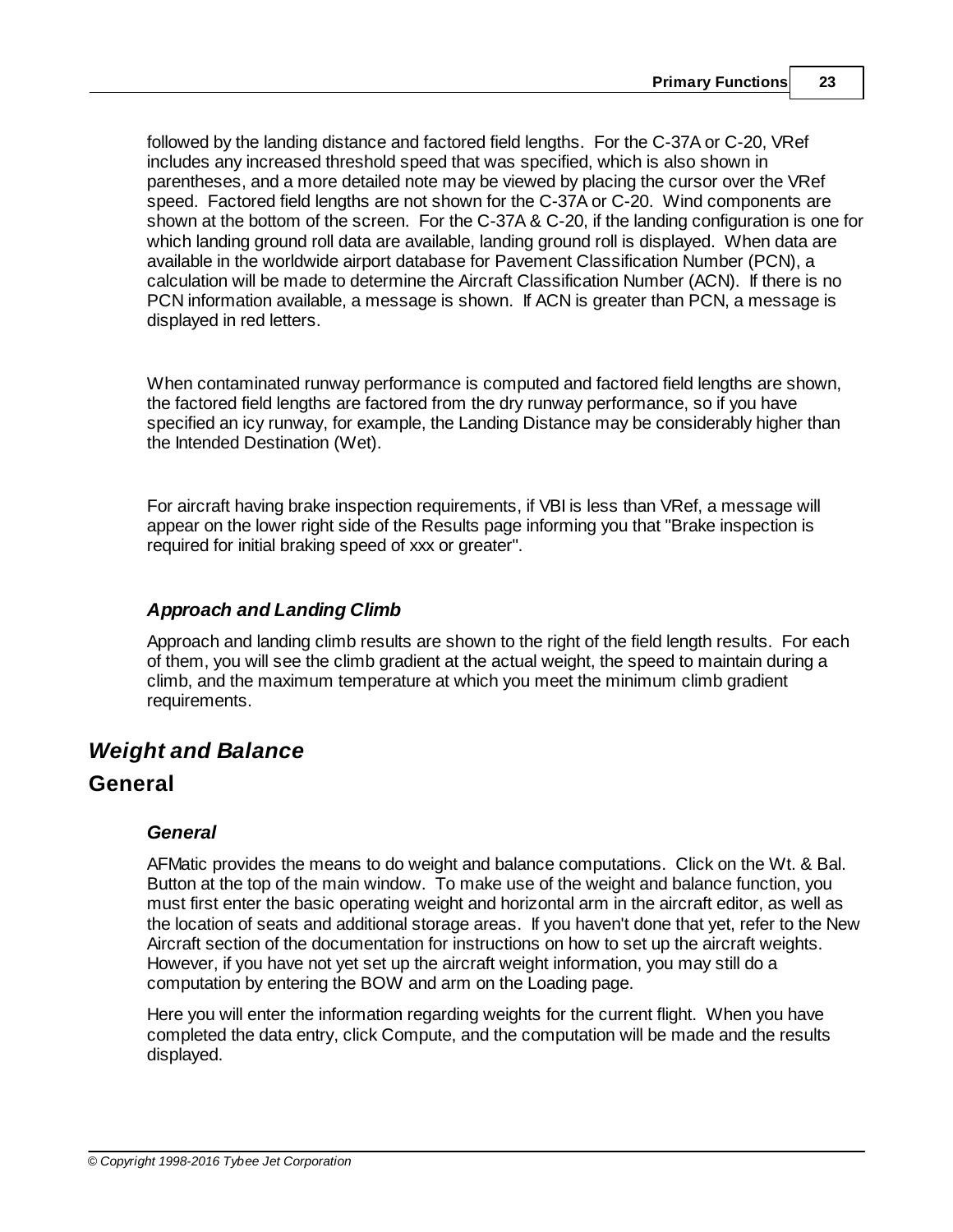followed by the landing distance and factored field lengths. For the C-37A or C-20, VRef includes any increased threshold speed that was specified, which is also shown in parentheses, and a more detailed note may be viewed by placing the cursor over the VRef speed. Factored field lengths are not shown for the C-37A or C-20. Wind components are shown at the bottom of the screen. For the C-37A & C-20, if the landing configuration is one for which landing ground roll data are available, landing ground roll is displayed. When data are available in the worldwide airport database for Pavement Classification Number (PCN), a calculation will be made to determine the Aircraft Classification Number (ACN). If there is no PCN information available, a message is shown. If ACN is greater than PCN, a message is displayed in red letters.

When contaminated runway performance is computed and factored field lengths are shown, the factored field lengths are factored from the dry runway performance, so if you have specified an icy runway, for example, the Landing Distance may be considerably higher than the Intended Destination (Wet).

For aircraft having brake inspection requirements, if VBI is less than VRef, a message will appear on the lower right side of the Results page informing you that "Brake inspection is required for initial braking speed of xxx or greater".

### *Approach and Landing Climb*

Approach and landing climb results are shown to the right of the field length results. For each of them, you will see the climb gradient at the actual weight, the speed to maintain during a climb, and the maximum temperature at which you meet the minimum climb gradient requirements.

# *Weight and Balance*

## General

### *General*

AFMatic provides the means to do weight and balance computations. Click on the Wt. & Bal. Button at the top of the main window. To make use of the weight and balance function, you must first enter the basic operating weight and horizontal arm in the aircraft editor, as well as the location of seats and additional storage areas. If you haven't done that yet, refer to the New Aircraft section of the documentation for instructions on how to set up the aircraft weights. However, if you have not yet set up the aircraft weight information, you may still do a computation by entering the BOW and arm on the Loading page.

Here you will enter the information regarding weights for the current flight. When you have completed the data entry, click Compute, and the computation will be made and the results displayed.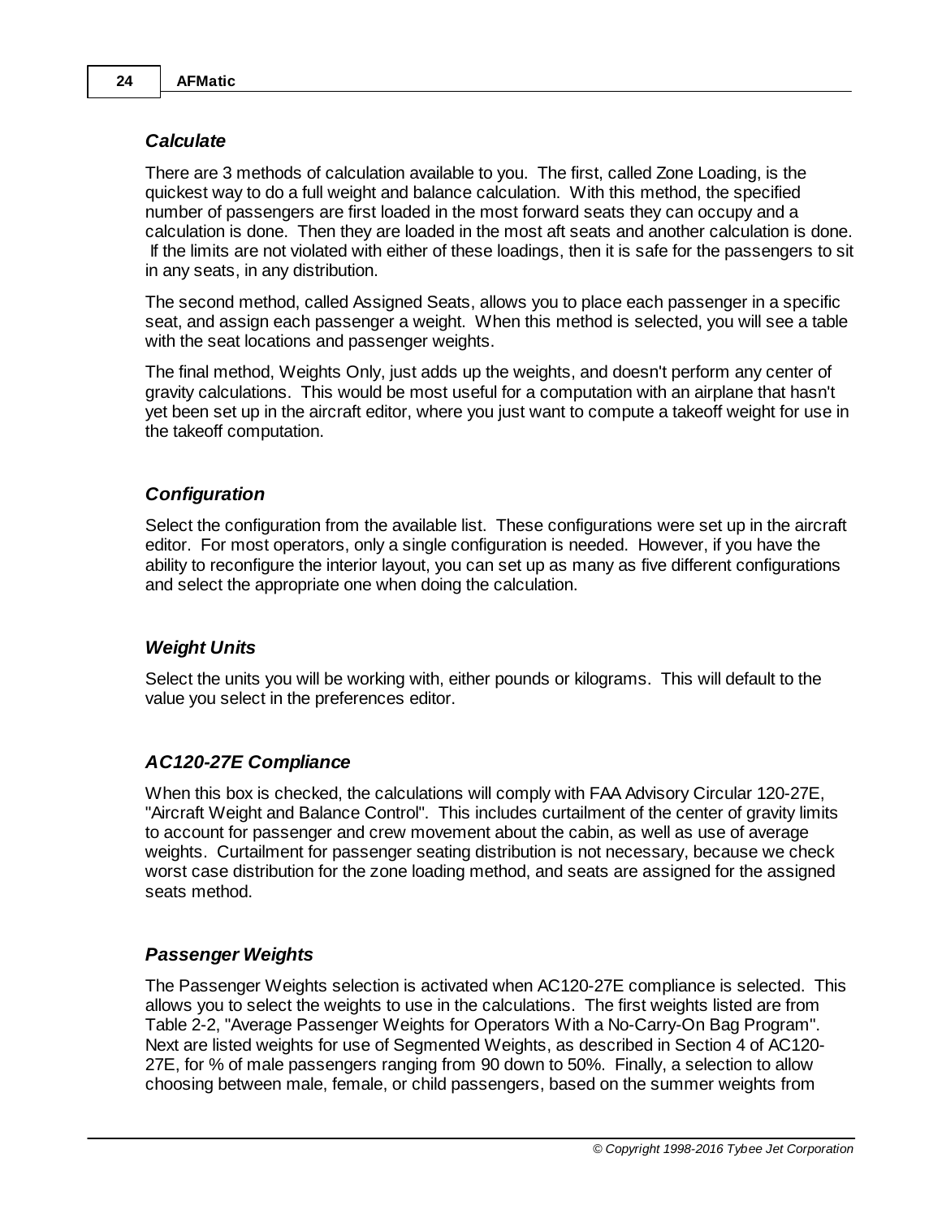### *Calculate*

There are 3 methods of calculation available to you. The first, called Zone Loading, is the quickest way to do a full weight and balance calculation. With this method, the specified number of passengers are first loaded in the most forward seats they can occupy and a calculation is done. Then they are loaded in the most aft seats and another calculation is done. If the limits are not violated with either of these loadings, then it is safe for the passengers to sit in any seats, in any distribution.

The second method, called Assigned Seats, allows you to place each passenger in a specific seat, and assign each passenger a weight. When this method is selected, you will see a table with the seat locations and passenger weights.

The final method, Weights Only, just adds up the weights, and doesn't perform any center of gravity calculations. This would be most useful for a computation with an airplane that hasn't yet been set up in the aircraft editor, where you just want to compute a takeoff weight for use in the takeoff computation.

### *Configuration*

Select the configuration from the available list. These configurations were set up in the aircraft editor. For most operators, only a single configuration is needed. However, if you have the ability to reconfigure the interior layout, you can set up as many as five different configurations and select the appropriate one when doing the calculation.

### *Weight Units*

Select the units you will be working with, either pounds or kilograms. This will default to the value you select in the preferences editor.

### *AC120-27E Compliance*

When this box is checked, the calculations will comply with FAA Advisory Circular 120-27E, "Aircraft Weight and Balance Control". This includes curtailment of the center of gravity limits to account for passenger and crew movement about the cabin, as well as use of average weights. Curtailment for passenger seating distribution is not necessary, because we check worst case distribution for the zone loading method, and seats are assigned for the assigned seats method.

### *Passenger Weights*

The Passenger Weights selection is activated when AC120-27E compliance is selected. This allows you to select the weights to use in the calculations. The first weights listed are from Table 2-2, "Average Passenger Weights for Operators With a No-Carry-On Bag Program". Next are listed weights for use of Segmented Weights, as described in Section 4 of AC120-27E, for % of male passengers ranging from 90 down to 50%. Finally, a selection to allow choosing between male, female, or child passengers, based on the summer weights from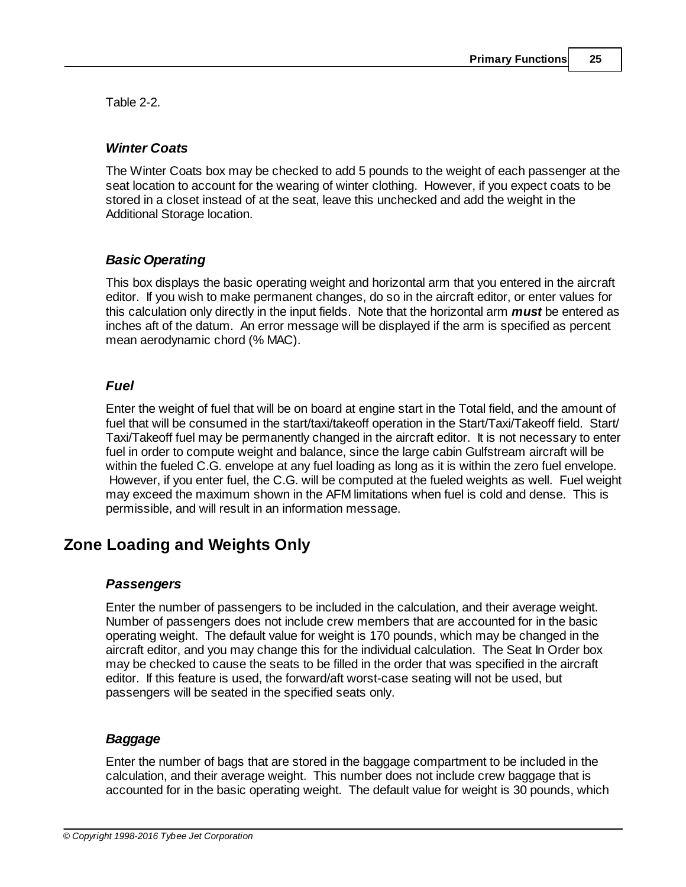Table 2-2.

### *Winter Coats*

The Winter Coats box may be checked to add 5 pounds to the weight of each passenger at the seat location to account for the wearing of winter clothing. However, if you expect coats to be stored in a closet instead of at the seat, leave this unchecked and add the weight in the Additional Storage location.

### *Basic Operating*

This box displays the basic operating weight and horizontal arm that you entered in the aircraft editor. If you wish to make permanent changes, do so in the aircraft editor, or enter values for this calculation only directly in the input fields. Note that the horizontal arm ***must*** be entered as inches aft of the datum. An error message will be displayed if the arm is specified as percent mean aerodynamic chord (% MAC).

### *Fuel*

Enter the weight of fuel that will be on board at engine start in the Total field, and the amount of fuel that will be consumed in the start/taxi/takeoff operation in the Start/Taxi/Takeoff field. Start/Taxi/Takeoff fuel may be permanently changed in the aircraft editor. It is not necessary to enter fuel in order to compute weight and balance, since the large cabin Gulfstream aircraft will be within the fueled C.G. envelope at any fuel loading as long as it is within the zero fuel envelope. However, if you enter fuel, the C.G. will be computed at the fueled weights as well. Fuel weight may exceed the maximum shown in the AFM limitations when fuel is cold and dense. This is permissible, and will result in an information message.

## Zone Loading and Weights Only

### *Passengers*

Enter the number of passengers to be included in the calculation, and their average weight. Number of passengers does not include crew members that are accounted for in the basic operating weight. The default value for weight is 170 pounds, which may be changed in the aircraft editor, and you may change this for the individual calculation. The Seat In Order box may be checked to cause the seats to be filled in the order that was specified in the aircraft editor. If this feature is used, the forward/aft worst-case seating will not be used, but passengers will be seated in the specified seats only.

### *Baggage*

Enter the number of bags that are stored in the baggage compartment to be included in the calculation, and their average weight. This number does not include crew baggage that is accounted for in the basic operating weight. The default value for weight is 30 pounds, which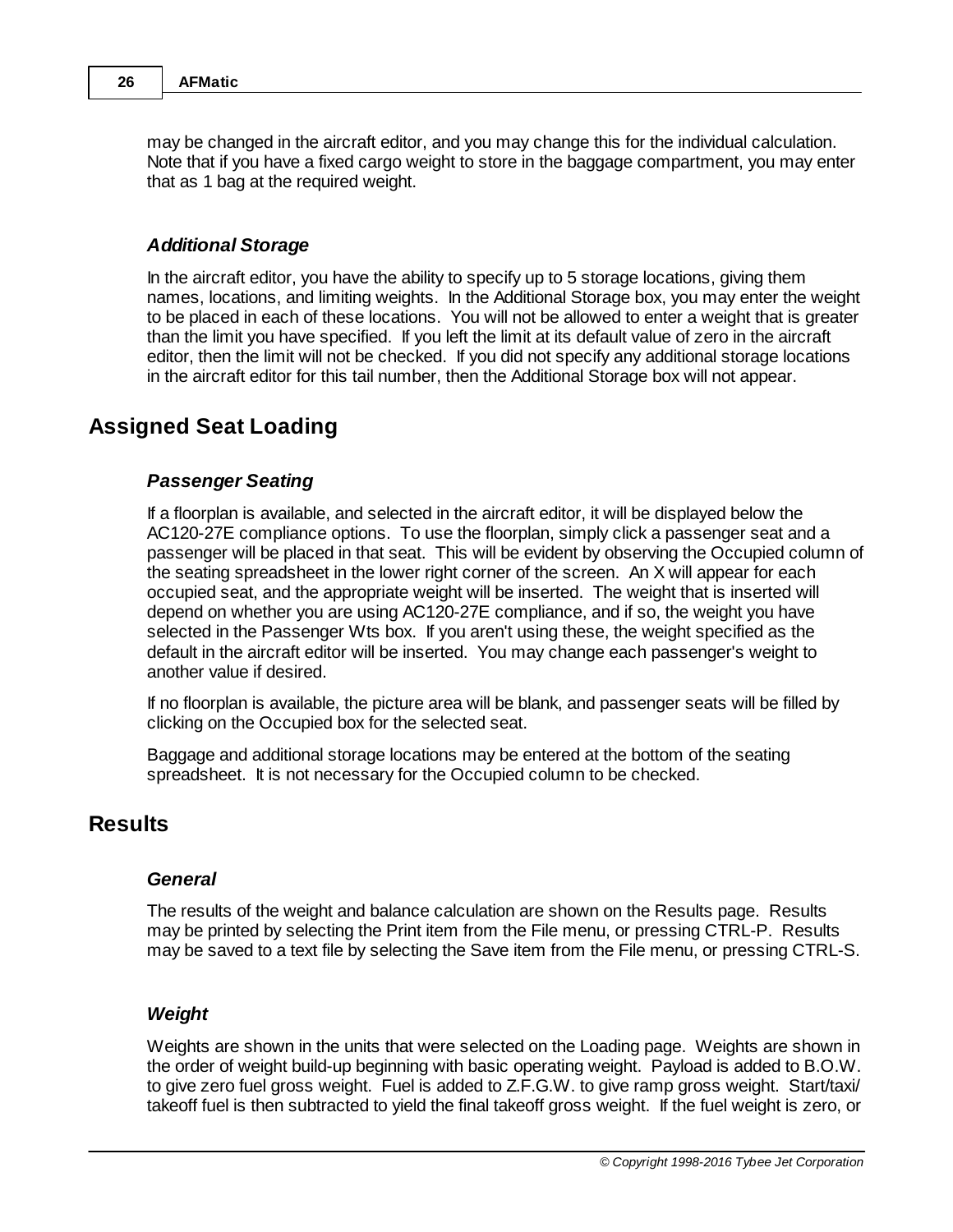may be changed in the aircraft editor, and you may change this for the individual calculation. Note that if you have a fixed cargo weight to store in the baggage compartment, you may enter that as 1 bag at the required weight.

### *Additional Storage*

In the aircraft editor, you have the ability to specify up to 5 storage locations, giving them names, locations, and limiting weights. In the Additional Storage box, you may enter the weight to be placed in each of these locations. You will not be allowed to enter a weight that is greater than the limit you have specified. If you left the limit at its default value of zero in the aircraft editor, then the limit will not be checked. If you did not specify any additional storage locations in the aircraft editor for this tail number, then the Additional Storage box will not appear.

## Assigned Seat Loading

### *Passenger Seating*

If a floorplan is available, and selected in the aircraft editor, it will be displayed below the AC120-27E compliance options. To use the floorplan, simply click a passenger seat and a passenger will be placed in that seat. This will be evident by observing the Occupied column of the seating spreadsheet in the lower right corner of the screen. An X will appear for each occupied seat, and the appropriate weight will be inserted. The weight that is inserted will depend on whether you are using AC120-27E compliance, and if so, the weight you have selected in the Passenger Wts box. If you aren't using these, the weight specified as the default in the aircraft editor will be inserted. You may change each passenger's weight to another value if desired.

If no floorplan is available, the picture area will be blank, and passenger seats will be filled by clicking on the Occupied box for the selected seat.

Baggage and additional storage locations may be entered at the bottom of the seating spreadsheet. It is not necessary for the Occupied column to be checked.

## Results

### *General*

The results of the weight and balance calculation are shown on the Results page. Results may be printed by selecting the Print item from the File menu, or pressing CTRL-P. Results may be saved to a text file by selecting the Save item from the File menu, or pressing CTRL-S.

### *Weight*

Weights are shown in the units that were selected on the Loading page. Weights are shown in the order of weight build-up beginning with basic operating weight. Payload is added to B.O.W. to give zero fuel gross weight. Fuel is added to Z.F.G.W. to give ramp gross weight. Start/taxi/takeoff fuel is then subtracted to yield the final takeoff gross weight. If the fuel weight is zero, or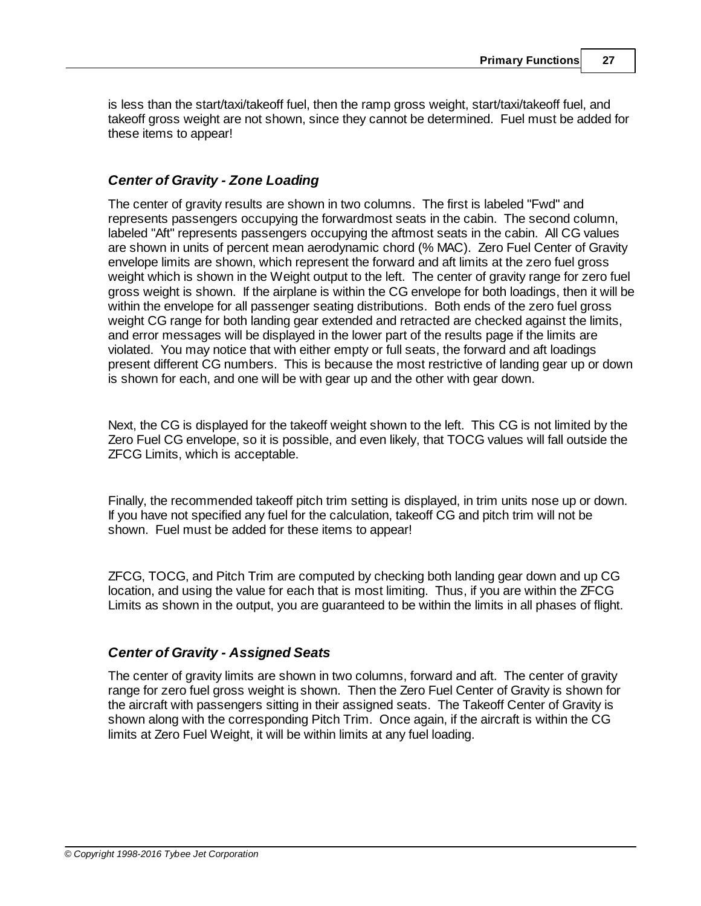is less than the start/taxi/takeoff fuel, then the ramp gross weight, start/taxi/takeoff fuel, and takeoff gross weight are not shown, since they cannot be determined. Fuel must be added for these items to appear!

### *Center of Gravity - Zone Loading*

The center of gravity results are shown in two columns. The first is labeled "Fwd" and represents passengers occupying the forwardmost seats in the cabin. The second column, labeled "Aft" represents passengers occupying the aftmost seats in the cabin. All CG values are shown in units of percent mean aerodynamic chord (% MAC). Zero Fuel Center of Gravity envelope limits are shown, which represent the forward and aft limits at the zero fuel gross weight which is shown in the Weight output to the left. The center of gravity range for zero fuel gross weight is shown. If the airplane is within the CG envelope for both loadings, then it will be within the envelope for all passenger seating distributions. Both ends of the zero fuel gross weight CG range for both landing gear extended and retracted are checked against the limits, and error messages will be displayed in the lower part of the results page if the limits are violated. You may notice that with either empty or full seats, the forward and aft loadings present different CG numbers. This is because the most restrictive of landing gear up or down is shown for each, and one will be with gear up and the other with gear down.

Next, the CG is displayed for the takeoff weight shown to the left. This CG is not limited by the Zero Fuel CG envelope, so it is possible, and even likely, that TOCG values will fall outside the ZFCG Limits, which is acceptable.

Finally, the recommended takeoff pitch trim setting is displayed, in trim units nose up or down. If you have not specified any fuel for the calculation, takeoff CG and pitch trim will not be shown. Fuel must be added for these items to appear!

ZFCG, TOCG, and Pitch Trim are computed by checking both landing gear down and up CG location, and using the value for each that is most limiting. Thus, if you are within the ZFCG Limits as shown in the output, you are guaranteed to be within the limits in all phases of flight.

### *Center of Gravity - Assigned Seats*

The center of gravity limits are shown in two columns, forward and aft. The center of gravity range for zero fuel gross weight is shown. Then the Zero Fuel Center of Gravity is shown for the aircraft with passengers sitting in their assigned seats. The Takeoff Center of Gravity is shown along with the corresponding Pitch Trim. Once again, if the aircraft is within the CG limits at Zero Fuel Weight, it will be within limits at any fuel loading.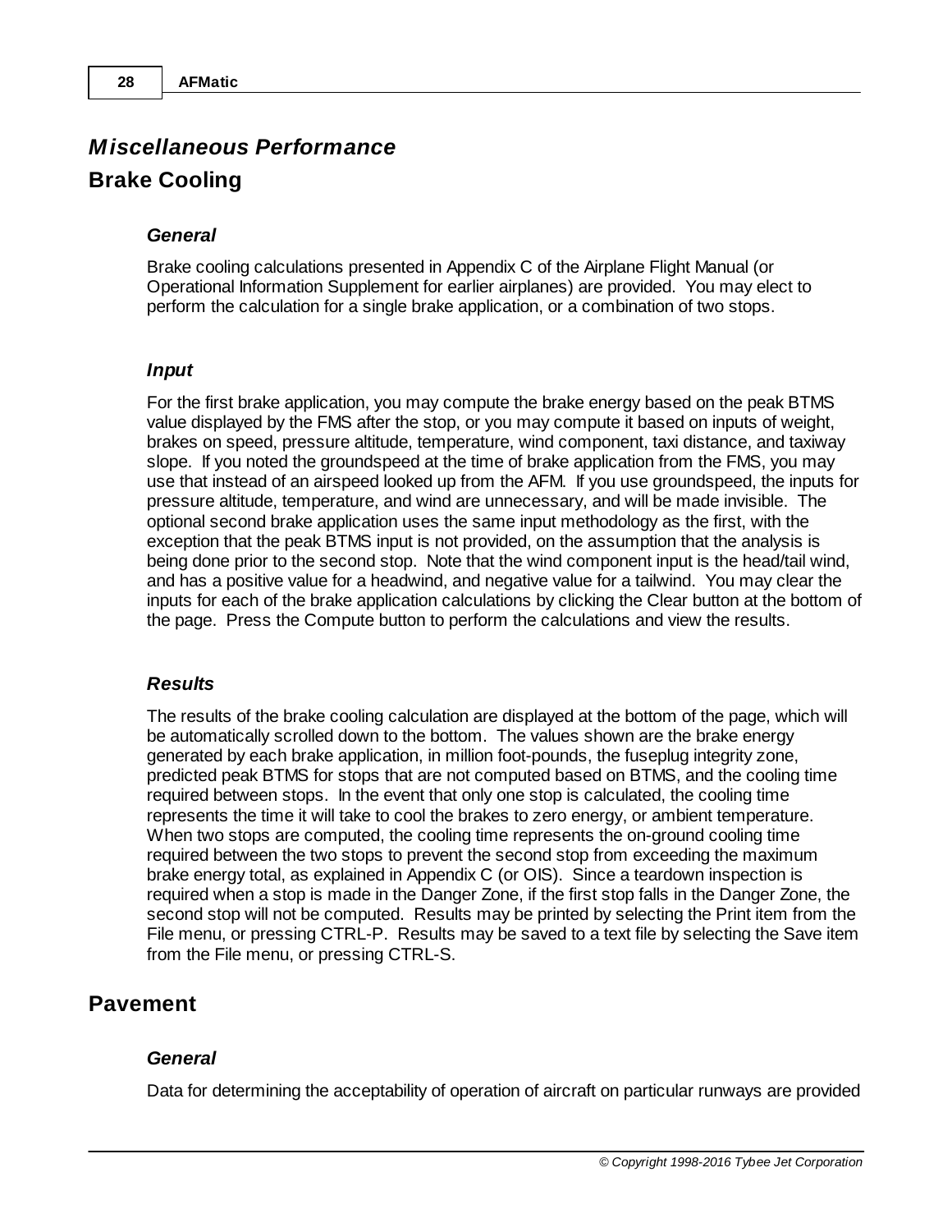# *Miscellaneous Performance*

## Brake Cooling

### *General*

Brake cooling calculations presented in Appendix C of the Airplane Flight Manual (or Operational Information Supplement for earlier airplanes) are provided. You may elect to perform the calculation for a single brake application, or a combination of two stops.

### *Input*

For the first brake application, you may compute the brake energy based on the peak BTMS value displayed by the FMS after the stop, or you may compute it based on inputs of weight, brakes on speed, pressure altitude, temperature, wind component, taxi distance, and taxiway slope. If you noted the groundspeed at the time of brake application from the FMS, you may use that instead of an airspeed looked up from the AFM. If you use groundspeed, the inputs for pressure altitude, temperature, and wind are unnecessary, and will be made invisible. The optional second brake application uses the same input methodology as the first, with the exception that the peak BTMS input is not provided, on the assumption that the analysis is being done prior to the second stop. Note that the wind component input is the head/tail wind, and has a positive value for a headwind, and negative value for a tailwind. You may clear the inputs for each of the brake application calculations by clicking the Clear button at the bottom of the page. Press the Compute button to perform the calculations and view the results.

### *Results*

The results of the brake cooling calculation are displayed at the bottom of the page, which will be automatically scrolled down to the bottom. The values shown are the brake energy generated by each brake application, in million foot-pounds, the fuseplug integrity zone, predicted peak BTMS for stops that are not computed based on BTMS, and the cooling time required between stops. In the event that only one stop is calculated, the cooling time represents the time it will take to cool the brakes to zero energy, or ambient temperature. When two stops are computed, the cooling time represents the on-ground cooling time required between the two stops to prevent the second stop from exceeding the maximum brake energy total, as explained in Appendix C (or OIS). Since a teardown inspection is required when a stop is made in the Danger Zone, if the first stop falls in the Danger Zone, the second stop will not be computed. Results may be printed by selecting the Print item from the File menu, or pressing CTRL-P. Results may be saved to a text file by selecting the Save item from the File menu, or pressing CTRL-S.

## Pavement

### *General*

Data for determining the acceptability of operation of aircraft on particular runways are provided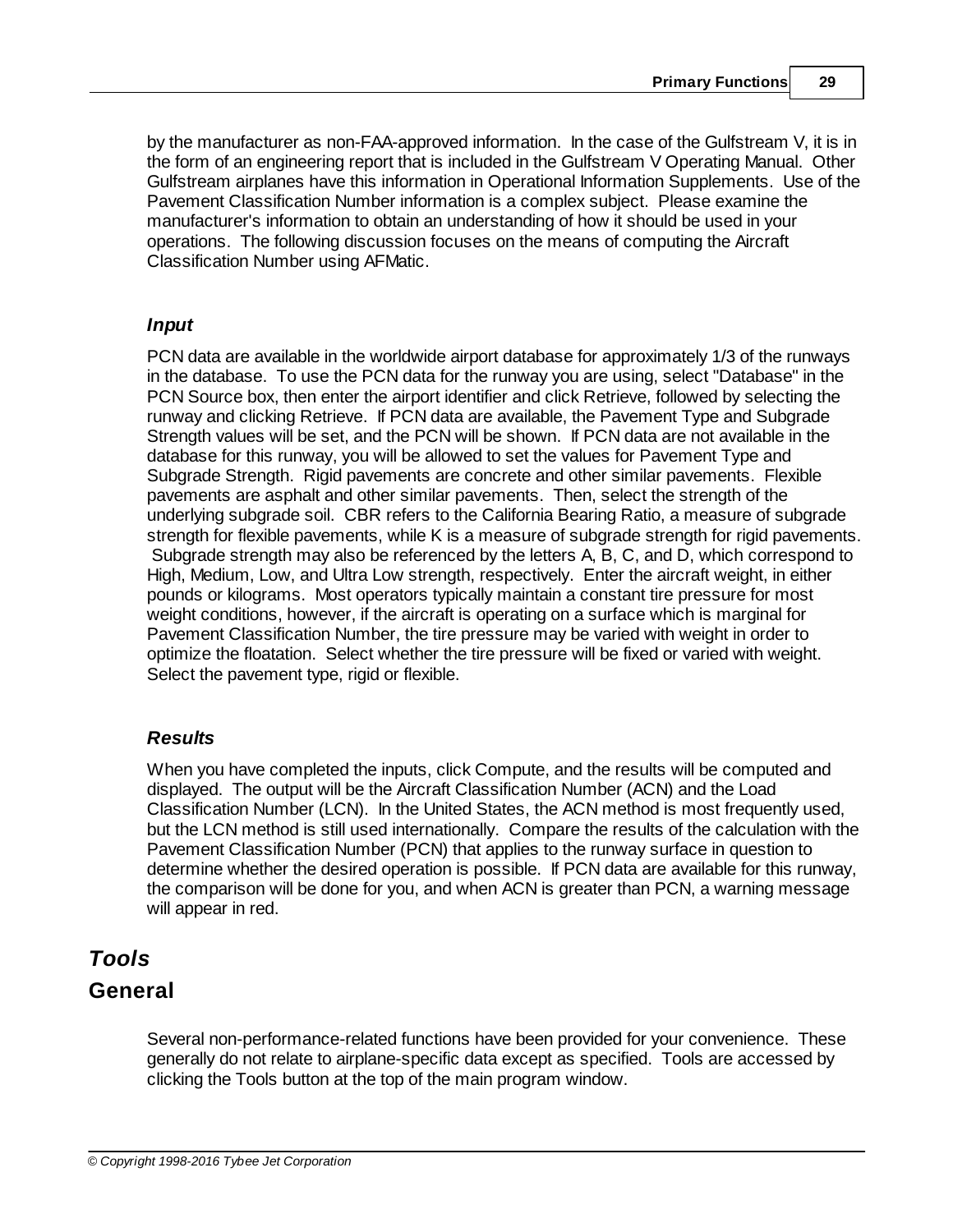by the manufacturer as non-FAA-approved information. In the case of the Gulfstream V, it is in the form of an engineering report that is included in the Gulfstream V Operating Manual. Other Gulfstream airplanes have this information in Operational Information Supplements. Use of the Pavement Classification Number information is a complex subject. Please examine the manufacturer's information to obtain an understanding of how it should be used in your operations. The following discussion focuses on the means of computing the Aircraft Classification Number using AFMatic.

### *Input*

PCN data are available in the worldwide airport database for approximately 1/3 of the runways in the database. To use the PCN data for the runway you are using, select "Database" in the PCN Source box, then enter the airport identifier and click Retrieve, followed by selecting the runway and clicking Retrieve. If PCN data are available, the Pavement Type and Subgrade Strength values will be set, and the PCN will be shown. If PCN data are not available in the database for this runway, you will be allowed to set the values for Pavement Type and Subgrade Strength. Rigid pavements are concrete and other similar pavements. Flexible pavements are asphalt and other similar pavements. Then, select the strength of the underlying subgrade soil. CBR refers to the California Bearing Ratio, a measure of subgrade strength for flexible pavements, while K is a measure of subgrade strength for rigid pavements. Subgrade strength may also be referenced by the letters A, B, C, and D, which correspond to High, Medium, Low, and Ultra Low strength, respectively. Enter the aircraft weight, in either pounds or kilograms. Most operators typically maintain a constant tire pressure for most weight conditions, however, if the aircraft is operating on a surface which is marginal for Pavement Classification Number, the tire pressure may be varied with weight in order to optimize the floatation. Select whether the tire pressure will be fixed or varied with weight. Select the pavement type, rigid or flexible.

### *Results*

When you have completed the inputs, click Compute, and the results will be computed and displayed. The output will be the Aircraft Classification Number (ACN) and the Load Classification Number (LCN). In the United States, the ACN method is most frequently used, but the LCN method is still used internationally. Compare the results of the calculation with the Pavement Classification Number (PCN) that applies to the runway surface in question to determine whether the desired operation is possible. If PCN data are available for this runway, the comparison will be done for you, and when ACN is greater than PCN, a warning message will appear in red.

# *Tools*

## General

Several non-performance-related functions have been provided for your convenience. These generally do not relate to airplane-specific data except as specified. Tools are accessed by clicking the Tools button at the top of the main program window.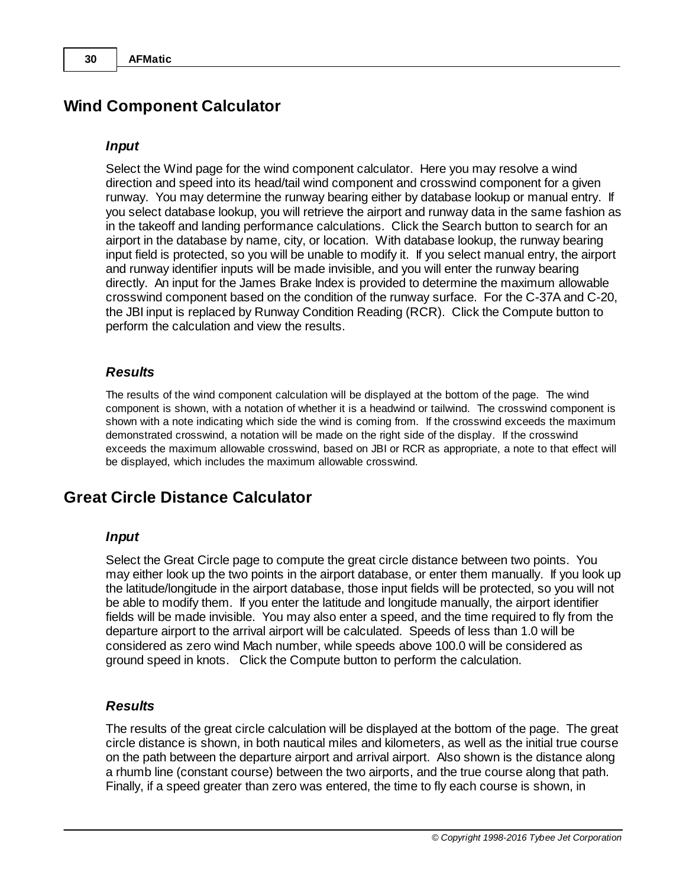## Wind Component Calculator

### *Input*

Select the Wind page for the wind component calculator. Here you may resolve a wind direction and speed into its head/tail wind component and crosswind component for a given runway. You may determine the runway bearing either by database lookup or manual entry. If you select database lookup, you will retrieve the airport and runway data in the same fashion as in the takeoff and landing performance calculations. Click the Search button to search for an airport in the database by name, city, or location. With database lookup, the runway bearing input field is protected, so you will be unable to modify it. If you select manual entry, the airport and runway identifier inputs will be made invisible, and you will enter the runway bearing directly. An input for the James Brake Index is provided to determine the maximum allowable crosswind component based on the condition of the runway surface. For the C-37A and C-20, the JBI input is replaced by Runway Condition Reading (RCR). Click the Compute button to perform the calculation and view the results.

### *Results*

The results of the wind component calculation will be displayed at the bottom of the page. The wind component is shown, with a notation of whether it is a headwind or tailwind. The crosswind component is shown with a note indicating which side the wind is coming from. If the crosswind exceeds the maximum demonstrated crosswind, a notation will be made on the right side of the display. If the crosswind exceeds the maximum allowable crosswind, based on JBI or RCR as appropriate, a note to that effect will be displayed, which includes the maximum allowable crosswind.

## Great Circle Distance Calculator

### *Input*

Select the Great Circle page to compute the great circle distance between two points. You may either look up the two points in the airport database, or enter them manually. If you look up the latitude/longitude in the airport database, those input fields will be protected, so you will not be able to modify them. If you enter the latitude and longitude manually, the airport identifier fields will be made invisible. You may also enter a speed, and the time required to fly from the departure airport to the arrival airport will be calculated. Speeds of less than 1.0 will be considered as zero wind Mach number, while speeds above 100.0 will be considered as ground speed in knots. Click the Compute button to perform the calculation.

### *Results*

The results of the great circle calculation will be displayed at the bottom of the page. The great circle distance is shown, in both nautical miles and kilometers, as well as the initial true course on the path between the departure airport and arrival airport. Also shown is the distance along a rhumb line (constant course) between the two airports, and the true course along that path. Finally, if a speed greater than zero was entered, the time to fly each course is shown, in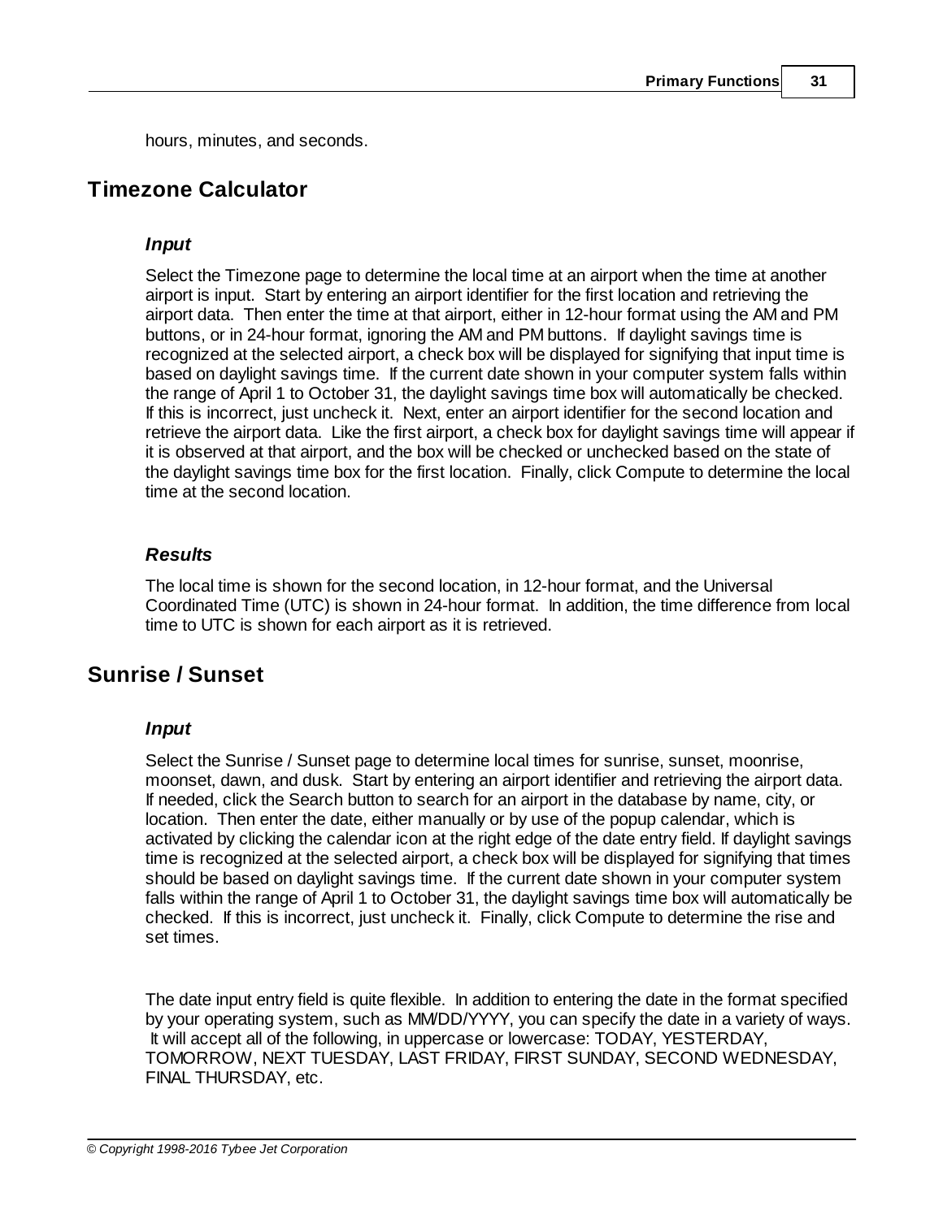hours, minutes, and seconds.

## Timezone Calculator

### *Input*

Select the Timezone page to determine the local time at an airport when the time at another airport is input. Start by entering an airport identifier for the first location and retrieving the airport data. Then enter the time at that airport, either in 12-hour format using the AM and PM buttons, or in 24-hour format, ignoring the AM and PM buttons. If daylight savings time is recognized at the selected airport, a check box will be displayed for signifying that input time is based on daylight savings time. If the current date shown in your computer system falls within the range of April 1 to October 31, the daylight savings time box will automatically be checked. If this is incorrect, just uncheck it. Next, enter an airport identifier for the second location and retrieve the airport data. Like the first airport, a check box for daylight savings time will appear if it is observed at that airport, and the box will be checked or unchecked based on the state of the daylight savings time box for the first location. Finally, click Compute to determine the local time at the second location.

### *Results*

The local time is shown for the second location, in 12-hour format, and the Universal Coordinated Time (UTC) is shown in 24-hour format. In addition, the time difference from local time to UTC is shown for each airport as it is retrieved.

## Sunrise / Sunset

### *Input*

Select the Sunrise / Sunset page to determine local times for sunrise, sunset, moonrise, moonset, dawn, and dusk. Start by entering an airport identifier and retrieving the airport data. If needed, click the Search button to search for an airport in the database by name, city, or location. Then enter the date, either manually or by use of the popup calendar, which is activated by clicking the calendar icon at the right edge of the date entry field. If daylight savings time is recognized at the selected airport, a check box will be displayed for signifying that times should be based on daylight savings time. If the current date shown in your computer system falls within the range of April 1 to October 31, the daylight savings time box will automatically be checked. If this is incorrect, just uncheck it. Finally, click Compute to determine the rise and set times.

The date input entry field is quite flexible. In addition to entering the date in the format specified by your operating system, such as MM/DD/YYYY, you can specify the date in a variety of ways. It will accept all of the following, in uppercase or lowercase: TODAY, YESTERDAY, TOMORROW, NEXT TUESDAY, LAST FRIDAY, FIRST SUNDAY, SECOND WEDNESDAY, FINAL THURSDAY, etc.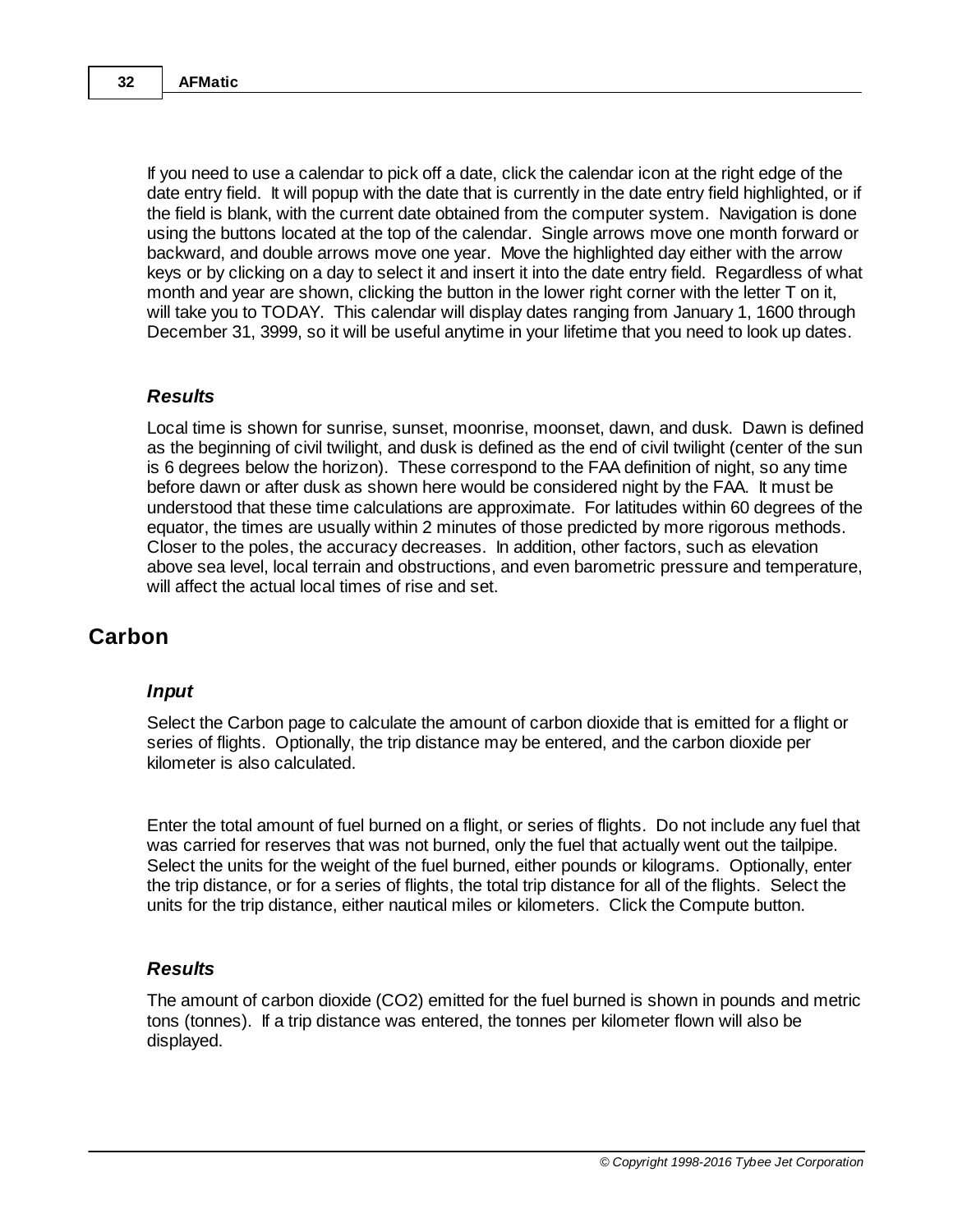If you need to use a calendar to pick off a date, click the calendar icon at the right edge of the date entry field. It will popup with the date that is currently in the date entry field highlighted, or if the field is blank, with the current date obtained from the computer system. Navigation is done using the buttons located at the top of the calendar. Single arrows move one month forward or backward, and double arrows move one year. Move the highlighted day either with the arrow keys or by clicking on a day to select it and insert it into the date entry field. Regardless of what month and year are shown, clicking the button in the lower right corner with the letter T on it, will take you to TODAY. This calendar will display dates ranging from January 1, 1600 through December 31, 3999, so it will be useful anytime in your lifetime that you need to look up dates.

### *Results*

Local time is shown for sunrise, sunset, moonrise, moonset, dawn, and dusk. Dawn is defined as the beginning of civil twilight, and dusk is defined as the end of civil twilight (center of the sun is 6 degrees below the horizon). These correspond to the FAA definition of night, so any time before dawn or after dusk as shown here would be considered night by the FAA. It must be understood that these time calculations are approximate. For latitudes within 60 degrees of the equator, the times are usually within 2 minutes of those predicted by more rigorous methods. Closer to the poles, the accuracy decreases. In addition, other factors, such as elevation above sea level, local terrain and obstructions, and even barometric pressure and temperature, will affect the actual local times of rise and set.

## Carbon

### *Input*

Select the Carbon page to calculate the amount of carbon dioxide that is emitted for a flight or series of flights. Optionally, the trip distance may be entered, and the carbon dioxide per kilometer is also calculated.

Enter the total amount of fuel burned on a flight, or series of flights. Do not include any fuel that was carried for reserves that was not burned, only the fuel that actually went out the tailpipe. Select the units for the weight of the fuel burned, either pounds or kilograms. Optionally, enter the trip distance, or for a series of flights, the total trip distance for all of the flights. Select the units for the trip distance, either nautical miles or kilometers. Click the Compute button.

### *Results*

The amount of carbon dioxide ($CO_2$) emitted for the fuel burned is shown in pounds and metric tons (tonnes). If a trip distance was entered, the tonnes per kilometer flown will also be displayed.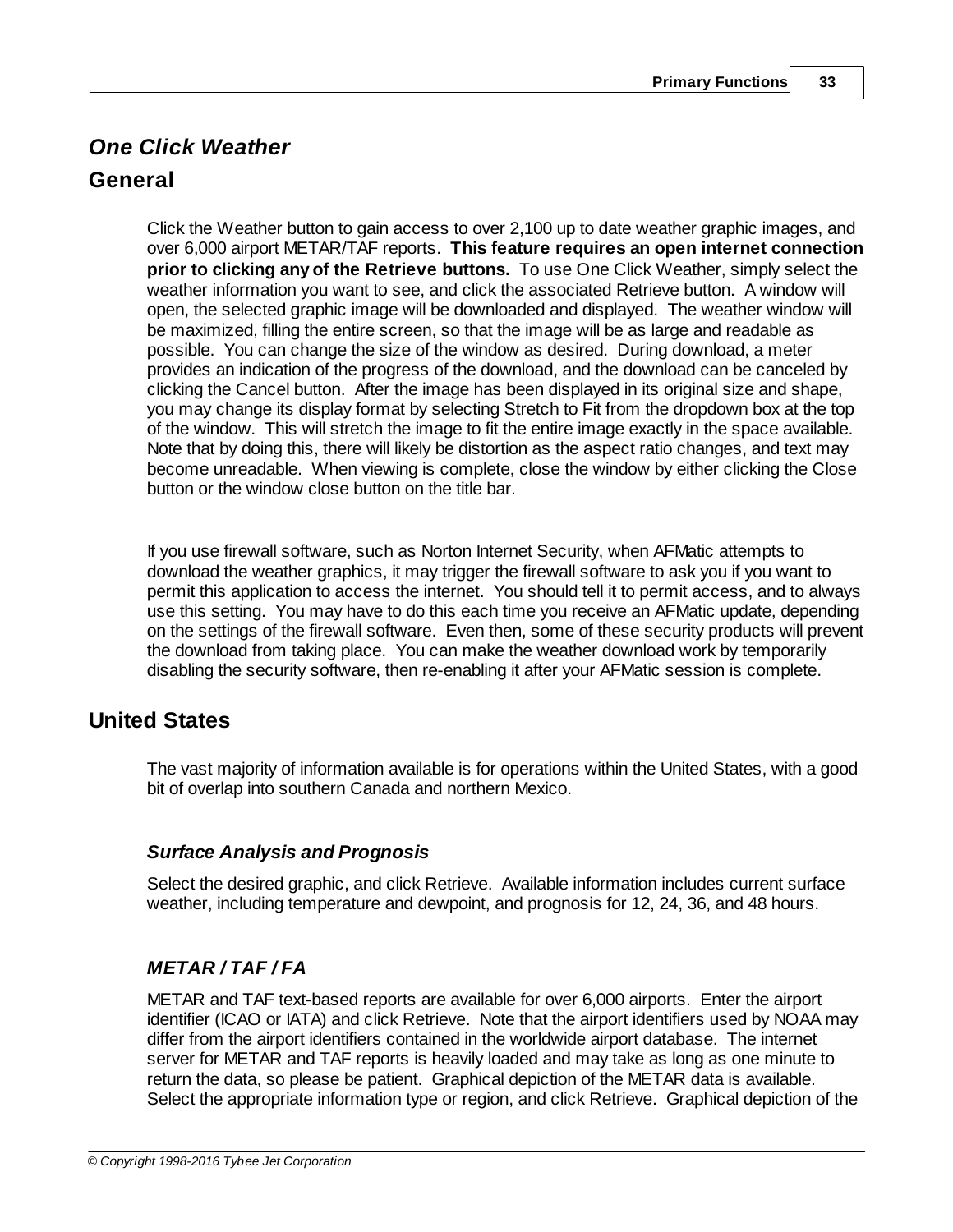## *One Click Weather*

## General

Click the Weather button to gain access to over 2,100 up to date weather graphic images, and over 6,000 airport METAR/TAF reports. **This feature requires an open internet connection prior to clicking any of the Retrieve buttons.** To use One Click Weather, simply select the weather information you want to see, and click the associated Retrieve button. A window will open, the selected graphic image will be downloaded and displayed. The weather window will be maximized, filling the entire screen, so that the image will be as large and readable as possible. You can change the size of the window as desired. During download, a meter provides an indication of the progress of the download, and the download can be canceled by clicking the Cancel button. After the image has been displayed in its original size and shape, you may change its display format by selecting Stretch to Fit from the dropdown box at the top of the window. This will stretch the image to fit the entire image exactly in the space available. Note that by doing this, there will likely be distortion as the aspect ratio changes, and text may become unreadable. When viewing is complete, close the window by either clicking the Close button or the window close button on the title bar.

If you use firewall software, such as Norton Internet Security, when AFMatic attempts to download the weather graphics, it may trigger the firewall software to ask you if you want to permit this application to access the internet. You should tell it to permit access, and to always use this setting. You may have to do this each time you receive an AFMatic update, depending on the settings of the firewall software. Even then, some of these security products will prevent the download from taking place. You can make the weather download work by temporarily disabling the security software, then re-enabling it after your AFMatic session is complete.

## United States

The vast majority of information available is for operations within the United States, with a good bit of overlap into southern Canada and northern Mexico.

### *Surface Analysis and Prognosis*

Select the desired graphic, and click Retrieve. Available information includes current surface weather, including temperature and dewpoint, and prognosis for 12, 24, 36, and 48 hours.

### *METAR / TAF / FA*

METAR and TAF text-based reports are available for over 6,000 airports. Enter the airport identifier (ICAO or IATA) and click Retrieve. Note that the airport identifiers used by NOAA may differ from the airport identifiers contained in the worldwide airport database. The internet server for METAR and TAF reports is heavily loaded and may take as long as one minute to return the data, so please be patient. Graphical depiction of the METAR data is available. Select the appropriate information type or region, and click Retrieve. Graphical depiction of the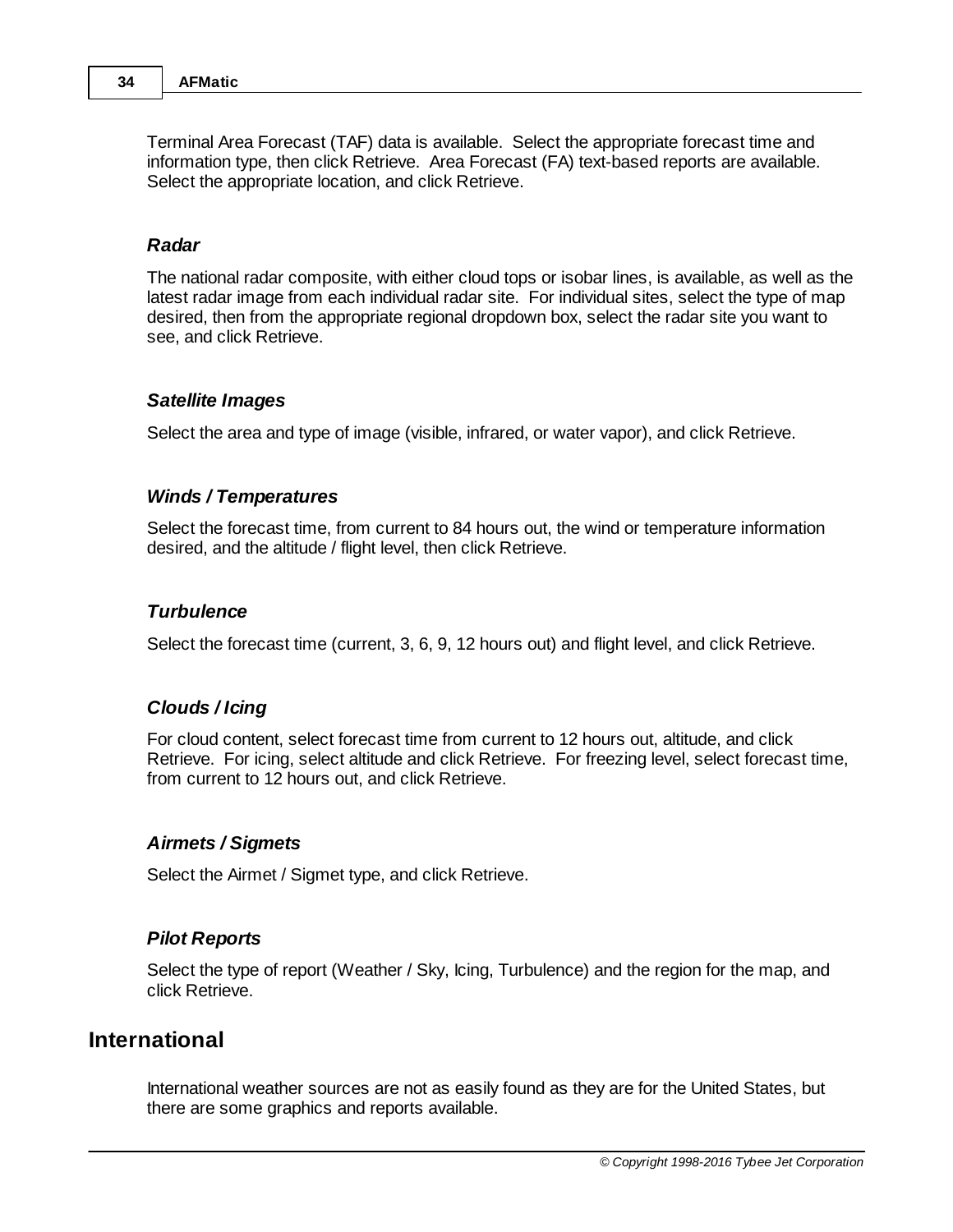Terminal Area Forecast (TAF) data is available. Select the appropriate forecast time and information type, then click Retrieve. Area Forecast (FA) text-based reports are available. Select the appropriate location, and click Retrieve.

### *Radar*

The national radar composite, with either cloud tops or isobar lines, is available, as well as the latest radar image from each individual radar site. For individual sites, select the type of map desired, then from the appropriate regional dropdown box, select the radar site you want to see, and click Retrieve.

### *Satellite Images*

Select the area and type of image (visible, infrared, or water vapor), and click Retrieve.

### *Winds / Temperatures*

Select the forecast time, from current to 84 hours out, the wind or temperature information desired, and the altitude / flight level, then click Retrieve.

### *Turbulence*

Select the forecast time (current, 3, 6, 9, 12 hours out) and flight level, and click Retrieve.

### *Clouds / Icing*

For cloud content, select forecast time from current to 12 hours out, altitude, and click Retrieve. For icing, select altitude and click Retrieve. For freezing level, select forecast time, from current to 12 hours out, and click Retrieve.

### *Airmets / Sigmets*

Select the Airmet / Sigmet type, and click Retrieve.

### *Pilot Reports*

Select the type of report (Weather / Sky, Icing, Turbulence) and the region for the map, and click Retrieve.

## International

International weather sources are not as easily found as they are for the United States, but there are some graphics and reports available.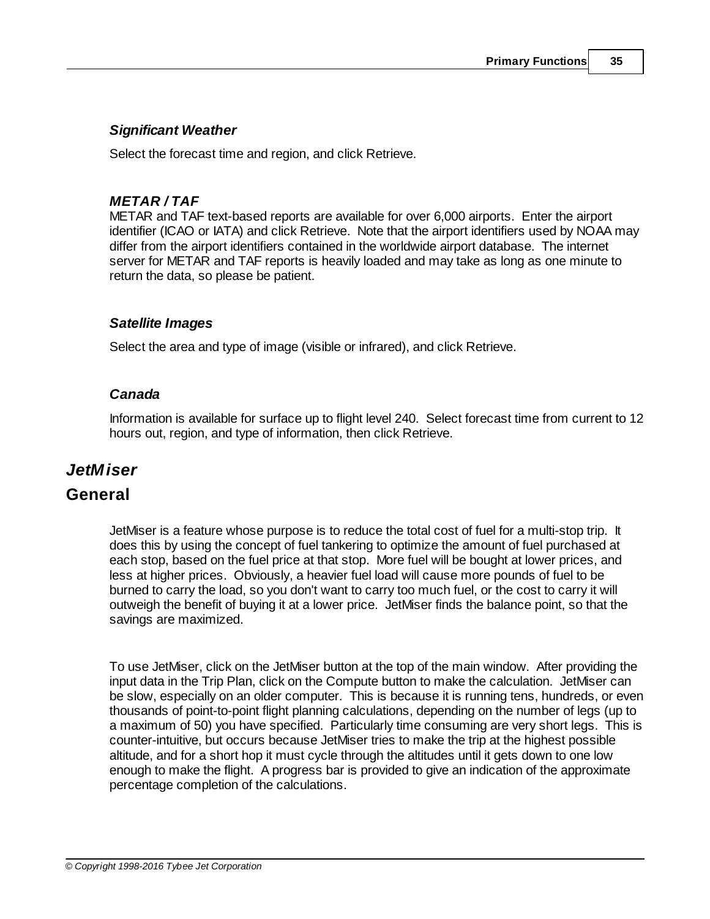### *Significant Weather*

Select the forecast time and region, and click Retrieve.

### *METAR / TAF*

METAR and TAF text-based reports are available for over 6,000 airports. Enter the airport identifier (ICAO or IATA) and click Retrieve. Note that the airport identifiers used by NOAA may differ from the airport identifiers contained in the worldwide airport database. The internet server for METAR and TAF reports is heavily loaded and may take as long as one minute to return the data, so please be patient.

### *Satellite Images*

Select the area and type of image (visible or infrared), and click Retrieve.

### *Canada*

Information is available for surface up to flight level 240. Select forecast time from current to 12 hours out, region, and type of information, then click Retrieve.

# *JetMiser*

## General

JetMiser is a feature whose purpose is to reduce the total cost of fuel for a multi-stop trip. It does this by using the concept of fuel tankering to optimize the amount of fuel purchased at each stop, based on the fuel price at that stop. More fuel will be bought at lower prices, and less at higher prices. Obviously, a heavier fuel load will cause more pounds of fuel to be burned to carry the load, so you don't want to carry too much fuel, or the cost to carry it will outweigh the benefit of buying it at a lower price. JetMiser finds the balance point, so that the savings are maximized.

To use JetMiser, click on the JetMiser button at the top of the main window. After providing the input data in the Trip Plan, click on the Compute button to make the calculation. JetMiser can be slow, especially on an older computer. This is because it is running tens, hundreds, or even thousands of point-to-point flight planning calculations, depending on the number of legs (up to a maximum of 50) you have specified. Particularly time consuming are very short legs. This is counter-intuitive, but occurs because JetMiser tries to make the trip at the highest possible altitude, and for a short hop it must cycle through the altitudes until it gets down to one low enough to make the flight. A progress bar is provided to give an indication of the approximate percentage completion of the calculations.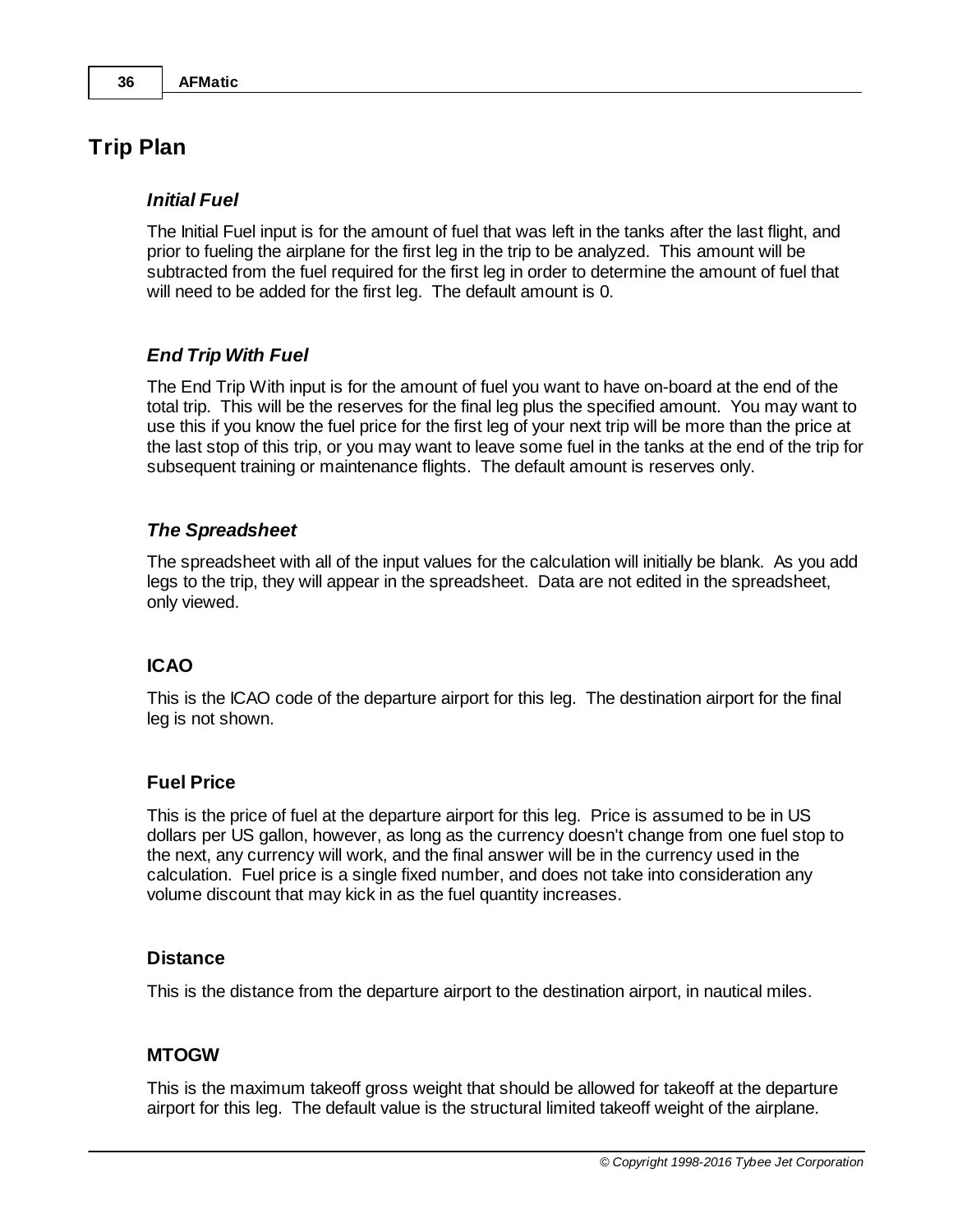# Trip Plan

### *Initial Fuel*

The Initial Fuel input is for the amount of fuel that was left in the tanks after the last flight, and prior to fueling the airplane for the first leg in the trip to be analyzed. This amount will be subtracted from the fuel required for the first leg in order to determine the amount of fuel that will need to be added for the first leg. The default amount is 0.

### *End Trip With Fuel*

The End Trip With input is for the amount of fuel you want to have on-board at the end of the total trip. This will be the reserves for the final leg plus the specified amount. You may want to use this if you know the fuel price for the first leg of your next trip will be more than the price at the last stop of this trip, or you may want to leave some fuel in the tanks at the end of the trip for subsequent training or maintenance flights. The default amount is reserves only.

### *The Spreadsheet*

The spreadsheet with all of the input values for the calculation will initially be blank. As you add legs to the trip, they will appear in the spreadsheet. Data are not edited in the spreadsheet, only viewed.

### ICAO

This is the ICAO code of the departure airport for this leg. The destination airport for the final leg is not shown.

### Fuel Price

This is the price of fuel at the departure airport for this leg. Price is assumed to be in US dollars per US gallon, however, as long as the currency doesn't change from one fuel stop to the next, any currency will work, and the final answer will be in the currency used in the calculation. Fuel price is a single fixed number, and does not take into consideration any volume discount that may kick in as the fuel quantity increases.

### Distance

This is the distance from the departure airport to the destination airport, in nautical miles.

### MTOGW

This is the maximum takeoff gross weight that should be allowed for takeoff at the departure airport for this leg. The default value is the structural limited takeoff weight of the airplane.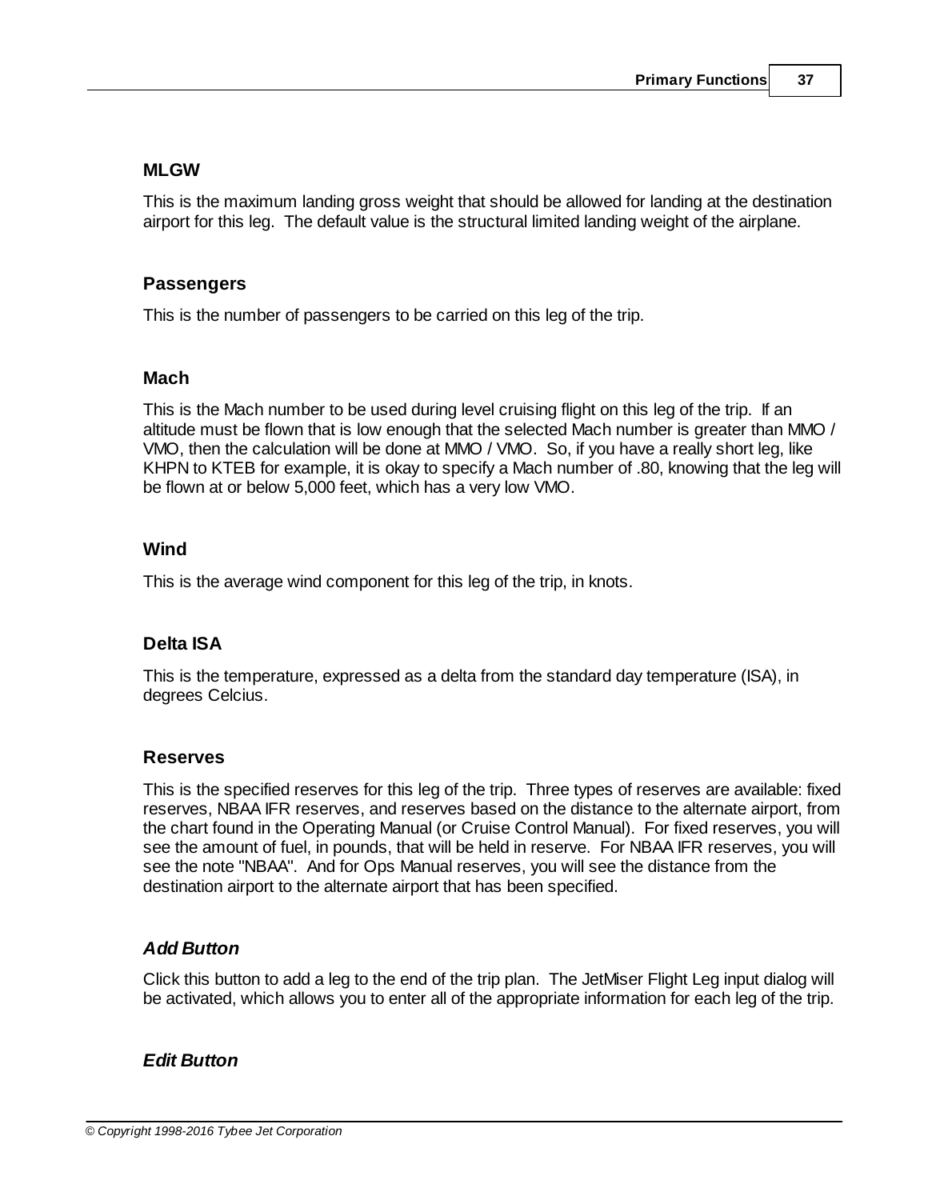### MLGW

This is the maximum landing gross weight that should be allowed for landing at the destination airport for this leg. The default value is the structural limited landing weight of the airplane.

### Passengers

This is the number of passengers to be carried on this leg of the trip.

### Mach

This is the Mach number to be used during level cruising flight on this leg of the trip. If an altitude must be flown that is low enough that the selected Mach number is greater than MMO / VMO, then the calculation will be done at MMO / VMO. So, if you have a really short leg, like KHPN to KTEB for example, it is okay to specify a Mach number of .80, knowing that the leg will be flown at or below 5,000 feet, which has a very low VMO.

### Wind

This is the average wind component for this leg of the trip, in knots.

### Delta ISA

This is the temperature, expressed as a delta from the standard day temperature (ISA), in degrees Celcius.

### Reserves

This is the specified reserves for this leg of the trip. Three types of reserves are available: fixed reserves, NBAA IFR reserves, and reserves based on the distance to the alternate airport, from the chart found in the Operating Manual (or Cruise Control Manual). For fixed reserves, you will see the amount of fuel, in pounds, that will be held in reserve. For NBAA IFR reserves, you will see the note "NBAA". And for Ops Manual reserves, you will see the distance from the destination airport to the alternate airport that has been specified.

### *Add Button*

Click this button to add a leg to the end of the trip plan. The JetMiser Flight Leg input dialog will be activated, which allows you to enter all of the appropriate information for each leg of the trip.

### *Edit Button*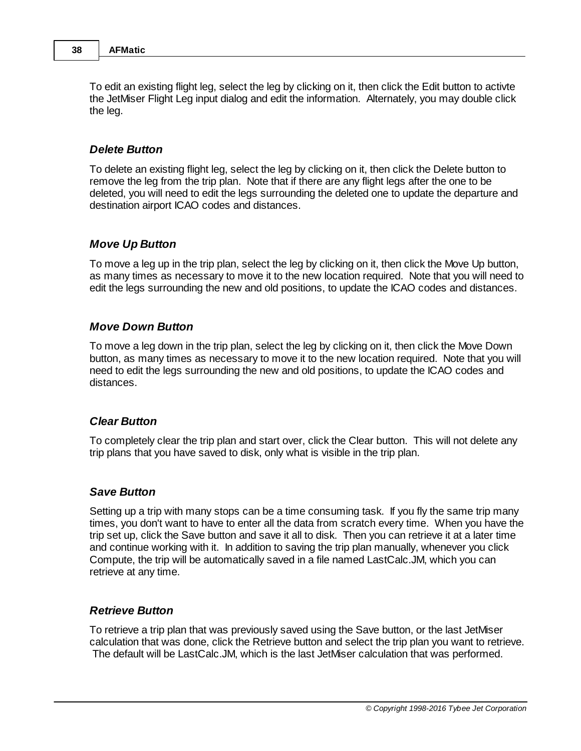To edit an existing flight leg, select the leg by clicking on it, then click the Edit button to activte the JetMiser Flight Leg input dialog and edit the information. Alternately, you may double click the leg.

### *Delete Button*

To delete an existing flight leg, select the leg by clicking on it, then click the Delete button to remove the leg from the trip plan. Note that if there are any flight legs after the one to be deleted, you will need to edit the legs surrounding the deleted one to update the departure and destination airport ICAO codes and distances.

### *Move Up Button*

To move a leg up in the trip plan, select the leg by clicking on it, then click the Move Up button, as many times as necessary to move it to the new location required. Note that you will need to edit the legs surrounding the new and old positions, to update the ICAO codes and distances.

### *Move Down Button*

To move a leg down in the trip plan, select the leg by clicking on it, then click the Move Down button, as many times as necessary to move it to the new location required. Note that you will need to edit the legs surrounding the new and old positions, to update the ICAO codes and distances.

### *Clear Button*

To completely clear the trip plan and start over, click the Clear button. This will not delete any trip plans that you have saved to disk, only what is visible in the trip plan.

### *Save Button*

Setting up a trip with many stops can be a time consuming task. If you fly the same trip many times, you don't want to have to enter all the data from scratch every time. When you have the trip set up, click the Save button and save it all to disk. Then you can retrieve it at a later time and continue working with it. In addition to saving the trip plan manually, whenever you click Compute, the trip will be automatically saved in a file named LastCalc.JM, which you can retrieve at any time.

### *Retrieve Button*

To retrieve a trip plan that was previously saved using the Save button, or the last JetMiser calculation that was done, click the Retrieve button and select the trip plan you want to retrieve. The default will be LastCalc.JM, which is the last JetMiser calculation that was performed.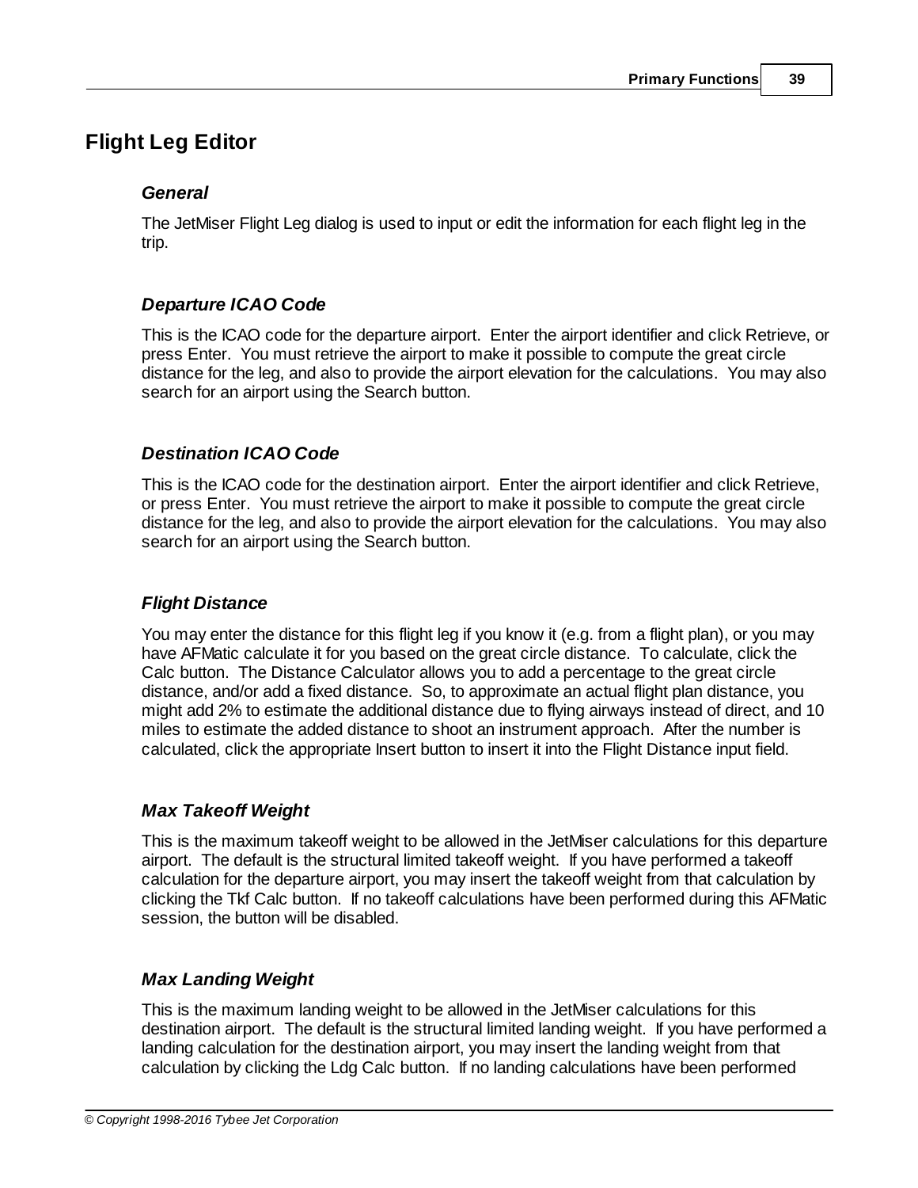# Flight Leg Editor

### *General*

The JetMiser Flight Leg dialog is used to input or edit the information for each flight leg in the trip.

### *Departure ICAO Code*

This is the ICAO code for the departure airport. Enter the airport identifier and click Retrieve, or press Enter. You must retrieve the airport to make it possible to compute the great circle distance for the leg, and also to provide the airport elevation for the calculations. You may also search for an airport using the Search button.

### *Destination ICAO Code*

This is the ICAO code for the destination airport. Enter the airport identifier and click Retrieve, or press Enter. You must retrieve the airport to make it possible to compute the great circle distance for the leg, and also to provide the airport elevation for the calculations. You may also search for an airport using the Search button.

### *Flight Distance*

You may enter the distance for this flight leg if you know it (e.g. from a flight plan), or you may have AFMatic calculate it for you based on the great circle distance. To calculate, click the Calc button. The Distance Calculator allows you to add a percentage to the great circle distance, and/or add a fixed distance. So, to approximate an actual flight plan distance, you might add 2% to estimate the additional distance due to flying airways instead of direct, and 10 miles to estimate the added distance to shoot an instrument approach. After the number is calculated, click the appropriate Insert button to insert it into the Flight Distance input field.

### *Max Takeoff Weight*

This is the maximum takeoff weight to be allowed in the JetMiser calculations for this departure airport. The default is the structural limited takeoff weight. If you have performed a takeoff calculation for the departure airport, you may insert the takeoff weight from that calculation by clicking the Tkf Calc button. If no takeoff calculations have been performed during this AFMatic session, the button will be disabled.

### *Max Landing Weight*

This is the maximum landing weight to be allowed in the JetMiser calculations for this destination airport. The default is the structural limited landing weight. If you have performed a landing calculation for the destination airport, you may insert the landing weight from that calculation by clicking the Ldg Calc button. If no landing calculations have been performed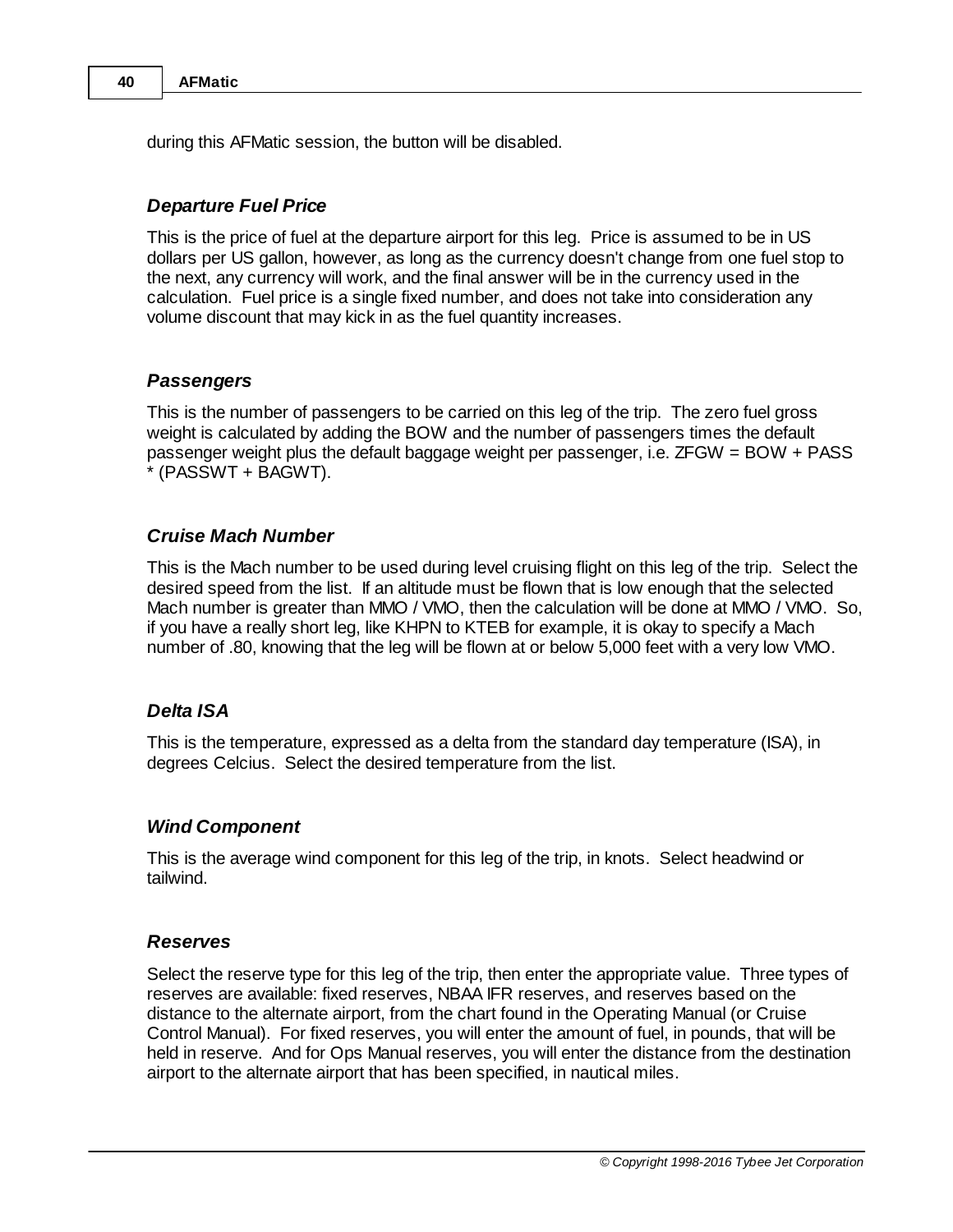during this AFMatic session, the button will be disabled.

### *Departure Fuel Price*

This is the price of fuel at the departure airport for this leg. Price is assumed to be in US dollars per US gallon, however, as long as the currency doesn't change from one fuel stop to the next, any currency will work, and the final answer will be in the currency used in the calculation. Fuel price is a single fixed number, and does not take into consideration any volume discount that may kick in as the fuel quantity increases.

### *Passengers*

This is the number of passengers to be carried on this leg of the trip. The zero fuel gross weight is calculated by adding the BOW and the number of passengers times the default passenger weight plus the default baggage weight per passenger, i.e. ZFGW = BOW + PASS * (PASSWT + BAGWT).

### *Cruise Mach Number*

This is the Mach number to be used during level cruising flight on this leg of the trip. Select the desired speed from the list. If an altitude must be flown that is low enough that the selected Mach number is greater than MMO / VMO, then the calculation will be done at MMO / VMO. So, if you have a really short leg, like KHPN to KTEB for example, it is okay to specify a Mach number of .80, knowing that the leg will be flown at or below 5,000 feet with a very low VMO.

### *Delta ISA*

This is the temperature, expressed as a delta from the standard day temperature (ISA), in degrees Celcius. Select the desired temperature from the list.

### *Wind Component*

This is the average wind component for this leg of the trip, in knots. Select headwind or tailwind.

### *Reserves*

Select the reserve type for this leg of the trip, then enter the appropriate value. Three types of reserves are available: fixed reserves, NBAA IFR reserves, and reserves based on the distance to the alternate airport, from the chart found in the Operating Manual (or Cruise Control Manual). For fixed reserves, you will enter the amount of fuel, in pounds, that will be held in reserve. And for Ops Manual reserves, you will enter the distance from the destination airport to the alternate airport that has been specified, in nautical miles.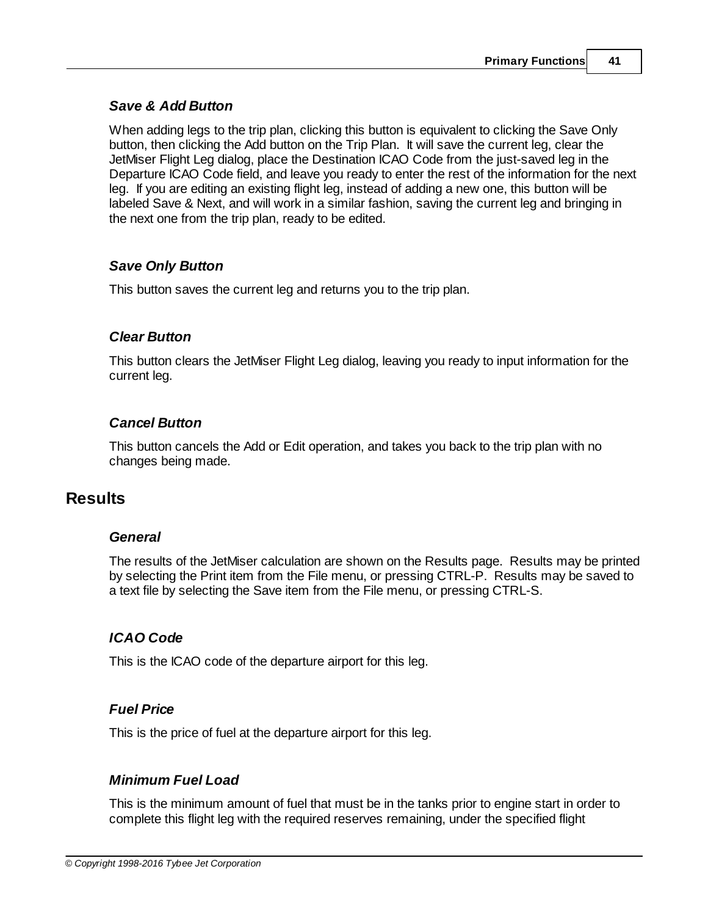### *Save & Add Button*

When adding legs to the trip plan, clicking this button is equivalent to clicking the Save Only button, then clicking the Add button on the Trip Plan. It will save the current leg, clear the JetMiser Flight Leg dialog, place the Destination ICAO Code from the just-saved leg in the Departure ICAO Code field, and leave you ready to enter the rest of the information for the next leg. If you are editing an existing flight leg, instead of adding a new one, this button will be labeled Save & Next, and will work in a similar fashion, saving the current leg and bringing in the next one from the trip plan, ready to be edited.

### *Save Only Button*

This button saves the current leg and returns you to the trip plan.

### *Clear Button*

This button clears the JetMiser Flight Leg dialog, leaving you ready to input information for the current leg.

### *Cancel Button*

This button cancels the Add or Edit operation, and takes you back to the trip plan with no changes being made.

## Results

### *General*

The results of the JetMiser calculation are shown on the Results page. Results may be printed by selecting the Print item from the File menu, or pressing CTRL-P. Results may be saved to a text file by selecting the Save item from the File menu, or pressing CTRL-S.

### *ICAO Code*

This is the ICAO code of the departure airport for this leg.

### *Fuel Price*

This is the price of fuel at the departure airport for this leg.

### *Minimum Fuel Load*

This is the minimum amount of fuel that must be in the tanks prior to engine start in order to complete this flight leg with the required reserves remaining, under the specified flight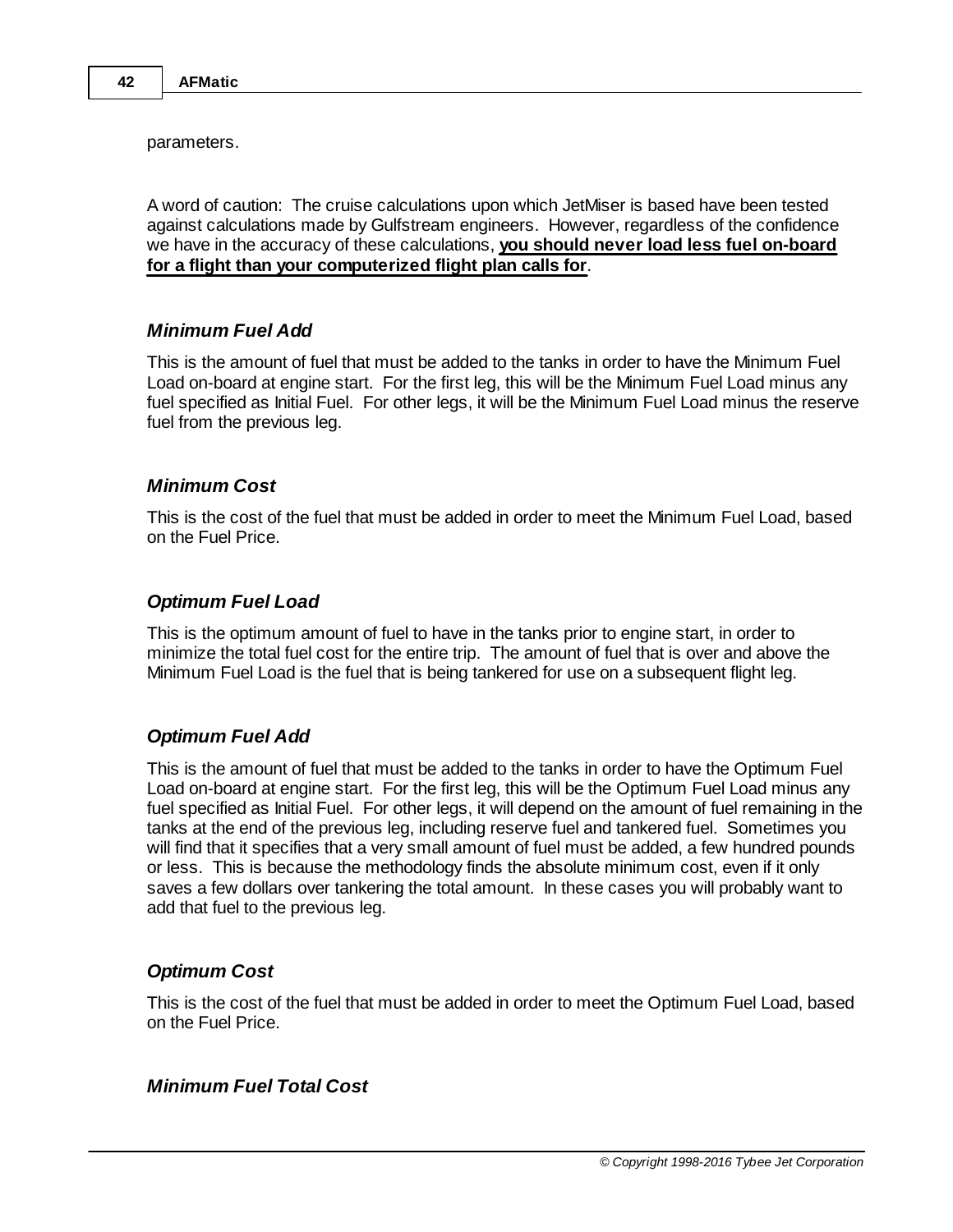parameters.

A word of caution: The cruise calculations upon which JetMiser is based have been tested against calculations made by Gulfstream engineers. However, regardless of the confidence we have in the accuracy of these calculations, **you should never load less fuel on-board for a flight than your computerized flight plan calls for**.

### *Minimum Fuel Add*

This is the amount of fuel that must be added to the tanks in order to have the Minimum Fuel Load on-board at engine start. For the first leg, this will be the Minimum Fuel Load minus any fuel specified as Initial Fuel. For other legs, it will be the Minimum Fuel Load minus the reserve fuel from the previous leg.

### *Minimum Cost*

This is the cost of the fuel that must be added in order to meet the Minimum Fuel Load, based on the Fuel Price.

### *Optimum Fuel Load*

This is the optimum amount of fuel to have in the tanks prior to engine start, in order to minimize the total fuel cost for the entire trip. The amount of fuel that is over and above the Minimum Fuel Load is the fuel that is being tankered for use on a subsequent flight leg.

### *Optimum Fuel Add*

This is the amount of fuel that must be added to the tanks in order to have the Optimum Fuel Load on-board at engine start. For the first leg, this will be the Optimum Fuel Load minus any fuel specified as Initial Fuel. For other legs, it will depend on the amount of fuel remaining in the tanks at the end of the previous leg, including reserve fuel and tankered fuel. Sometimes you will find that it specifies that a very small amount of fuel must be added, a few hundred pounds or less. This is because the methodology finds the absolute minimum cost, even if it only saves a few dollars over tankering the total amount. In these cases you will probably want to add that fuel to the previous leg.

### *Optimum Cost*

This is the cost of the fuel that must be added in order to meet the Optimum Fuel Load, based on the Fuel Price.

### *Minimum Fuel Total Cost*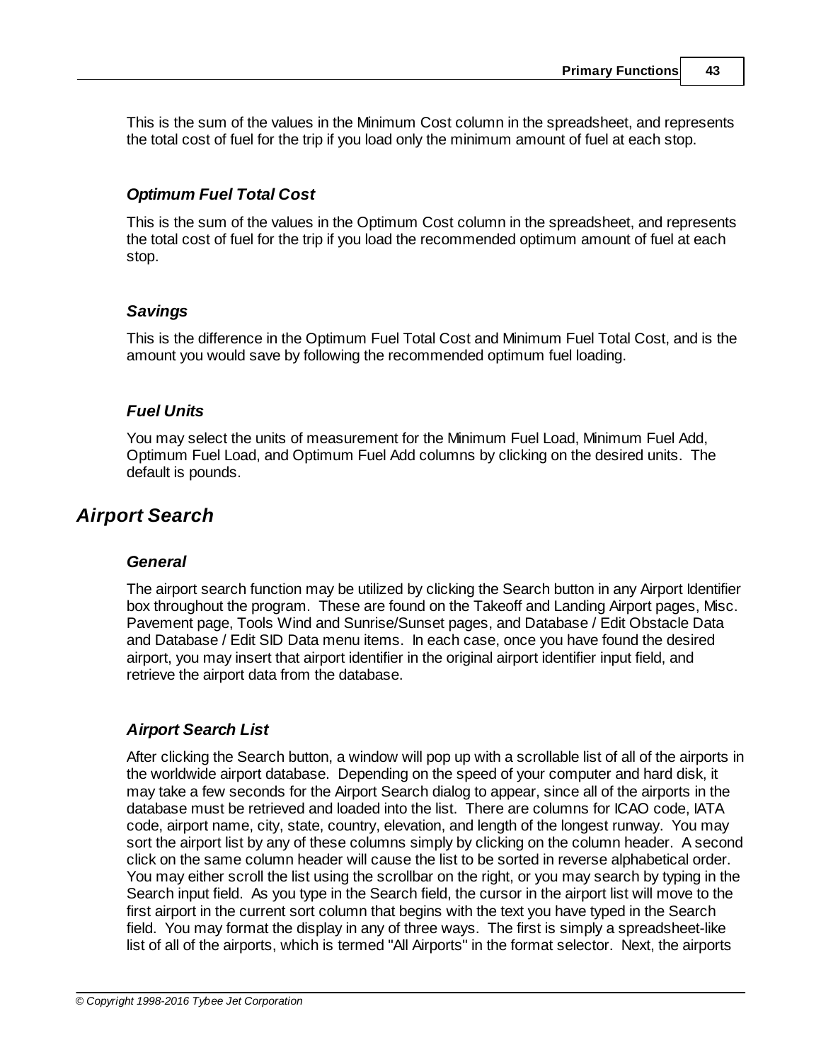This is the sum of the values in the Minimum Cost column in the spreadsheet, and represents the total cost of fuel for the trip if you load only the minimum amount of fuel at each stop.

### *Optimum Fuel Total Cost*

This is the sum of the values in the Optimum Cost column in the spreadsheet, and represents the total cost of fuel for the trip if you load the recommended optimum amount of fuel at each stop.

### *Savings*

This is the difference in the Optimum Fuel Total Cost and Minimum Fuel Total Cost, and is the amount you would save by following the recommended optimum fuel loading.

### *Fuel Units*

You may select the units of measurement for the Minimum Fuel Load, Minimum Fuel Add, Optimum Fuel Load, and Optimum Fuel Add columns by clicking on the desired units. The default is pounds.

## *Airport Search*

### *General*

The airport search function may be utilized by clicking the Search button in any Airport Identifier box throughout the program. These are found on the Takeoff and Landing Airport pages, Misc. Pavement page, Tools Wind and Sunrise/Sunset pages, and Database / Edit Obstacle Data and Database / Edit SID Data menu items. In each case, once you have found the desired airport, you may insert that airport identifier in the original airport identifier input field, and retrieve the airport data from the database.

### *Airport Search List*

After clicking the Search button, a window will pop up with a scrollable list of all of the airports in the worldwide airport database. Depending on the speed of your computer and hard disk, it may take a few seconds for the Airport Search dialog to appear, since all of the airports in the database must be retrieved and loaded into the list. There are columns for ICAO code, IATA code, airport name, city, state, country, elevation, and length of the longest runway. You may sort the airport list by any of these columns simply by clicking on the column header. A second click on the same column header will cause the list to be sorted in reverse alphabetical order. You may either scroll the list using the scrollbar on the right, or you may search by typing in the Search input field. As you type in the Search field, the cursor in the airport list will move to the first airport in the current sort column that begins with the text you have typed in the Search field. You may format the display in any of three ways. The first is simply a spreadsheet-like list of all of the airports, which is termed "All Airports" in the format selector. Next, the airports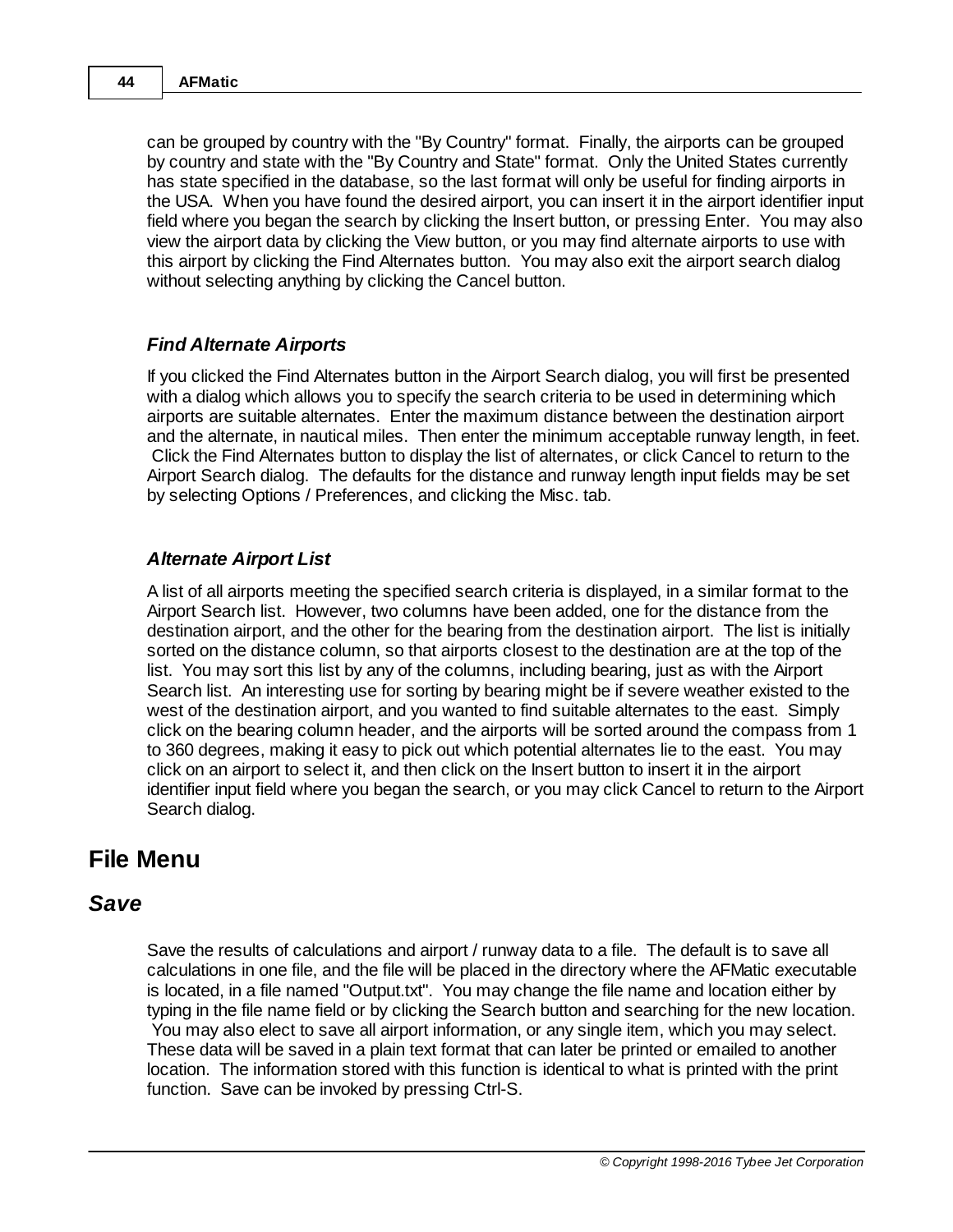can be grouped by country with the "By Country" format. Finally, the airports can be grouped by country and state with the "By Country and State" format. Only the United States currently has state specified in the database, so the last format will only be useful for finding airports in the USA. When you have found the desired airport, you can insert it in the airport identifier input field where you began the search by clicking the Insert button, or pressing Enter. You may also view the airport data by clicking the View button, or you may find alternate airports to use with this airport by clicking the Find Alternates button. You may also exit the airport search dialog without selecting anything by clicking the Cancel button.

### *Find Alternate Airports*

If you clicked the Find Alternates button in the Airport Search dialog, you will first be presented with a dialog which allows you to specify the search criteria to be used in determining which airports are suitable alternates. Enter the maximum distance between the destination airport and the alternate, in nautical miles. Then enter the minimum acceptable runway length, in feet. Click the Find Alternates button to display the list of alternates, or click Cancel to return to the Airport Search dialog. The defaults for the distance and runway length input fields may be set by selecting Options / Preferences, and clicking the Misc. tab.

### *Alternate Airport List*

A list of all airports meeting the specified search criteria is displayed, in a similar format to the Airport Search list. However, two columns have been added, one for the distance from the destination airport, and the other for the bearing from the destination airport. The list is initially sorted on the distance column, so that airports closest to the destination are at the top of the list. You may sort this list by any of the columns, including bearing, just as with the Airport Search list. An interesting use for sorting by bearing might be if severe weather existed to the west of the destination airport, and you wanted to find suitable alternates to the east. Simply click on the bearing column header, and the airports will be sorted around the compass from 1 to 360 degrees, making it easy to pick out which potential alternates lie to the east. You may click on an airport to select it, and then click on the Insert button to insert it in the airport identifier input field where you began the search, or you may click Cancel to return to the Airport Search dialog.

# File Menu

## *Save*

Save the results of calculations and airport / runway data to a file. The default is to save all calculations in one file, and the file will be placed in the directory where the AFMatic executable is located, in a file named "Output.txt". You may change the file name and location either by typing in the file name field or by clicking the Search button and searching for the new location. You may also elect to save all airport information, or any single item, which you may select. These data will be saved in a plain text format that can later be printed or emailed to another location. The information stored with this function is identical to what is printed with the print function. Save can be invoked by pressing Ctrl-S.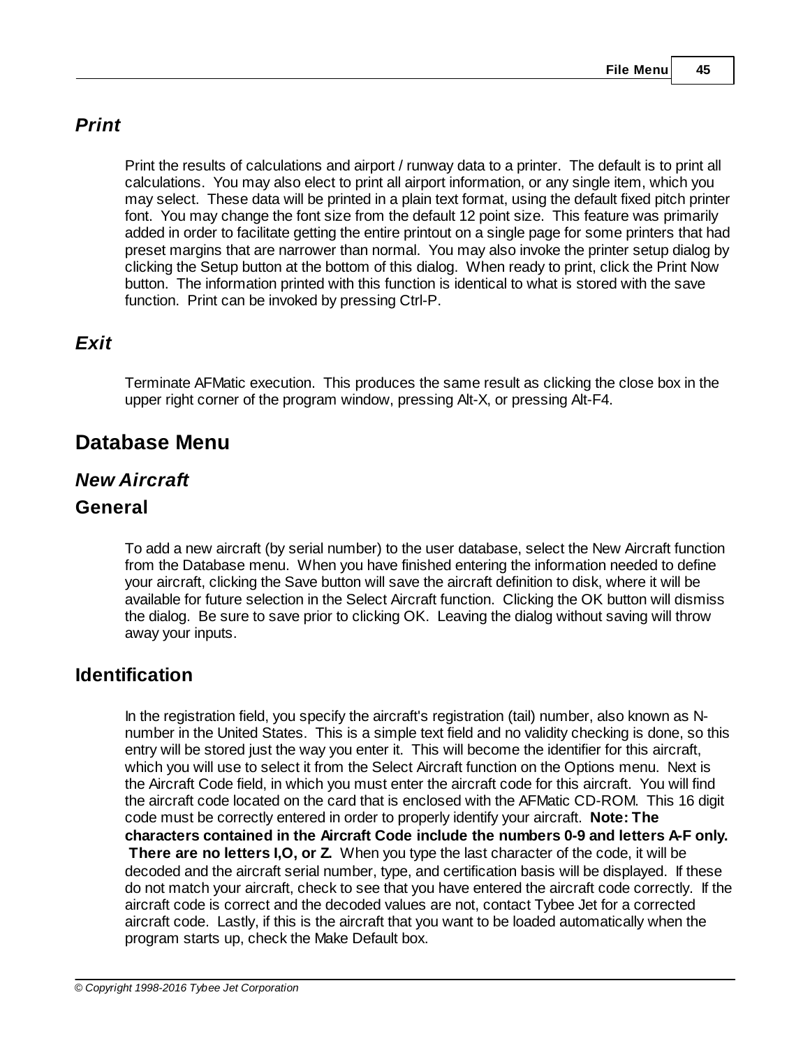### *Print*

Print the results of calculations and airport / runway data to a printer. The default is to print all calculations. You may also elect to print all airport information, or any single item, which you may select. These data will be printed in a plain text format, using the default fixed pitch printer font. You may change the font size from the default 12 point size. This feature was primarily added in order to facilitate getting the entire printout on a single page for some printers that had preset margins that are narrower than normal. You may also invoke the printer setup dialog by clicking the Setup button at the bottom of this dialog. When ready to print, click the Print Now button. The information printed with this function is identical to what is stored with the save function. Print can be invoked by pressing Ctrl-P.

### *Exit*

Terminate AFMatic execution. This produces the same result as clicking the close box in the upper right corner of the program window, pressing Alt-X, or pressing Alt-F4.

## Database Menu

### *New Aircraft*

### General

To add a new aircraft (by serial number) to the user database, select the New Aircraft function from the Database menu. When you have finished entering the information needed to define your aircraft, clicking the Save button will save the aircraft definition to disk, where it will be available for future selection in the Select Aircraft function. Clicking the OK button will dismiss the dialog. Be sure to save prior to clicking OK. Leaving the dialog without saving will throw away your inputs.

### Identification

In the registration field, you specify the aircraft's registration (tail) number, also known as N-number in the United States. This is a simple text field and no validity checking is done, so this entry will be stored just the way you enter it. This will become the identifier for this aircraft, which you will use to select it from the Select Aircraft function on the Options menu. Next is the Aircraft Code field, in which you must enter the aircraft code for this aircraft. You will find the aircraft code located on the card that is enclosed with the AFMatic CD-ROM. This 16 digit code must be correctly entered in order to properly identify your aircraft. **Note: The characters contained in the Aircraft Code include the numbers 0-9 and letters A-F only. There are no letters I,O, or Z.** When you type the last character of the code, it will be decoded and the aircraft serial number, type, and certification basis will be displayed. If these do not match your aircraft, check to see that you have entered the aircraft code correctly. If the aircraft code is correct and the decoded values are not, contact Tybee Jet for a corrected aircraft code. Lastly, if this is the aircraft that you want to be loaded automatically when the program starts up, check the Make Default box.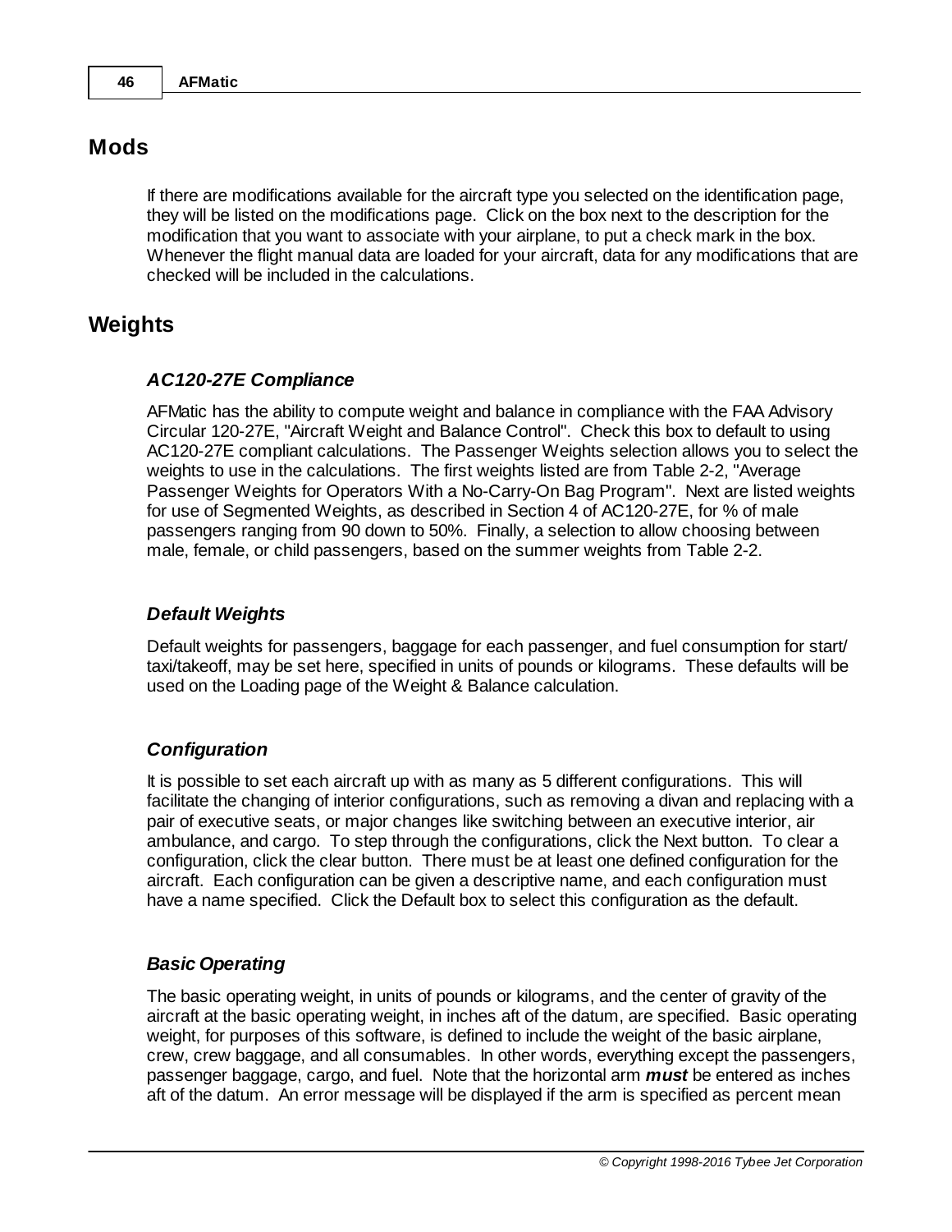## Mods

If there are modifications available for the aircraft type you selected on the identification page, they will be listed on the modifications page. Click on the box next to the description for the modification that you want to associate with your airplane, to put a check mark in the box. Whenever the flight manual data are loaded for your aircraft, data for any modifications that are checked will be included in the calculations.

## Weights

### *AC120-27E Compliance*

AFMatic has the ability to compute weight and balance in compliance with the FAA Advisory Circular 120-27E, "Aircraft Weight and Balance Control". Check this box to default to using AC120-27E compliant calculations. The Passenger Weights selection allows you to select the weights to use in the calculations. The first weights listed are from Table 2-2, "Average Passenger Weights for Operators With a No-Carry-On Bag Program". Next are listed weights for use of Segmented Weights, as described in Section 4 of AC120-27E, for % of male passengers ranging from 90 down to 50%. Finally, a selection to allow choosing between male, female, or child passengers, based on the summer weights from Table 2-2.

### *Default Weights*

Default weights for passengers, baggage for each passenger, and fuel consumption for start/ taxi/takeoff, may be set here, specified in units of pounds or kilograms. These defaults will be used on the Loading page of the Weight & Balance calculation.

### *Configuration*

It is possible to set each aircraft up with as many as 5 different configurations. This will facilitate the changing of interior configurations, such as removing a divan and replacing with a pair of executive seats, or major changes like switching between an executive interior, air ambulance, and cargo. To step through the configurations, click the Next button. To clear a configuration, click the clear button. There must be at least one defined configuration for the aircraft. Each configuration can be given a descriptive name, and each configuration must have a name specified. Click the Default box to select this configuration as the default.

### *Basic Operating*

The basic operating weight, in units of pounds or kilograms, and the center of gravity of the aircraft at the basic operating weight, in inches aft of the datum, are specified. Basic operating weight, for purposes of this software, is defined to include the weight of the basic airplane, crew, crew baggage, and all consumables. In other words, everything except the passengers, passenger baggage, cargo, and fuel. Note that the horizontal arm ***must*** be entered as inches aft of the datum. An error message will be displayed if the arm is specified as percent mean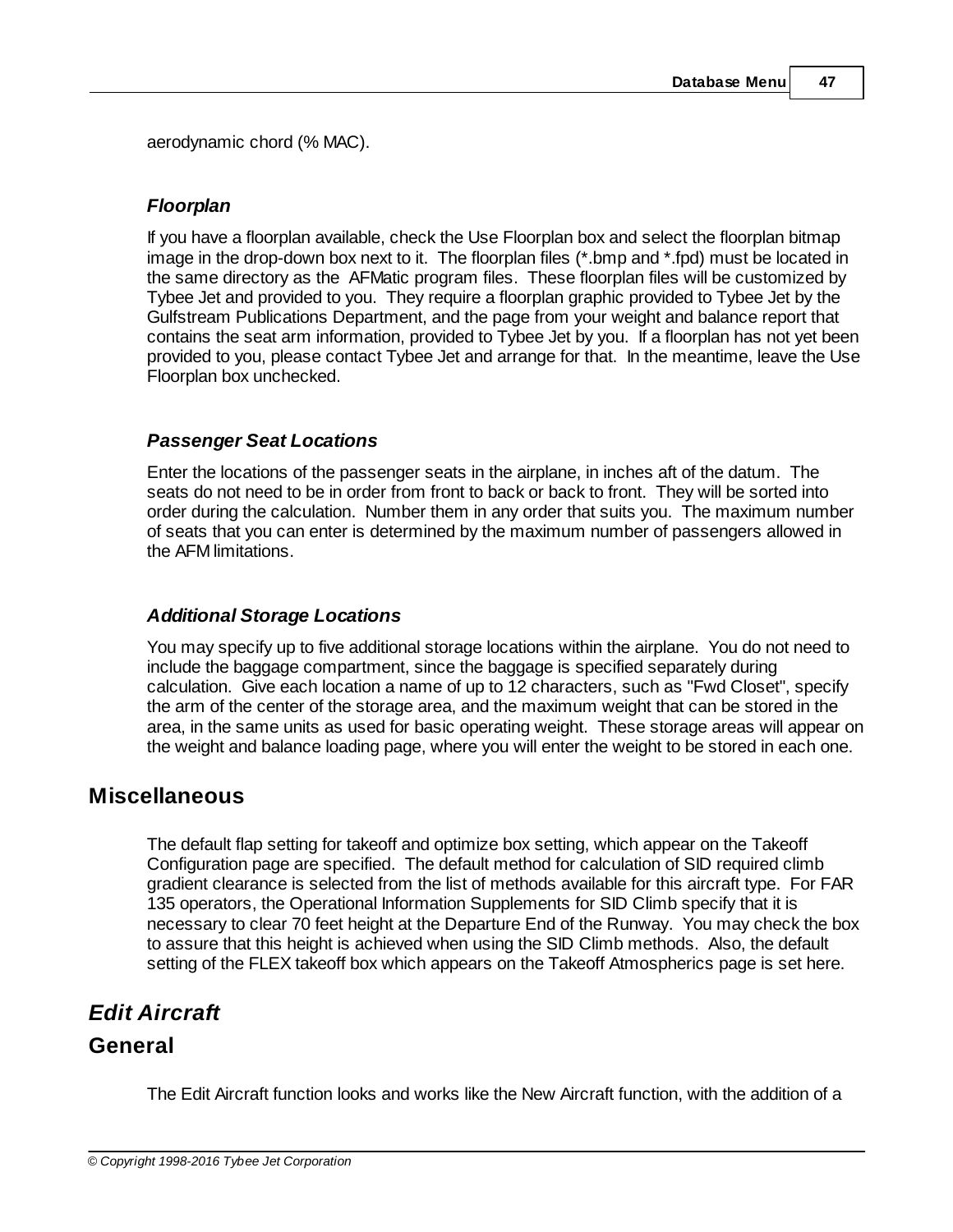aerodynamic chord (% MAC).

### *Floorplan*

If you have a floorplan available, check the Use Floorplan box and select the floorplan bitmap image in the drop-down box next to it. The floorplan files (*.bmp and *.fpd) must be located in the same directory as the AFMatic program files. These floorplan files will be customized by Tybee Jet and provided to you. They require a floorplan graphic provided to Tybee Jet by the Gulfstream Publications Department, and the page from your weight and balance report that contains the seat arm information, provided to Tybee Jet by you. If a floorplan has not yet been provided to you, please contact Tybee Jet and arrange for that. In the meantime, leave the Use Floorplan box unchecked.

### *Passenger Seat Locations*

Enter the locations of the passenger seats in the airplane, in inches aft of the datum. The seats do not need to be in order from front to back or back to front. They will be sorted into order during the calculation. Number them in any order that suits you. The maximum number of seats that you can enter is determined by the maximum number of passengers allowed in the AFM limitations.

### *Additional Storage Locations*

You may specify up to five additional storage locations within the airplane. You do not need to include the baggage compartment, since the baggage is specified separately during calculation. Give each location a name of up to 12 characters, such as "Fwd Closet", specify the arm of the center of the storage area, and the maximum weight that can be stored in the area, in the same units as used for basic operating weight. These storage areas will appear on the weight and balance loading page, where you will enter the weight to be stored in each one.

## Miscellaneous

The default flap setting for takeoff and optimize box setting, which appear on the Takeoff Configuration page are specified. The default method for calculation of SID required climb gradient clearance is selected from the list of methods available for this aircraft type. For FAR 135 operators, the Operational Information Supplements for SID Climb specify that it is necessary to clear 70 feet height at the Departure End of the Runway. You may check the box to assure that this height is achieved when using the SID Climb methods. Also, the default setting of the FLEX takeoff box which appears on the Takeoff Atmospherics page is set here.

## *Edit Aircraft*

## General

The Edit Aircraft function looks and works like the New Aircraft function, with the addition of a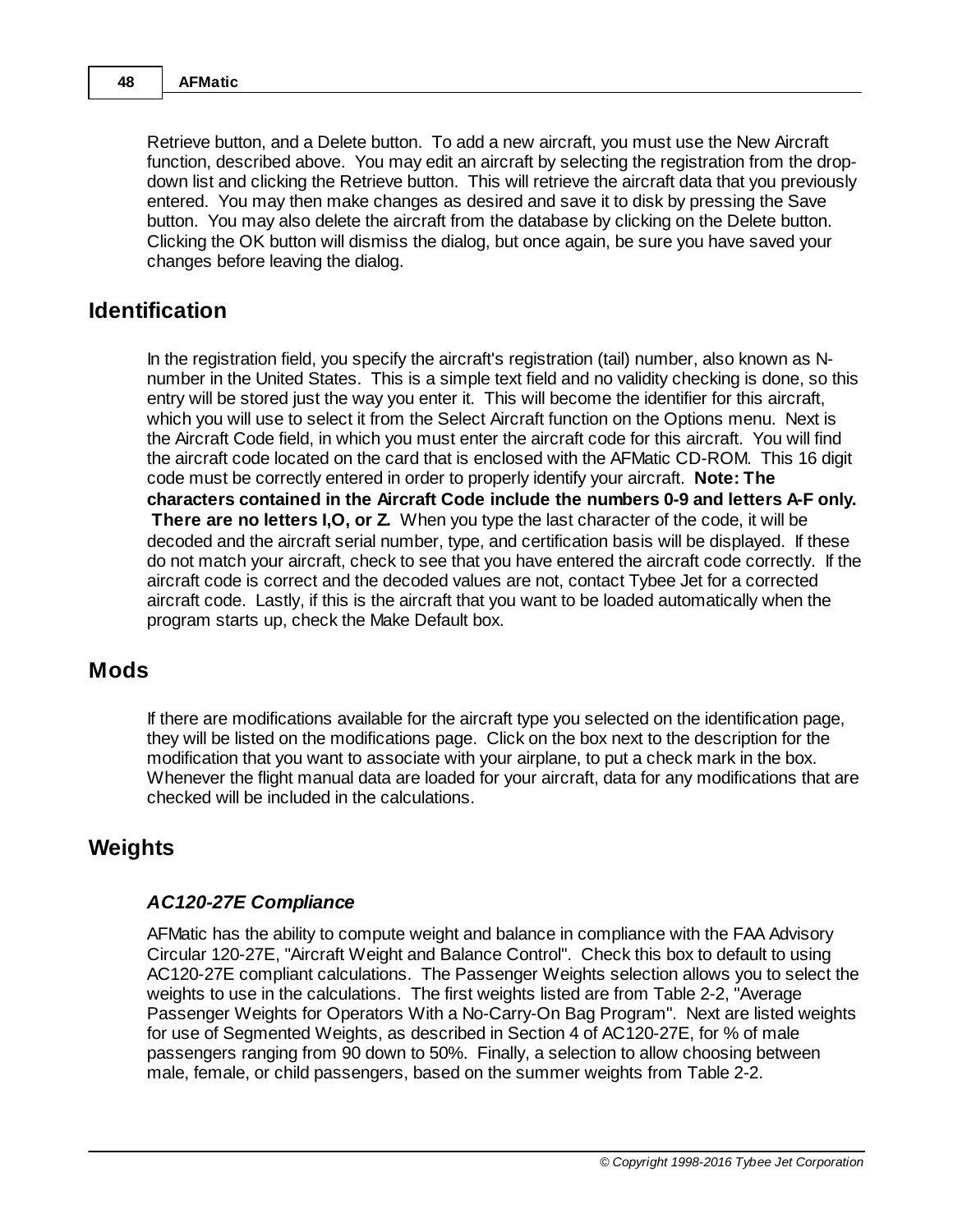Retrieve button, and a Delete button. To add a new aircraft, you must use the New Aircraft function, described above. You may edit an aircraft by selecting the registration from the drop-down list and clicking the Retrieve button. This will retrieve the aircraft data that you previously entered. You may then make changes as desired and save it to disk by pressing the Save button. You may also delete the aircraft from the database by clicking on the Delete button. Clicking the OK button will dismiss the dialog, but once again, be sure you have saved your changes before leaving the dialog.

## Identification

In the registration field, you specify the aircraft's registration (tail) number, also known as N-number in the United States. This is a simple text field and no validity checking is done, so this entry will be stored just the way you enter it. This will become the identifier for this aircraft, which you will use to select it from the Select Aircraft function on the Options menu. Next is the Aircraft Code field, in which you must enter the aircraft code for this aircraft. You will find the aircraft code located on the card that is enclosed with the AFMatic CD-ROM. This 16 digit code must be correctly entered in order to properly identify your aircraft. **Note: The characters contained in the Aircraft Code include the numbers 0-9 and letters A-F only. There are no letters I,O, or Z.** When you type the last character of the code, it will be decoded and the aircraft serial number, type, and certification basis will be displayed. If these do not match your aircraft, check to see that you have entered the aircraft code correctly. If the aircraft code is correct and the decoded values are not, contact Tybee Jet for a corrected aircraft code. Lastly, if this is the aircraft that you want to be loaded automatically when the program starts up, check the Make Default box.

## Mods

If there are modifications available for the aircraft type you selected on the identification page, they will be listed on the modifications page. Click on the box next to the description for the modification that you want to associate with your airplane, to put a check mark in the box. Whenever the flight manual data are loaded for your aircraft, data for any modifications that are checked will be included in the calculations.

## Weights

### *AC120-27E Compliance*

AFMatic has the ability to compute weight and balance in compliance with the FAA Advisory Circular 120-27E, "Aircraft Weight and Balance Control". Check this box to default to using AC120-27E compliant calculations. The Passenger Weights selection allows you to select the weights to use in the calculations. The first weights listed are from Table 2-2, "Average Passenger Weights for Operators With a No-Carry-On Bag Program". Next are listed weights for use of Segmented Weights, as described in Section 4 of AC120-27E, for % of male passengers ranging from 90 down to 50%. Finally, a selection to allow choosing between male, female, or child passengers, based on the summer weights from Table 2-2.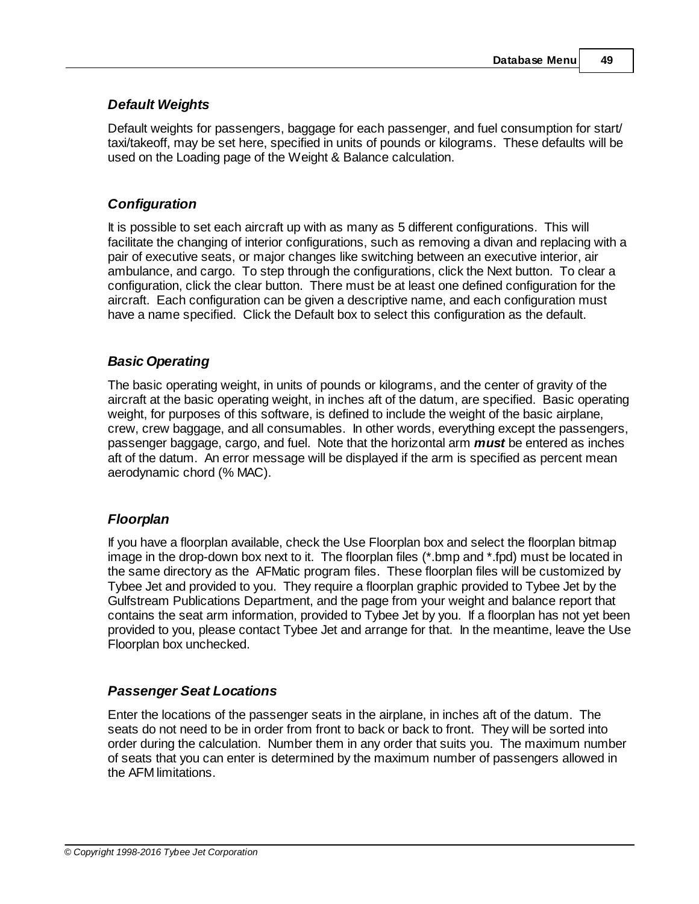### *Default Weights*

Default weights for passengers, baggage for each passenger, and fuel consumption for start/taxi/takeoff, may be set here, specified in units of pounds or kilograms. These defaults will be used on the Loading page of the Weight & Balance calculation.

### *Configuration*

It is possible to set each aircraft up with as many as 5 different configurations. This will facilitate the changing of interior configurations, such as removing a divan and replacing with a pair of executive seats, or major changes like switching between an executive interior, air ambulance, and cargo. To step through the configurations, click the Next button. To clear a configuration, click the clear button. There must be at least one defined configuration for the aircraft. Each configuration can be given a descriptive name, and each configuration must have a name specified. Click the Default box to select this configuration as the default.

### *Basic Operating*

The basic operating weight, in units of pounds or kilograms, and the center of gravity of the aircraft at the basic operating weight, in inches aft of the datum, are specified. Basic operating weight, for purposes of this software, is defined to include the weight of the basic airplane, crew, crew baggage, and all consumables. In other words, everything except the passengers, passenger baggage, cargo, and fuel. Note that the horizontal arm ***must*** be entered as inches aft of the datum. An error message will be displayed if the arm is specified as percent mean aerodynamic chord (% MAC).

### *Floorplan*

If you have a floorplan available, check the Use Floorplan box and select the floorplan bitmap image in the drop-down box next to it. The floorplan files (*.bmp and *.fpd) must be located in the same directory as the AFMatic program files. These floorplan files will be customized by Tybee Jet and provided to you. They require a floorplan graphic provided to Tybee Jet by the Gulfstream Publications Department, and the page from your weight and balance report that contains the seat arm information, provided to Tybee Jet by you. If a floorplan has not yet been provided to you, please contact Tybee Jet and arrange for that. In the meantime, leave the Use Floorplan box unchecked.

### *Passenger Seat Locations*

Enter the locations of the passenger seats in the airplane, in inches aft of the datum. The seats do not need to be in order from front to back or back to front. They will be sorted into order during the calculation. Number them in any order that suits you. The maximum number of seats that you can enter is determined by the maximum number of passengers allowed in the AFM limitations.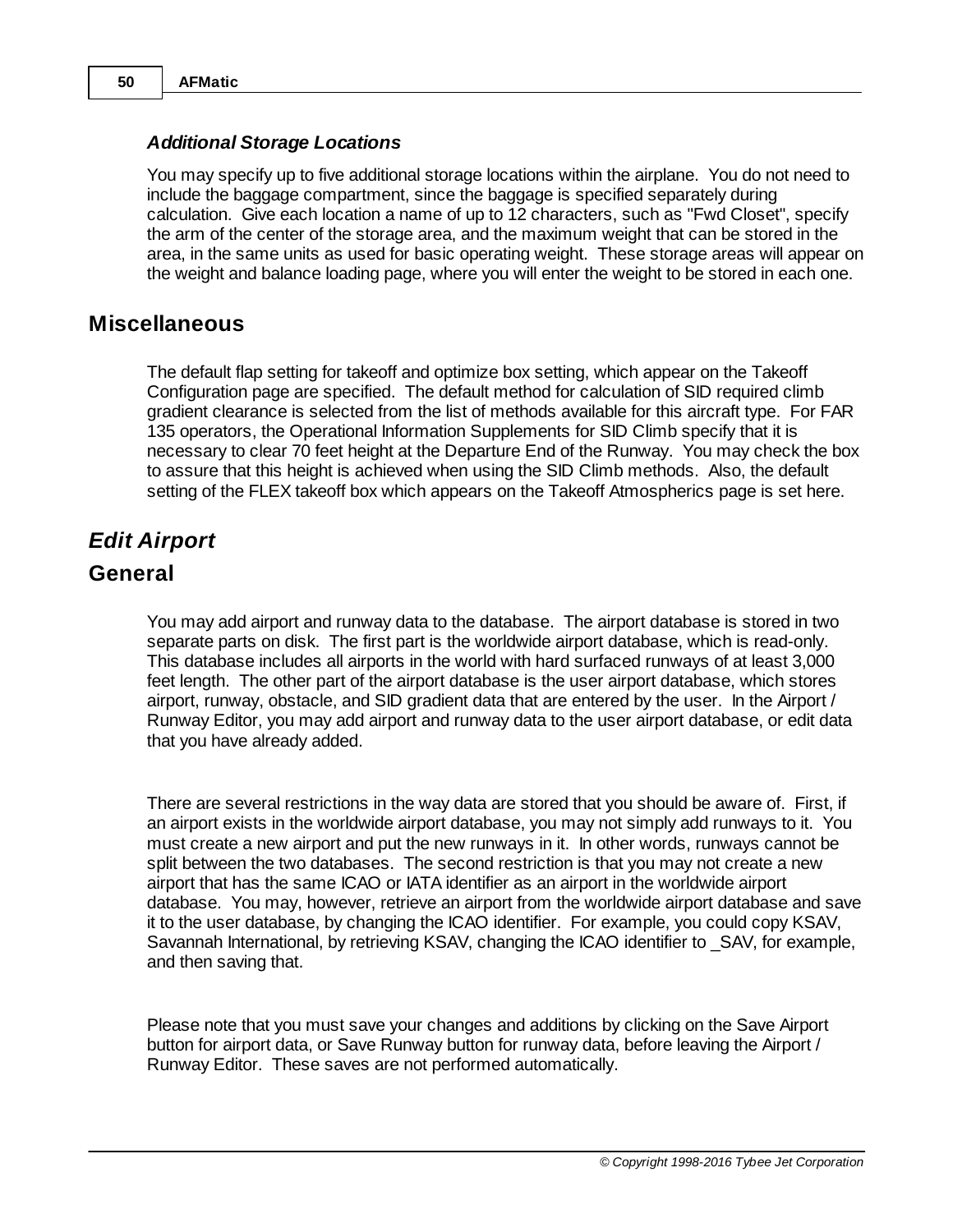### *Additional Storage Locations*

You may specify up to five additional storage locations within the airplane. You do not need to include the baggage compartment, since the baggage is specified separately during calculation. Give each location a name of up to 12 characters, such as "Fwd Closet", specify the arm of the center of the storage area, and the maximum weight that can be stored in the area, in the same units as used for basic operating weight. These storage areas will appear on the weight and balance loading page, where you will enter the weight to be stored in each one.

## Miscellaneous

The default flap setting for takeoff and optimize box setting, which appear on the Takeoff Configuration page are specified. The default method for calculation of SID required climb gradient clearance is selected from the list of methods available for this aircraft type. For FAR 135 operators, the Operational Information Supplements for SID Climb specify that it is necessary to clear 70 feet height at the Departure End of the Runway. You may check the box to assure that this height is achieved when using the SID Climb methods. Also, the default setting of the FLEX takeoff box which appears on the Takeoff Atmospherics page is set here.

# *Edit Airport*

## General

You may add airport and runway data to the database. The airport database is stored in two separate parts on disk. The first part is the worldwide airport database, which is read-only. This database includes all airports in the world with hard surfaced runways of at least 3,000 feet length. The other part of the airport database is the user airport database, which stores airport, runway, obstacle, and SID gradient data that are entered by the user. In the Airport / Runway Editor, you may add airport and runway data to the user airport database, or edit data that you have already added.

There are several restrictions in the way data are stored that you should be aware of. First, if an airport exists in the worldwide airport database, you may not simply add runways to it. You must create a new airport and put the new runways in it. In other words, runways cannot be split between the two databases. The second restriction is that you may not create a new airport that has the same ICAO or IATA identifier as an airport in the worldwide airport database. You may, however, retrieve an airport from the worldwide airport database and save it to the user database, by changing the ICAO identifier. For example, you could copy KSAV, Savannah International, by retrieving KSAV, changing the ICAO identifier to _SAV, for example, and then saving that.

Please note that you must save your changes and additions by clicking on the Save Airport button for airport data, or Save Runway button for runway data, before leaving the Airport / Runway Editor. These saves are not performed automatically.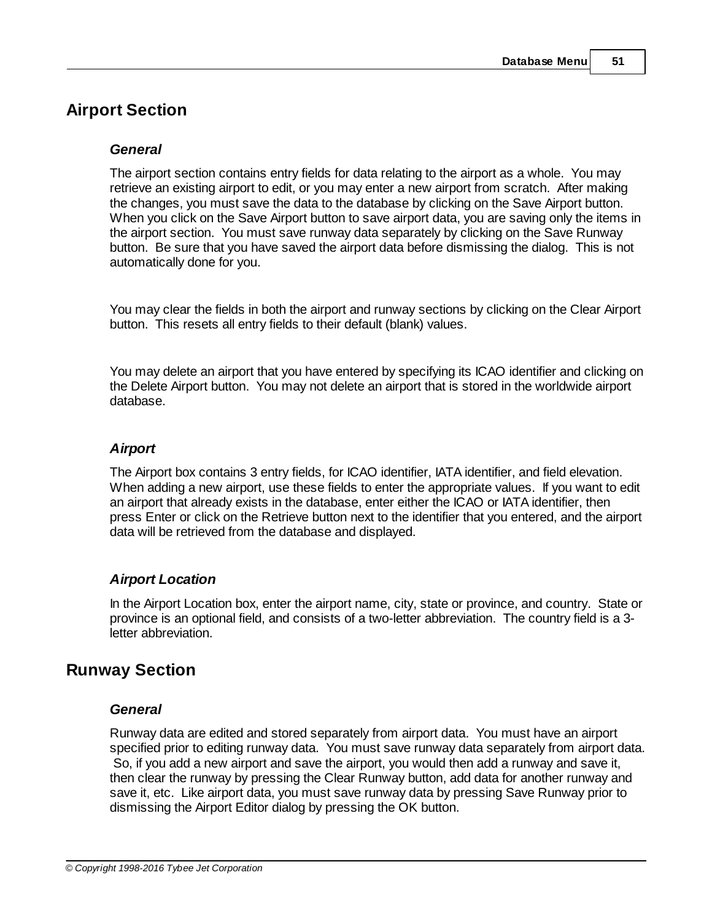## Airport Section

### *General*

The airport section contains entry fields for data relating to the airport as a whole. You may retrieve an existing airport to edit, or you may enter a new airport from scratch. After making the changes, you must save the data to the database by clicking on the Save Airport button. When you click on the Save Airport button to save airport data, you are saving only the items in the airport section. You must save runway data separately by clicking on the Save Runway button. Be sure that you have saved the airport data before dismissing the dialog. This is not automatically done for you.

You may clear the fields in both the airport and runway sections by clicking on the Clear Airport button. This resets all entry fields to their default (blank) values.

You may delete an airport that you have entered by specifying its ICAO identifier and clicking on the Delete Airport button. You may not delete an airport that is stored in the worldwide airport database.

### *Airport*

The Airport box contains 3 entry fields, for ICAO identifier, IATA identifier, and field elevation. When adding a new airport, use these fields to enter the appropriate values. If you want to edit an airport that already exists in the database, enter either the ICAO or IATA identifier, then press Enter or click on the Retrieve button next to the identifier that you entered, and the airport data will be retrieved from the database and displayed.

### *Airport Location*

In the Airport Location box, enter the airport name, city, state or province, and country. State or province is an optional field, and consists of a two-letter abbreviation. The country field is a 3-letter abbreviation.

## Runway Section

### *General*

Runway data are edited and stored separately from airport data. You must have an airport specified prior to editing runway data. You must save runway data separately from airport data. So, if you add a new airport and save the airport, you would then add a runway and save it, then clear the runway by pressing the Clear Runway button, add data for another runway and save it, etc. Like airport data, you must save runway data by pressing Save Runway prior to dismissing the Airport Editor dialog by pressing the OK button.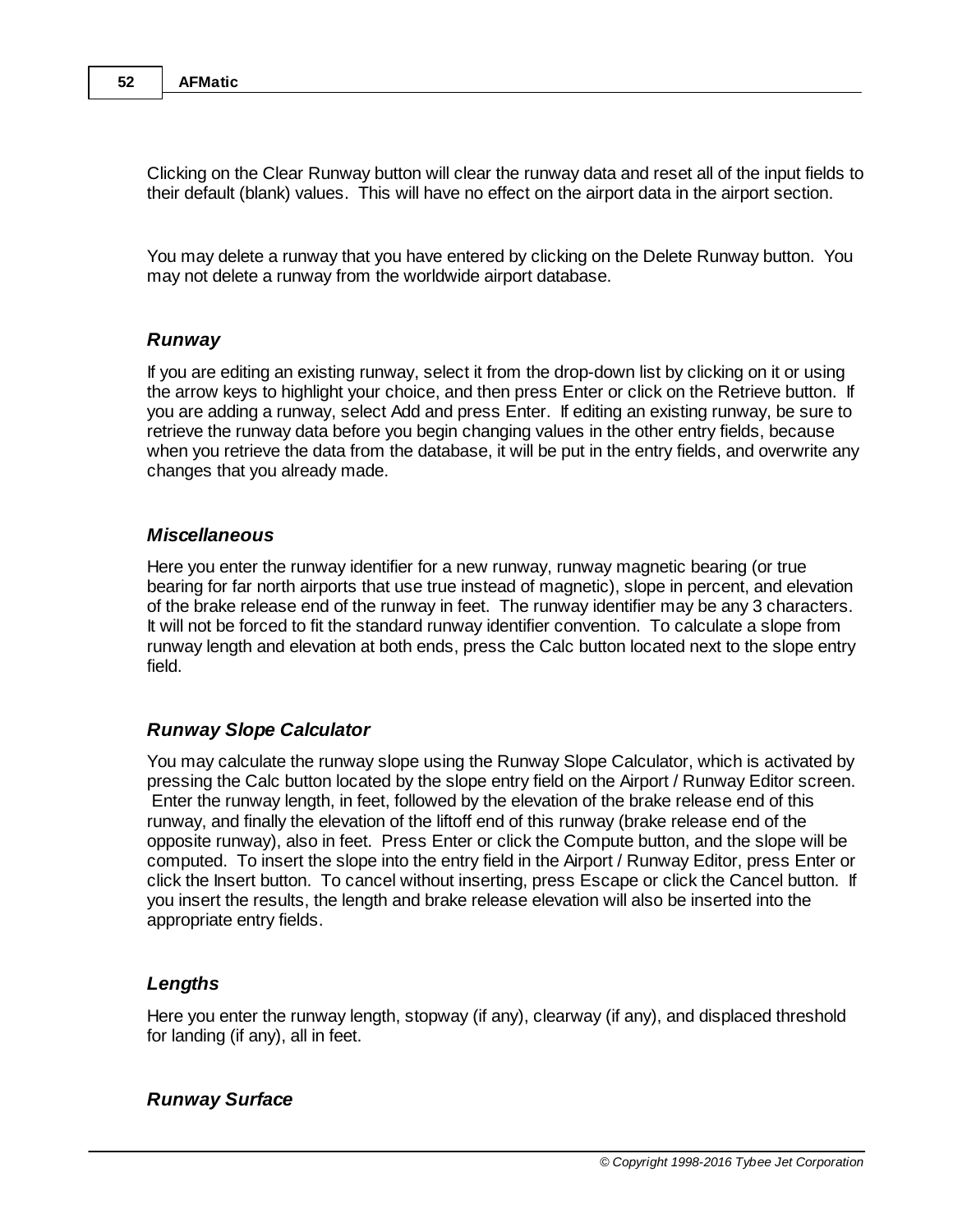Clicking on the Clear Runway button will clear the runway data and reset all of the input fields to their default (blank) values. This will have no effect on the airport data in the airport section.

You may delete a runway that you have entered by clicking on the Delete Runway button. You may not delete a runway from the worldwide airport database.

### *Runway*

If you are editing an existing runway, select it from the drop-down list by clicking on it or using the arrow keys to highlight your choice, and then press Enter or click on the Retrieve button. If you are adding a runway, select Add and press Enter. If editing an existing runway, be sure to retrieve the runway data before you begin changing values in the other entry fields, because when you retrieve the data from the database, it will be put in the entry fields, and overwrite any changes that you already made.

### *Miscellaneous*

Here you enter the runway identifier for a new runway, runway magnetic bearing (or true bearing for far north airports that use true instead of magnetic), slope in percent, and elevation of the brake release end of the runway in feet. The runway identifier may be any 3 characters. It will not be forced to fit the standard runway identifier convention. To calculate a slope from runway length and elevation at both ends, press the Calc button located next to the slope entry field.

### *Runway Slope Calculator*

You may calculate the runway slope using the Runway Slope Calculator, which is activated by pressing the Calc button located by the slope entry field on the Airport / Runway Editor screen. Enter the runway length, in feet, followed by the elevation of the brake release end of this runway, and finally the elevation of the liftoff end of this runway (brake release end of the opposite runway), also in feet. Press Enter or click the Compute button, and the slope will be computed. To insert the slope into the entry field in the Airport / Runway Editor, press Enter or click the Insert button. To cancel without inserting, press Escape or click the Cancel button. If you insert the results, the length and brake release elevation will also be inserted into the appropriate entry fields.

### *Lengths*

Here you enter the runway length, stopway (if any), clearway (if any), and displaced threshold for landing (if any), all in feet.

### *Runway Surface*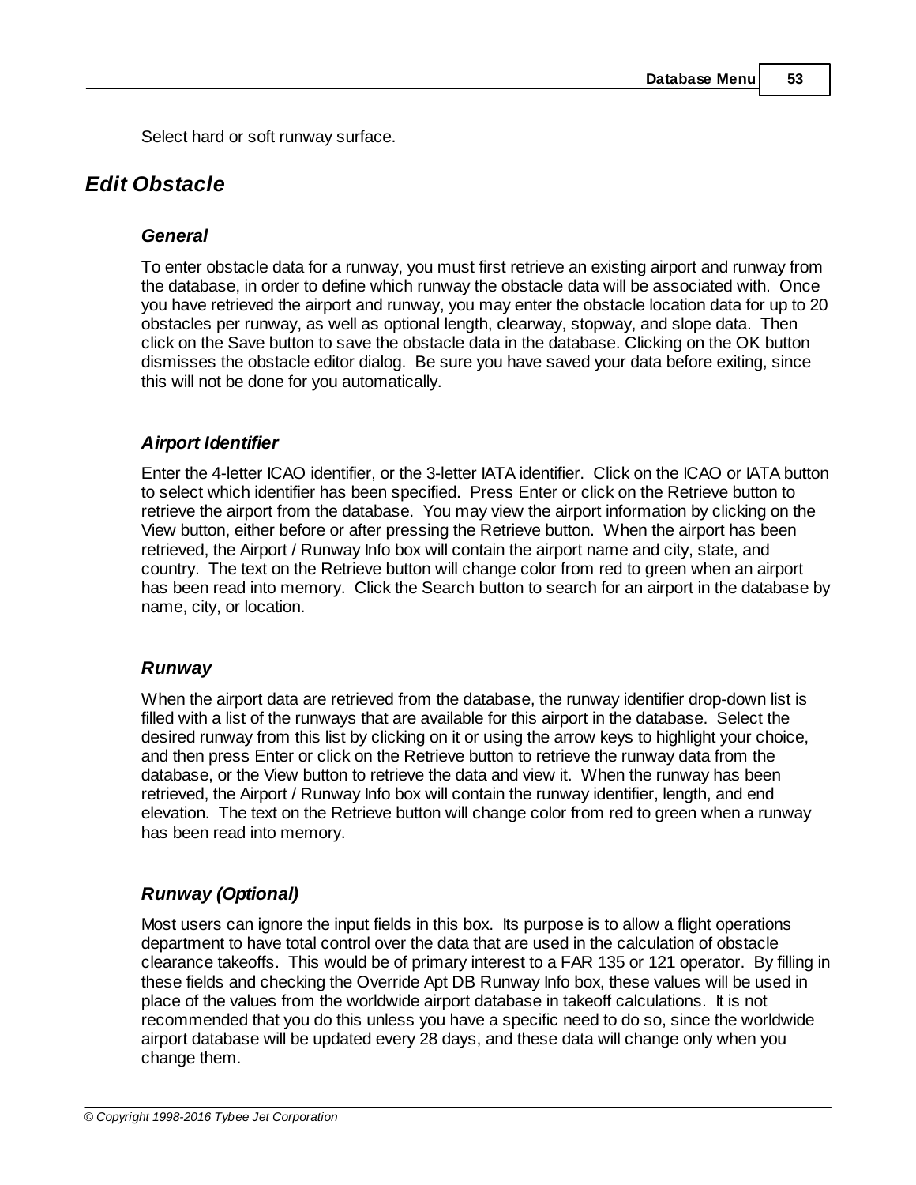Select hard or soft runway surface.

## *Edit Obstacle*

### *General*

To enter obstacle data for a runway, you must first retrieve an existing airport and runway from the database, in order to define which runway the obstacle data will be associated with. Once you have retrieved the airport and runway, you may enter the obstacle location data for up to 20 obstacles per runway, as well as optional length, clearway, stopway, and slope data. Then click on the Save button to save the obstacle data in the database. Clicking on the OK button dismisses the obstacle editor dialog. Be sure you have saved your data before exiting, since this will not be done for you automatically.

### *Airport Identifier*

Enter the 4-letter ICAO identifier, or the 3-letter IATA identifier. Click on the ICAO or IATA button to select which identifier has been specified. Press Enter or click on the Retrieve button to retrieve the airport from the database. You may view the airport information by clicking on the View button, either before or after pressing the Retrieve button. When the airport has been retrieved, the Airport / Runway Info box will contain the airport name and city, state, and country. The text on the Retrieve button will change color from red to green when an airport has been read into memory. Click the Search button to search for an airport in the database by name, city, or location.

### *Runway*

When the airport data are retrieved from the database, the runway identifier drop-down list is filled with a list of the runways that are available for this airport in the database. Select the desired runway from this list by clicking on it or using the arrow keys to highlight your choice, and then press Enter or click on the Retrieve button to retrieve the runway data from the database, or the View button to retrieve the data and view it. When the runway has been retrieved, the Airport / Runway Info box will contain the runway identifier, length, and end elevation. The text on the Retrieve button will change color from red to green when a runway has been read into memory.

### *Runway (Optional)*

Most users can ignore the input fields in this box. Its purpose is to allow a flight operations department to have total control over the data that are used in the calculation of obstacle clearance takeoffs. This would be of primary interest to a FAR 135 or 121 operator. By filling in these fields and checking the Override Apt DB Runway Info box, these values will be used in place of the values from the worldwide airport database in takeoff calculations. It is not recommended that you do this unless you have a specific need to do so, since the worldwide airport database will be updated every 28 days, and these data will change only when you change them.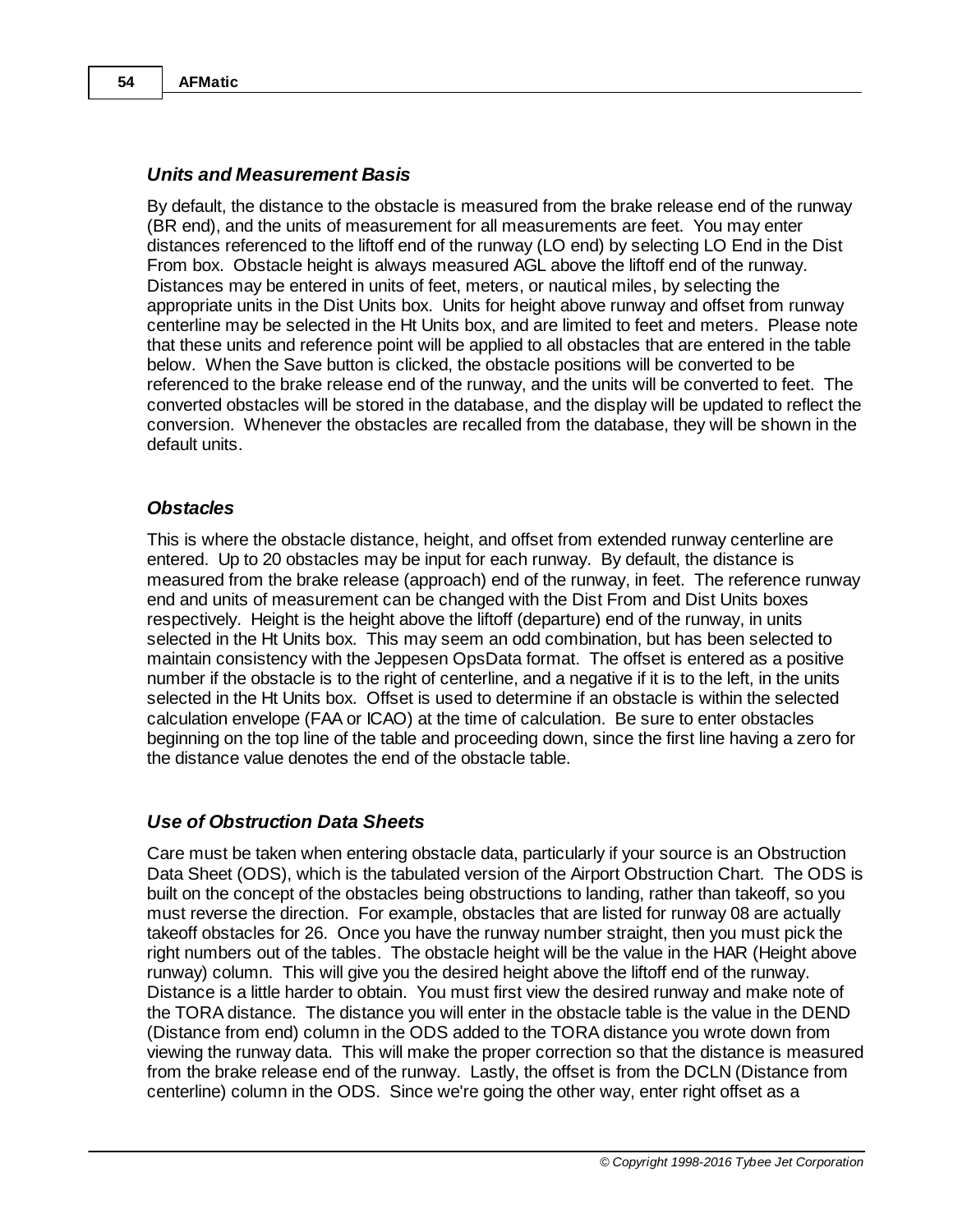### *Units and Measurement Basis*

By default, the distance to the obstacle is measured from the brake release end of the runway (BR end), and the units of measurement for all measurements are feet. You may enter distances referenced to the liftoff end of the runway (LO end) by selecting LO End in the Dist From box. Obstacle height is always measured AGL above the liftoff end of the runway. Distances may be entered in units of feet, meters, or nautical miles, by selecting the appropriate units in the Dist Units box. Units for height above runway and offset from runway centerline may be selected in the Ht Units box, and are limited to feet and meters. Please note that these units and reference point will be applied to all obstacles that are entered in the table below. When the Save button is clicked, the obstacle positions will be converted to be referenced to the brake release end of the runway, and the units will be converted to feet. The converted obstacles will be stored in the database, and the display will be updated to reflect the conversion. Whenever the obstacles are recalled from the database, they will be shown in the default units.

### *Obstacles*

This is where the obstacle distance, height, and offset from extended runway centerline are entered. Up to 20 obstacles may be input for each runway. By default, the distance is measured from the brake release (approach) end of the runway, in feet. The reference runway end and units of measurement can be changed with the Dist From and Dist Units boxes respectively. Height is the height above the liftoff (departure) end of the runway, in units selected in the Ht Units box. This may seem an odd combination, but has been selected to maintain consistency with the Jeppesen OpsData format. The offset is entered as a positive number if the obstacle is to the right of centerline, and a negative if it is to the left, in the units selected in the Ht Units box. Offset is used to determine if an obstacle is within the selected calculation envelope (FAA or ICAO) at the time of calculation. Be sure to enter obstacles beginning on the top line of the table and proceeding down, since the first line having a zero for the distance value denotes the end of the obstacle table.

### *Use of Obstruction Data Sheets*

Care must be taken when entering obstacle data, particularly if your source is an Obstruction Data Sheet (ODS), which is the tabulated version of the Airport Obstruction Chart. The ODS is built on the concept of the obstacles being obstructions to landing, rather than takeoff, so you must reverse the direction. For example, obstacles that are listed for runway 08 are actually takeoff obstacles for 26. Once you have the runway number straight, then you must pick the right numbers out of the tables. The obstacle height will be the value in the HAR (Height above runway) column. This will give you the desired height above the liftoff end of the runway. Distance is a little harder to obtain. You must first view the desired runway and make note of the TORA distance. The distance you will enter in the obstacle table is the value in the DEND (Distance from end) column in the ODS added to the TORA distance you wrote down from viewing the runway data. This will make the proper correction so that the distance is measured from the brake release end of the runway. Lastly, the offset is from the DCLN (Distance from centerline) column in the ODS. Since we're going the other way, enter right offset as a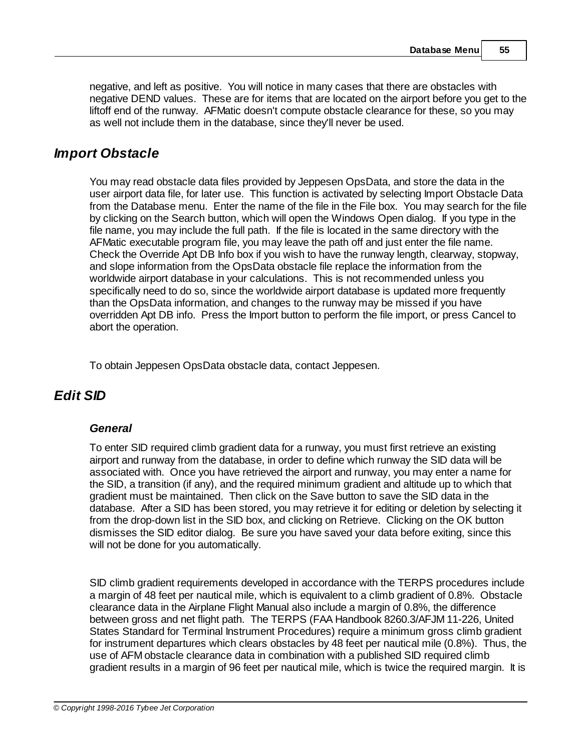negative, and left as positive. You will notice in many cases that there are obstacles with negative DEND values. These are for items that are located on the airport before you get to the liftoff end of the runway. AFMatic doesn't compute obstacle clearance for these, so you may as well not include them in the database, since they'll never be used.

## Import Obstacle

You may read obstacle data files provided by Jeppesen OpsData, and store the data in the user airport data file, for later use. This function is activated by selecting Import Obstacle Data from the Database menu. Enter the name of the file in the File box. You may search for the file by clicking on the Search button, which will open the Windows Open dialog. If you type in the file name, you may include the full path. If the file is located in the same directory with the AFMatic executable program file, you may leave the path off and just enter the file name. Check the Override Apt DB Info box if you wish to have the runway length, clearway, stopway, and slope information from the OpsData obstacle file replace the information from the worldwide airport database in your calculations. This is not recommended unless you specifically need to do so, since the worldwide airport database is updated more frequently than the OpsData information, and changes to the runway may be missed if you have overridden Apt DB info. Press the Import button to perform the file import, or press Cancel to abort the operation.

To obtain Jeppesen OpsData obstacle data, contact Jeppesen.

## Edit SID

### General

To enter SID required climb gradient data for a runway, you must first retrieve an existing airport and runway from the database, in order to define which runway the SID data will be associated with. Once you have retrieved the airport and runway, you may enter a name for the SID, a transition (if any), and the required minimum gradient and altitude up to which that gradient must be maintained. Then click on the Save button to save the SID data in the database. After a SID has been stored, you may retrieve it for editing or deletion by selecting it from the drop-down list in the SID box, and clicking on Retrieve. Clicking on the OK button dismisses the SID editor dialog. Be sure you have saved your data before exiting, since this will not be done for you automatically.

SID climb gradient requirements developed in accordance with the TERPS procedures include a margin of 48 feet per nautical mile, which is equivalent to a climb gradient of 0.8%. Obstacle clearance data in the Airplane Flight Manual also include a margin of 0.8%, the difference between gross and net flight path. The TERPS (FAA Handbook 8260.3/AFJM 11-226, United States Standard for Terminal Instrument Procedures) require a minimum gross climb gradient for instrument departures which clears obstacles by 48 feet per nautical mile (0.8%). Thus, the use of AFM obstacle clearance data in combination with a published SID required climb gradient results in a margin of 96 feet per nautical mile, which is twice the required margin. It is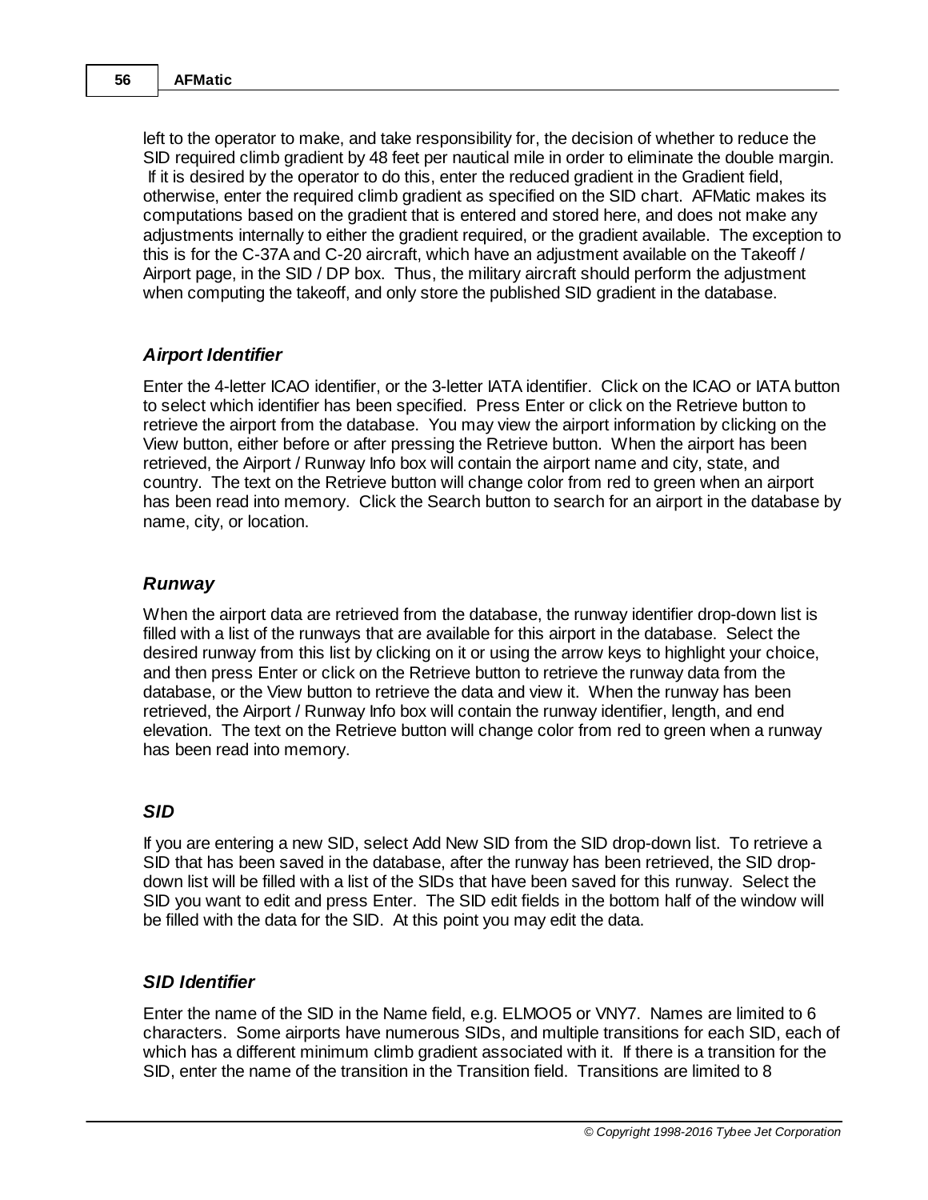left to the operator to make, and take responsibility for, the decision of whether to reduce the SID required climb gradient by 48 feet per nautical mile in order to eliminate the double margin. If it is desired by the operator to do this, enter the reduced gradient in the Gradient field, otherwise, enter the required climb gradient as specified on the SID chart. AFMatic makes its computations based on the gradient that is entered and stored here, and does not make any adjustments internally to either the gradient required, or the gradient available. The exception to this is for the C-37A and C-20 aircraft, which have an adjustment available on the Takeoff / Airport page, in the SID / DP box. Thus, the military aircraft should perform the adjustment when computing the takeoff, and only store the published SID gradient in the database.

### *Airport Identifier*

Enter the 4-letter ICAO identifier, or the 3-letter IATA identifier. Click on the ICAO or IATA button to select which identifier has been specified. Press Enter or click on the Retrieve button to retrieve the airport from the database. You may view the airport information by clicking on the View button, either before or after pressing the Retrieve button. When the airport has been retrieved, the Airport / Runway Info box will contain the airport name and city, state, and country. The text on the Retrieve button will change color from red to green when an airport has been read into memory. Click the Search button to search for an airport in the database by name, city, or location.

### *Runway*

When the airport data are retrieved from the database, the runway identifier drop-down list is filled with a list of the runways that are available for this airport in the database. Select the desired runway from this list by clicking on it or using the arrow keys to highlight your choice, and then press Enter or click on the Retrieve button to retrieve the runway data from the database, or the View button to retrieve the data and view it. When the runway has been retrieved, the Airport / Runway Info box will contain the runway identifier, length, and end elevation. The text on the Retrieve button will change color from red to green when a runway has been read into memory.

### *SID*

If you are entering a new SID, select Add New SID from the SID drop-down list. To retrieve a SID that has been saved in the database, after the runway has been retrieved, the SID drop-down list will be filled with a list of the SIDs that have been saved for this runway. Select the SID you want to edit and press Enter. The SID edit fields in the bottom half of the window will be filled with the data for the SID. At this point you may edit the data.

### *SID Identifier*

Enter the name of the SID in the Name field, e.g. ELMOO5 or VNY7. Names are limited to 6 characters. Some airports have numerous SIDs, and multiple transitions for each SID, each of which has a different minimum climb gradient associated with it. If there is a transition for the SID, enter the name of the transition in the Transition field. Transitions are limited to 8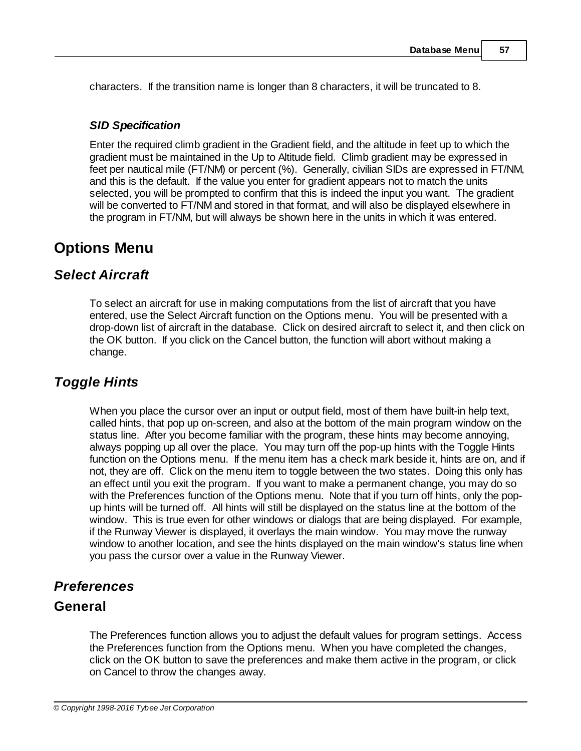characters. If the transition name is longer than 8 characters, it will be truncated to 8.

### *SID Specification*

Enter the required climb gradient in the Gradient field, and the altitude in feet up to which the gradient must be maintained in the Up to Altitude field. Climb gradient may be expressed in feet per nautical mile (FT/NM) or percent (%). Generally, civilian SIDs are expressed in FT/NM, and this is the default. If the value you enter for gradient appears not to match the units selected, you will be prompted to confirm that this is indeed the input you want. The gradient will be converted to FT/NM and stored in that format, and will also be displayed elsewhere in the program in FT/NM, but will always be shown here in the units in which it was entered.

# Options Menu

## *Select Aircraft*

To select an aircraft for use in making computations from the list of aircraft that you have entered, use the Select Aircraft function on the Options menu. You will be presented with a drop-down list of aircraft in the database. Click on desired aircraft to select it, and then click on the OK button. If you click on the Cancel button, the function will abort without making a change.

## *Toggle Hints*

When you place the cursor over an input or output field, most of them have built-in help text, called hints, that pop up on-screen, and also at the bottom of the main program window on the status line. After you become familiar with the program, these hints may become annoying, always popping up all over the place. You may turn off the pop-up hints with the Toggle Hints function on the Options menu. If the menu item has a check mark beside it, hints are on, and if not, they are off. Click on the menu item to toggle between the two states. Doing this only has an effect until you exit the program. If you want to make a permanent change, you may do so with the Preferences function of the Options menu. Note that if you turn off hints, only the pop-up hints will be turned off. All hints will still be displayed on the status line at the bottom of the window. This is true even for other windows or dialogs that are being displayed. For example, if the Runway Viewer is displayed, it overlays the main window. You may move the runway window to another location, and see the hints displayed on the main window's status line when you pass the cursor over a value in the Runway Viewer.

## *Preferences*

### General

The Preferences function allows you to adjust the default values for program settings. Access the Preferences function from the Options menu. When you have completed the changes, click on the OK button to save the preferences and make them active in the program, or click on Cancel to throw the changes away.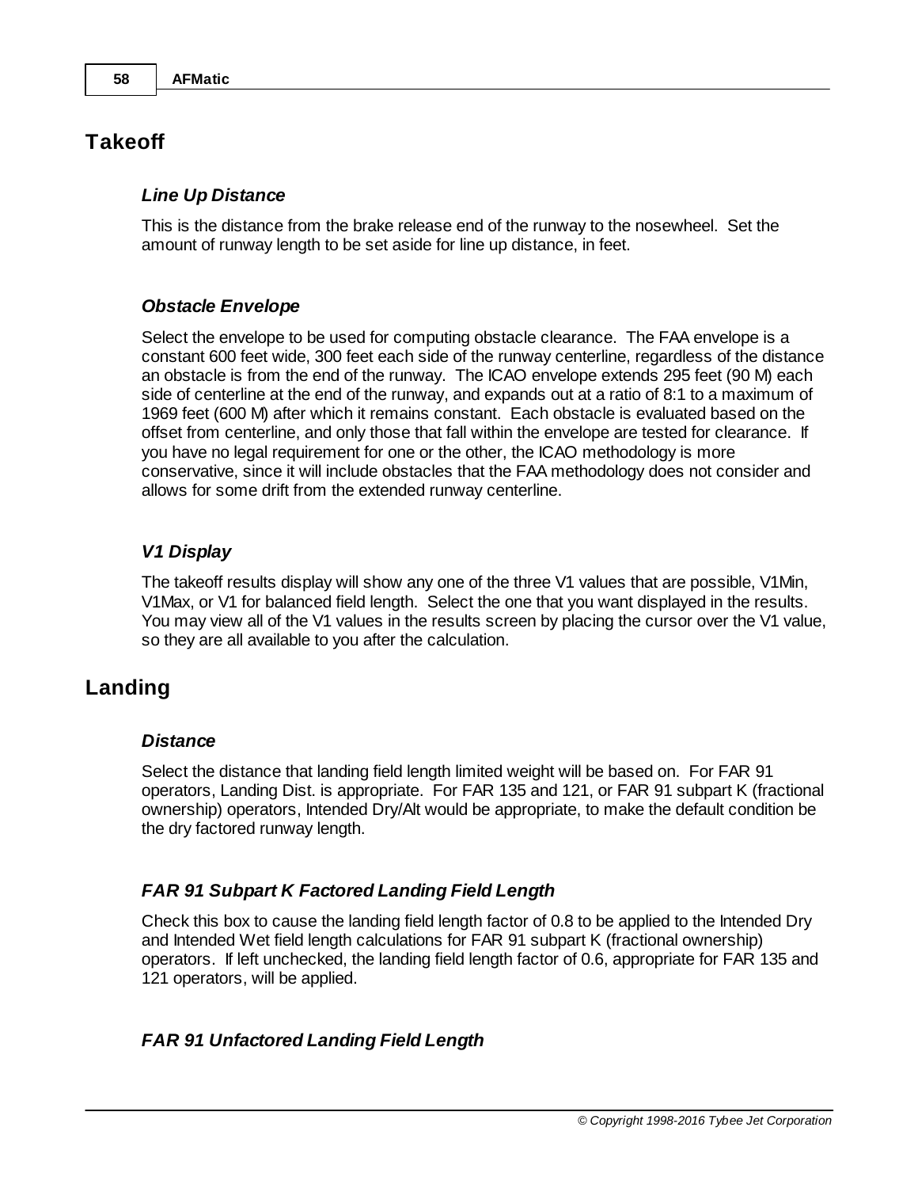## Takeoff

### *Line Up Distance*

This is the distance from the brake release end of the runway to the nosewheel. Set the amount of runway length to be set aside for line up distance, in feet.

### *Obstacle Envelope*

Select the envelope to be used for computing obstacle clearance. The FAA envelope is a constant 600 feet wide, 300 feet each side of the runway centerline, regardless of the distance an obstacle is from the end of the runway. The ICAO envelope extends 295 feet (90 M) each side of centerline at the end of the runway, and expands out at a ratio of 8:1 to a maximum of 1969 feet (600 M) after which it remains constant. Each obstacle is evaluated based on the offset from centerline, and only those that fall within the envelope are tested for clearance. If you have no legal requirement for one or the other, the ICAO methodology is more conservative, since it will include obstacles that the FAA methodology does not consider and allows for some drift from the extended runway centerline.

### *V1 Display*

The takeoff results display will show any one of the three V1 values that are possible, V1Min, V1Max, or V1 for balanced field length. Select the one that you want displayed in the results. You may view all of the V1 values in the results screen by placing the cursor over the V1 value, so they are all available to you after the calculation.

## Landing

### *Distance*

Select the distance that landing field length limited weight will be based on. For FAR 91 operators, Landing Dist. is appropriate. For FAR 135 and 121, or FAR 91 subpart K (fractional ownership) operators, Intended Dry/Alt would be appropriate, to make the default condition be the dry factored runway length.

### *FAR 91 Subpart K Factored Landing Field Length*

Check this box to cause the landing field length factor of 0.8 to be applied to the Intended Dry and Intended Wet field length calculations for FAR 91 subpart K (fractional ownership) operators. If left unchecked, the landing field length factor of 0.6, appropriate for FAR 135 and 121 operators, will be applied.

### *FAR 91 Unfactored Landing Field Length*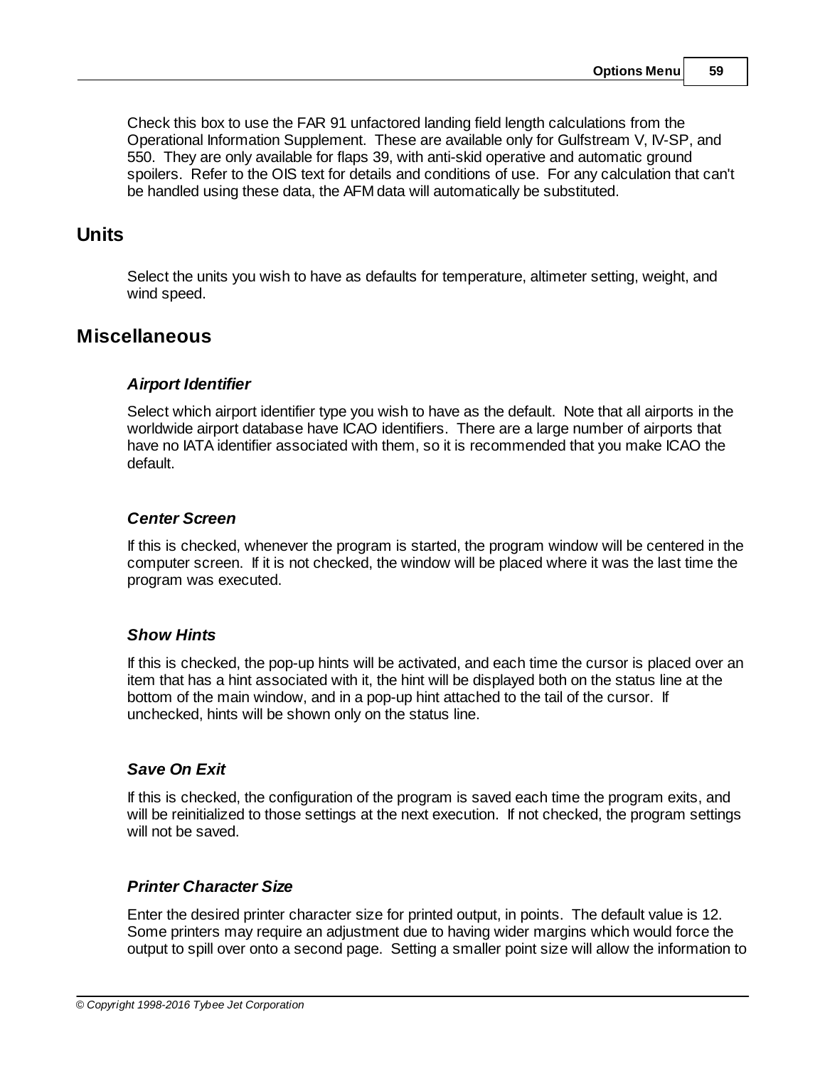Check this box to use the FAR 91 unfactored landing field length calculations from the Operational Information Supplement. These are available only for Gulfstream V, IV-SP, and 550. They are only available for flaps 39, with anti-skid operative and automatic ground spoilers. Refer to the OIS text for details and conditions of use. For any calculation that can't be handled using these data, the AFM data will automatically be substituted.

## Units

Select the units you wish to have as defaults for temperature, altimeter setting, weight, and wind speed.

## Miscellaneous

### *Airport Identifier*

Select which airport identifier type you wish to have as the default. Note that all airports in the worldwide airport database have ICAO identifiers. There are a large number of airports that have no IATA identifier associated with them, so it is recommended that you make ICAO the default.

### *Center Screen*

If this is checked, whenever the program is started, the program window will be centered in the computer screen. If it is not checked, the window will be placed where it was the last time the program was executed.

### *Show Hints*

If this is checked, the pop-up hints will be activated, and each time the cursor is placed over an item that has a hint associated with it, the hint will be displayed both on the status line at the bottom of the main window, and in a pop-up hint attached to the tail of the cursor. If unchecked, hints will be shown only on the status line.

### *Save On Exit*

If this is checked, the configuration of the program is saved each time the program exits, and will be reinitialized to those settings at the next execution. If not checked, the program settings will not be saved.

### *Printer Character Size*

Enter the desired printer character size for printed output, in points. The default value is 12. Some printers may require an adjustment due to having wider margins which would force the output to spill over onto a second page. Setting a smaller point size will allow the information to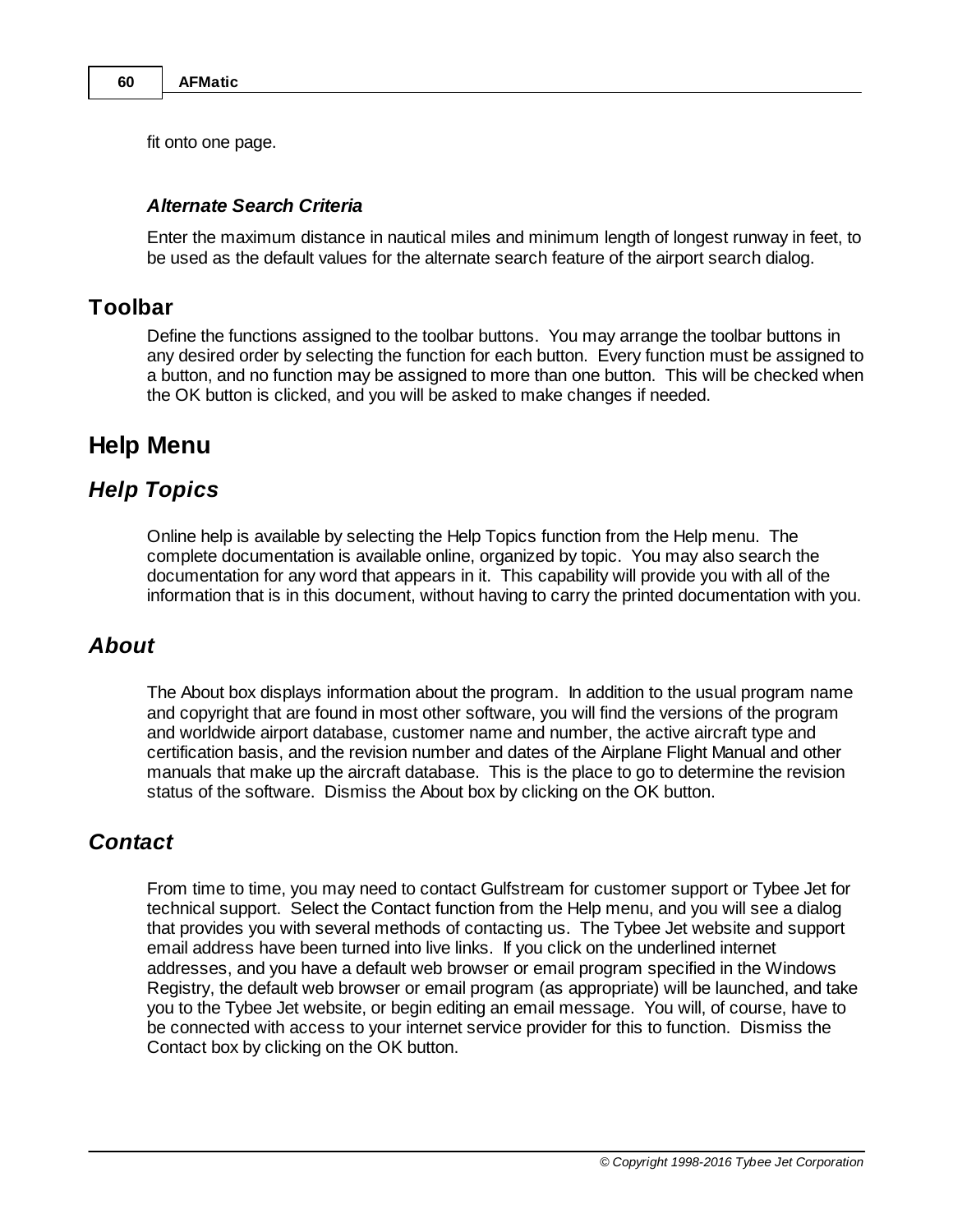fit onto one page.

#### *Alternate Search Criteria*

Enter the maximum distance in nautical miles and minimum length of longest runway in feet, to be used as the default values for the alternate search feature of the airport search dialog.

### Toolbar

Define the functions assigned to the toolbar buttons. You may arrange the toolbar buttons in any desired order by selecting the function for each button. Every function must be assigned to a button, and no function may be assigned to more than one button. This will be checked when the OK button is clicked, and you will be asked to make changes if needed.

# Help Menu

## *Help Topics*

Online help is available by selecting the Help Topics function from the Help menu. The complete documentation is available online, organized by topic. You may also search the documentation for any word that appears in it. This capability will provide you with all of the information that is in this document, without having to carry the printed documentation with you.

## *About*

The About box displays information about the program. In addition to the usual program name and copyright that are found in most other software, you will find the versions of the program and worldwide airport database, customer name and number, the active aircraft type and certification basis, and the revision number and dates of the Airplane Flight Manual and other manuals that make up the aircraft database. This is the place to go to determine the revision status of the software. Dismiss the About box by clicking on the OK button.

## *Contact*

From time to time, you may need to contact Gulfstream for customer support or Tybee Jet for technical support. Select the Contact function from the Help menu, and you will see a dialog that provides you with several methods of contacting us. The Tybee Jet website and support email address have been turned into live links. If you click on the underlined internet addresses, and you have a default web browser or email program specified in the Windows Registry, the default web browser or email program (as appropriate) will be launched, and take you to the Tybee Jet website, or begin editing an email message. You will, of course, have to be connected with access to your internet service provider for this to function. Dismiss the Contact box by clicking on the OK button.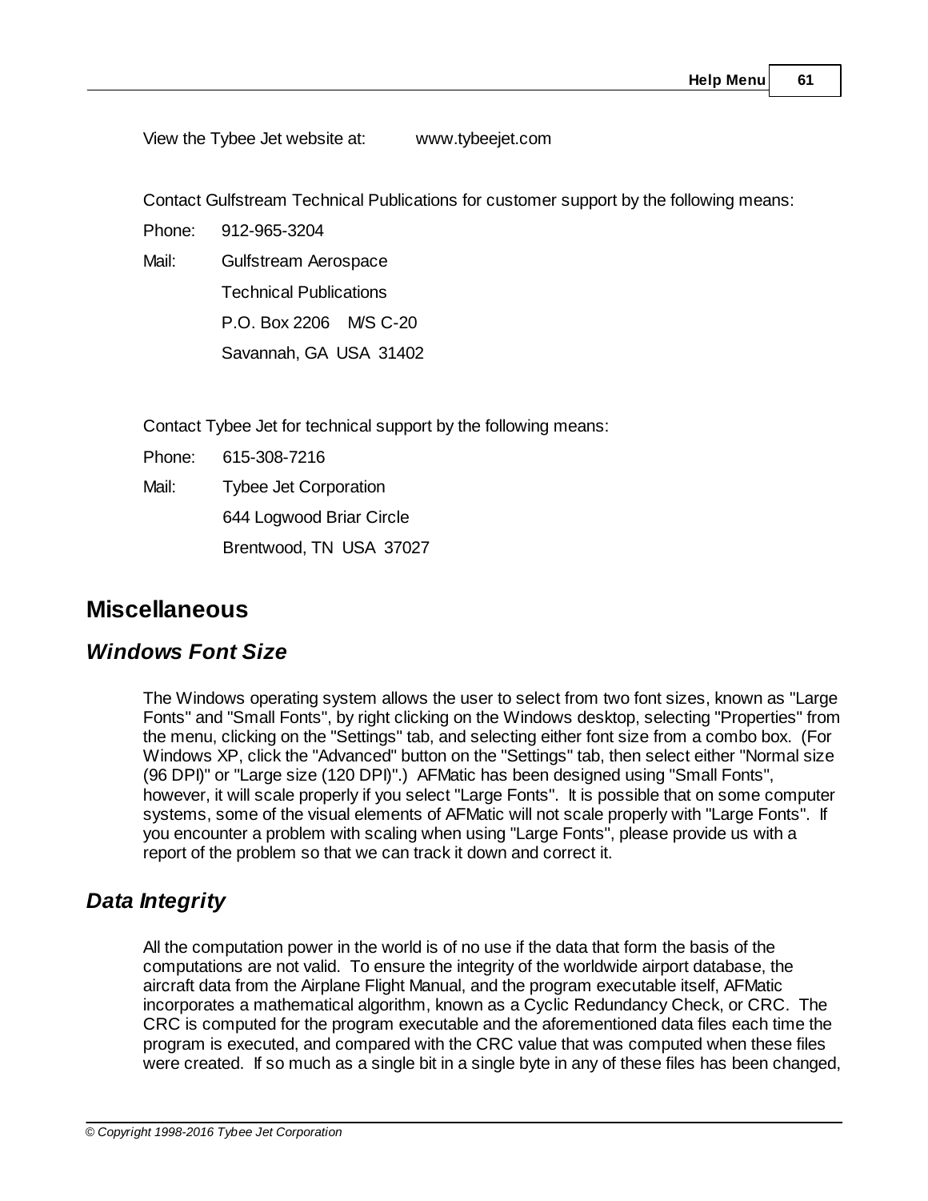View the Tybee Jet website at: www.tybeejet.com

Contact Gulfstream Technical Publications for customer support by the following means:

Phone: 912-965-3204

Mail: Gulfstream Aerospace  
Technical Publications  
P.O. Box 2206 M/S C-20  
Savannah, GA USA 31402

Contact Tybee Jet for technical support by the following means:

Phone: 615-308-7216

Mail: Tybee Jet Corporation  
644 Logwood Briar Circle  
Brentwood, TN USA 37027

## Miscellaneous

### *Windows Font Size*

The Windows operating system allows the user to select from two font sizes, known as "Large Fonts" and "Small Fonts", by right clicking on the Windows desktop, selecting "Properties" from the menu, clicking on the "Settings" tab, and selecting either font size from a combo box. (For Windows XP, click the "Advanced" button on the "Settings" tab, then select either "Normal size (96 DPI)" or "Large size (120 DPI)".) AFMatic has been designed using "Small Fonts", however, it will scale properly if you select "Large Fonts". It is possible that on some computer systems, some of the visual elements of AFMatic will not scale properly with "Large Fonts". If you encounter a problem with scaling when using "Large Fonts", please provide us with a report of the problem so that we can track it down and correct it.

### *Data Integrity*

All the computation power in the world is of no use if the data that form the basis of the computations are not valid. To ensure the integrity of the worldwide airport database, the aircraft data from the Airplane Flight Manual, and the program executable itself, AFMatic incorporates a mathematical algorithm, known as a Cyclic Redundancy Check, or CRC. The CRC is computed for the program executable and the aforementioned data files each time the program is executed, and compared with the CRC value that was computed when these files were created. If so much as a single bit in a single byte in any of these files has been changed,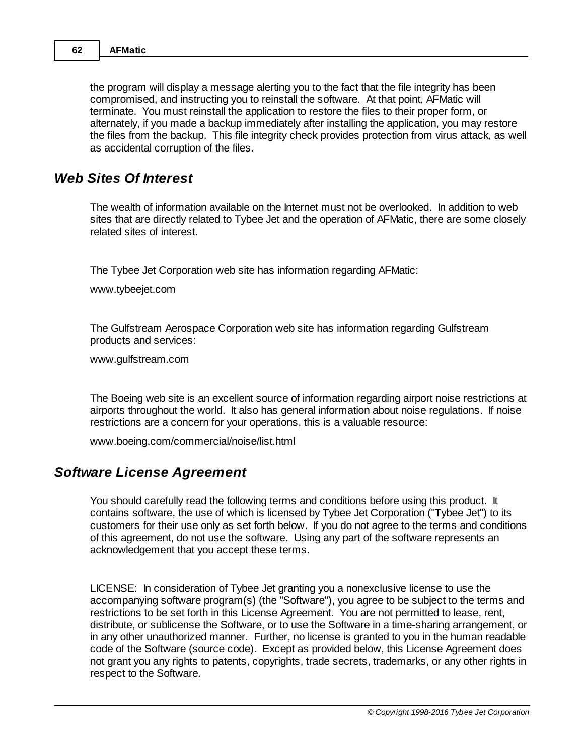the program will display a message alerting you to the fact that the file integrity has been compromised, and instructing you to reinstall the software. At that point, AFMatic will terminate. You must reinstall the application to restore the files to their proper form, or alternately, if you made a backup immediately after installing the application, you may restore the files from the backup. This file integrity check provides protection from virus attack, as well as accidental corruption of the files.

## *Web Sites Of Interest*

The wealth of information available on the Internet must not be overlooked. In addition to web sites that are directly related to Tybee Jet and the operation of AFMatic, there are some closely related sites of interest.

The Tybee Jet Corporation web site has information regarding AFMatic:

www.tybeejet.com

The Gulfstream Aerospace Corporation web site has information regarding Gulfstream products and services:

www.gulfstream.com

The Boeing web site is an excellent source of information regarding airport noise restrictions at airports throughout the world. It also has general information about noise regulations. If noise restrictions are a concern for your operations, this is a valuable resource:

www.boeing.com/commercial/noise/list.html

## *Software License Agreement*

You should carefully read the following terms and conditions before using this product. It contains software, the use of which is licensed by Tybee Jet Corporation ("Tybee Jet") to its customers for their use only as set forth below. If you do not agree to the terms and conditions of this agreement, do not use the software. Using any part of the software represents an acknowledgement that you accept these terms.

LICENSE: In consideration of Tybee Jet granting you a nonexclusive license to use the accompanying software program(s) (the "Software"), you agree to be subject to the terms and restrictions to be set forth in this License Agreement. You are not permitted to lease, rent, distribute, or sublicense the Software, or to use the Software in a time-sharing arrangement, or in any other unauthorized manner. Further, no license is granted to you in the human readable code of the Software (source code). Except as provided below, this License Agreement does not grant you any rights to patents, copyrights, trade secrets, trademarks, or any other rights in respect to the Software.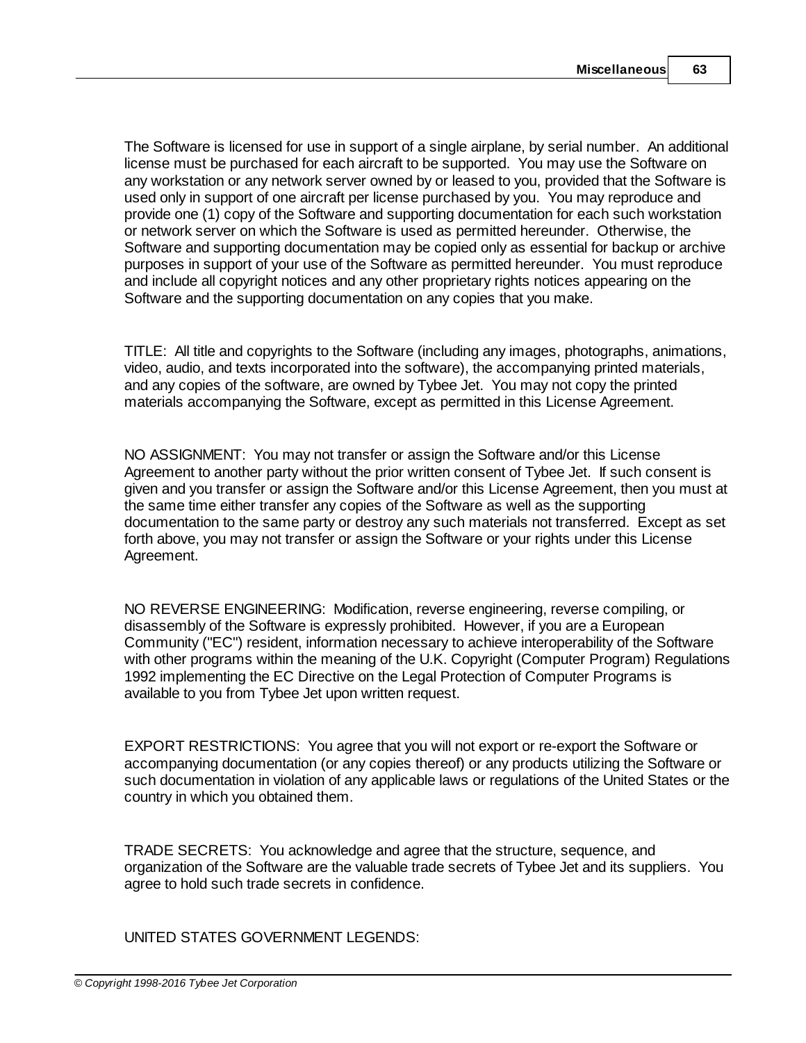The Software is licensed for use in support of a single airplane, by serial number. An additional license must be purchased for each aircraft to be supported. You may use the Software on any workstation or any network server owned by or leased to you, provided that the Software is used only in support of one aircraft per license purchased by you. You may reproduce and provide one (1) copy of the Software and supporting documentation for each such workstation or network server on which the Software is used as permitted hereunder. Otherwise, the Software and supporting documentation may be copied only as essential for backup or archive purposes in support of your use of the Software as permitted hereunder. You must reproduce and include all copyright notices and any other proprietary rights notices appearing on the Software and the supporting documentation on any copies that you make.

TITLE: All title and copyrights to the Software (including any images, photographs, animations, video, audio, and texts incorporated into the software), the accompanying printed materials, and any copies of the software, are owned by Tybee Jet. You may not copy the printed materials accompanying the Software, except as permitted in this License Agreement.

NO ASSIGNMENT: You may not transfer or assign the Software and/or this License Agreement to another party without the prior written consent of Tybee Jet. If such consent is given and you transfer or assign the Software and/or this License Agreement, then you must at the same time either transfer any copies of the Software as well as the supporting documentation to the same party or destroy any such materials not transferred. Except as set forth above, you may not transfer or assign the Software or your rights under this License Agreement.

NO REVERSE ENGINEERING: Modification, reverse engineering, reverse compiling, or disassembly of the Software is expressly prohibited. However, if you are a European Community ("EC") resident, information necessary to achieve interoperability of the Software with other programs within the meaning of the U.K. Copyright (Computer Program) Regulations 1992 implementing the EC Directive on the Legal Protection of Computer Programs is available to you from Tybee Jet upon written request.

EXPORT RESTRICTIONS: You agree that you will not export or re-export the Software or accompanying documentation (or any copies thereof) or any products utilizing the Software or such documentation in violation of any applicable laws or regulations of the United States or the country in which you obtained them.

TRADE SECRETS: You acknowledge and agree that the structure, sequence, and organization of the Software are the valuable trade secrets of Tybee Jet and its suppliers. You agree to hold such trade secrets in confidence.

UNITED STATES GOVERNMENT LEGENDS: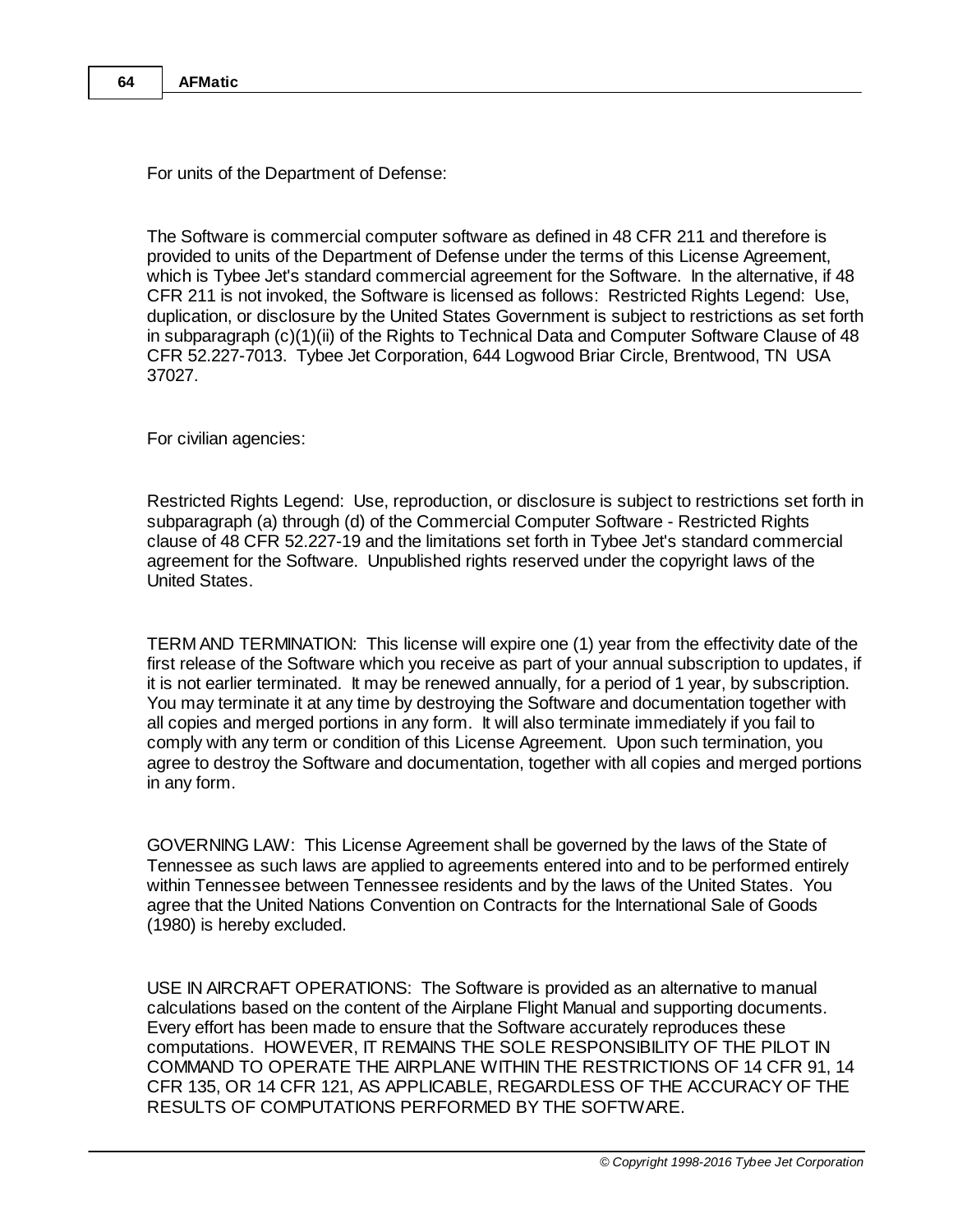For units of the Department of Defense:

The Software is commercial computer software as defined in 48 CFR 211 and therefore is provided to units of the Department of Defense under the terms of this License Agreement, which is Tybee Jet's standard commercial agreement for the Software. In the alternative, if 48 CFR 211 is not invoked, the Software is licensed as follows: Restricted Rights Legend: Use, duplication, or disclosure by the United States Government is subject to restrictions as set forth in subparagraph (c)(1)(ii) of the Rights to Technical Data and Computer Software Clause of 48 CFR 52.227-7013. Tybee Jet Corporation, 644 Logwood Briar Circle, Brentwood, TN USA 37027.

For civilian agencies:

Restricted Rights Legend: Use, reproduction, or disclosure is subject to restrictions set forth in subparagraph (a) through (d) of the Commercial Computer Software - Restricted Rights clause of 48 CFR 52.227-19 and the limitations set forth in Tybee Jet's standard commercial agreement for the Software. Unpublished rights reserved under the copyright laws of the United States.

TERM AND TERMINATION: This license will expire one (1) year from the effectivity date of the first release of the Software which you receive as part of your annual subscription to updates, if it is not earlier terminated. It may be renewed annually, for a period of 1 year, by subscription. You may terminate it at any time by destroying the Software and documentation together with all copies and merged portions in any form. It will also terminate immediately if you fail to comply with any term or condition of this License Agreement. Upon such termination, you agree to destroy the Software and documentation, together with all copies and merged portions in any form.

GOVERNING LAW: This License Agreement shall be governed by the laws of the State of Tennessee as such laws are applied to agreements entered into and to be performed entirely within Tennessee between Tennessee residents and by the laws of the United States. You agree that the United Nations Convention on Contracts for the International Sale of Goods (1980) is hereby excluded.

USE IN AIRCRAFT OPERATIONS: The Software is provided as an alternative to manual calculations based on the content of the Airplane Flight Manual and supporting documents. Every effort has been made to ensure that the Software accurately reproduces these computations. HOWEVER, IT REMAINS THE SOLE RESPONSIBILITY OF THE PILOT IN COMMAND TO OPERATE THE AIRPLANE WITHIN THE RESTRICTIONS OF 14 CFR 91, 14 CFR 135, OR 14 CFR 121, AS APPLICABLE, REGARDLESS OF THE ACCURACY OF THE RESULTS OF COMPUTATIONS PERFORMED BY THE SOFTWARE.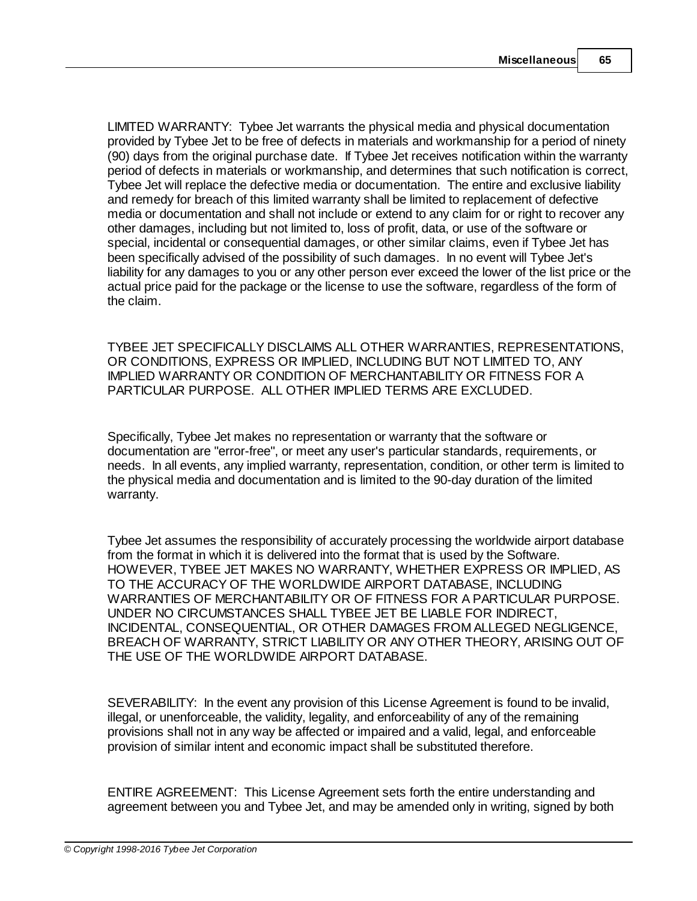LIMITED WARRANTY: Tybee Jet warrants the physical media and physical documentation provided by Tybee Jet to be free of defects in materials and workmanship for a period of ninety (90) days from the original purchase date. If Tybee Jet receives notification within the warranty period of defects in materials or workmanship, and determines that such notification is correct, Tybee Jet will replace the defective media or documentation. The entire and exclusive liability and remedy for breach of this limited warranty shall be limited to replacement of defective media or documentation and shall not include or extend to any claim for or right to recover any other damages, including but not limited to, loss of profit, data, or use of the software or special, incidental or consequential damages, or other similar claims, even if Tybee Jet has been specifically advised of the possibility of such damages. In no event will Tybee Jet's liability for any damages to you or any other person ever exceed the lower of the list price or the actual price paid for the package or the license to use the software, regardless of the form of the claim.

TYBEE JET SPECIFICALLY DISCLAIMS ALL OTHER WARRANTIES, REPRESENTATIONS, OR CONDITIONS, EXPRESS OR IMPLIED, INCLUDING BUT NOT LIMITED TO, ANY IMPLIED WARRANTY OR CONDITION OF MERCHANTABILITY OR FITNESS FOR A PARTICULAR PURPOSE. ALL OTHER IMPLIED TERMS ARE EXCLUDED.

Specifically, Tybee Jet makes no representation or warranty that the software or documentation are "error-free", or meet any user's particular standards, requirements, or needs. In all events, any implied warranty, representation, condition, or other term is limited to the physical media and documentation and is limited to the 90-day duration of the limited warranty.

Tybee Jet assumes the responsibility of accurately processing the worldwide airport database from the format in which it is delivered into the format that is used by the Software. HOWEVER, TYBEE JET MAKES NO WARRANTY, WHETHER EXPRESS OR IMPLIED, AS TO THE ACCURACY OF THE WORLDWIDE AIRPORT DATABASE, INCLUDING WARRANTIES OF MERCHANTABILITY OR OF FITNESS FOR A PARTICULAR PURPOSE. UNDER NO CIRCUMSTANCES SHALL TYBEE JET BE LIABLE FOR INDIRECT, INCIDENTAL, CONSEQUENTIAL, OR OTHER DAMAGES FROM ALLEGED NEGLIGENCE, BREACH OF WARRANTY, STRICT LIABILITY OR ANY OTHER THEORY, ARISING OUT OF THE USE OF THE WORLDWIDE AIRPORT DATABASE.

SEVERABILITY: In the event any provision of this License Agreement is found to be invalid, illegal, or unenforceable, the validity, legality, and enforceability of any of the remaining provisions shall not in any way be affected or impaired and a valid, legal, and enforceable provision of similar intent and economic impact shall be substituted therefore.

ENTIRE AGREEMENT: This License Agreement sets forth the entire understanding and agreement between you and Tybee Jet, and may be amended only in writing, signed by both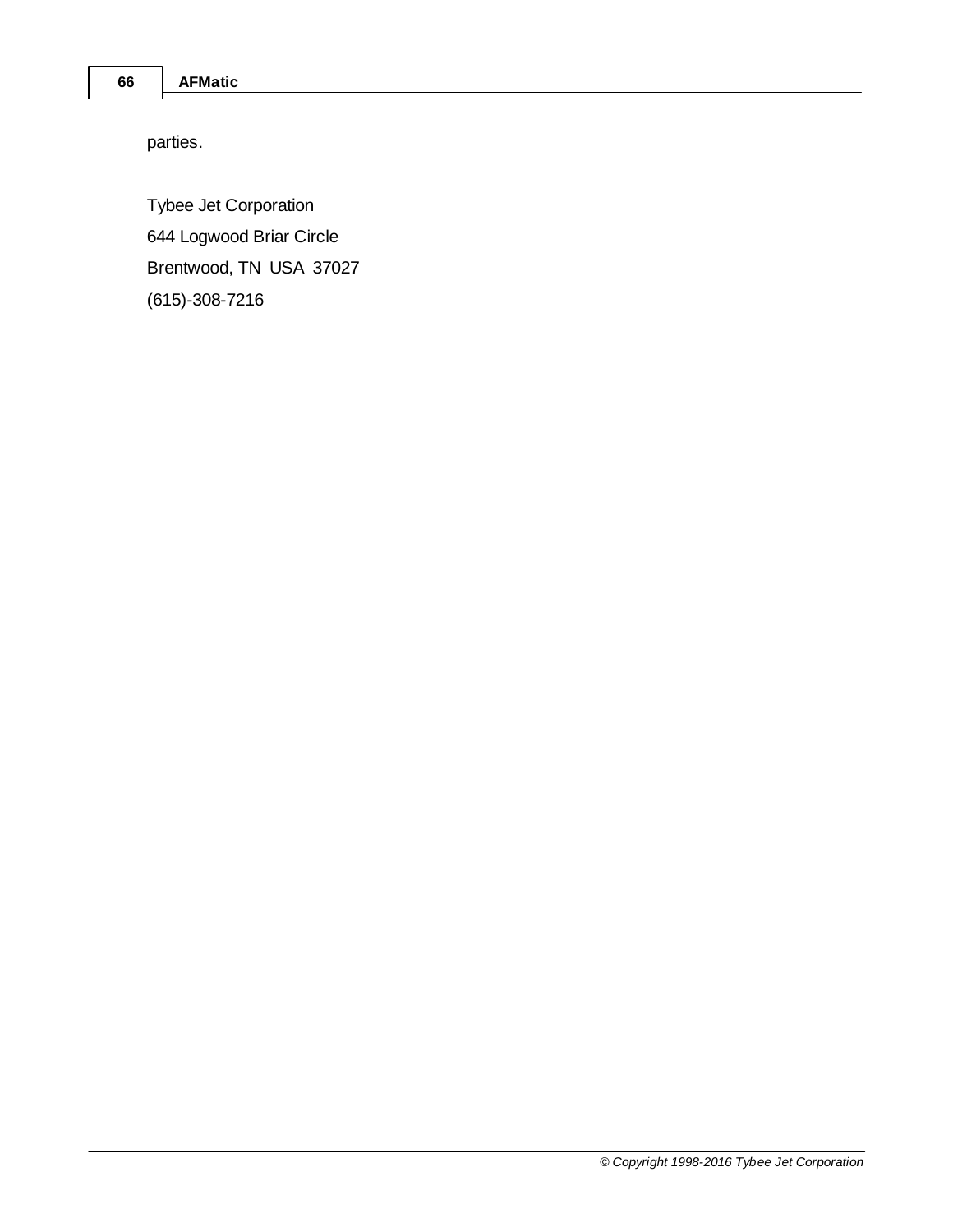parties.

Tybee Jet Corporation
644 Logwood Briar Circle
Brentwood, TN  USA  37027
(615)-308-7216